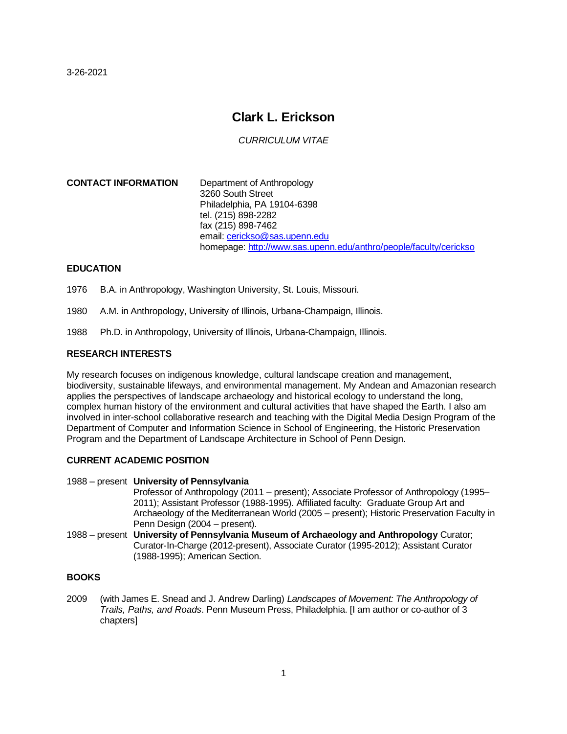3-26-2021

# Clark L. Erickson

*CURRICULUM VITAE*

**CONTACT INFORMATION**

Department of Anthropology
3260 South Street
Philadelphia, PA 19104-6398
tel. (215) 898-2282
fax (215) 898-7462
email: cericks​o@sas.upenn.edu
homepage: http://www.sas.upenn.edu/anthro/people/faculty/cerickso

## EDUCATION

1976 B.A. in Anthropology, Washington University, St. Louis, Missouri.

1980 A.M. in Anthropology, University of Illinois, Urbana-Champaign, Illinois.

1988 Ph.D. in Anthropology, University of Illinois, Urbana-Champaign, Illinois.

## RESEARCH INTERESTS

My research focuses on indigenous knowledge, cultural landscape creation and management, biodiversity, sustainable lifeways, and environmental management. My Andean and Amazonian research applies the perspectives of landscape archaeology and historical ecology to understand the long, complex human history of the environment and cultural activities that have shaped the Earth. I also am involved in inter-school collaborative research and teaching with the Digital Media Design Program of the Department of Computer and Information Science in School of Engineering, the Historic Preservation Program and the Department of Landscape Architecture in School of Penn Design.

## CURRENT ACADEMIC POSITION

1988 – present **University of Pennsylvania**
Professor of Anthropology (2011 – present); Associate Professor of Anthropology (1995–2011); Assistant Professor (1988-1995). Affiliated faculty: Graduate Group Art and Archaeology of the Mediterranean World (2005 – present); Historic Preservation Faculty in Penn Design (2004 – present).

1988 – present **University of Pennsylvania Museum of Archaeology and Anthropology** Curator; Curator-In-Charge (2012-present), Associate Curator (1995-2012); Assistant Curator (1988-1995); American Section.

## BOOKS

2009 (with James E. Snead and J. Andrew Darling) *Landscapes of Movement: The Anthropology of Trails, Paths, and Roads*. Penn Museum Press, Philadelphia. [I am author or co-author of 3 chapters]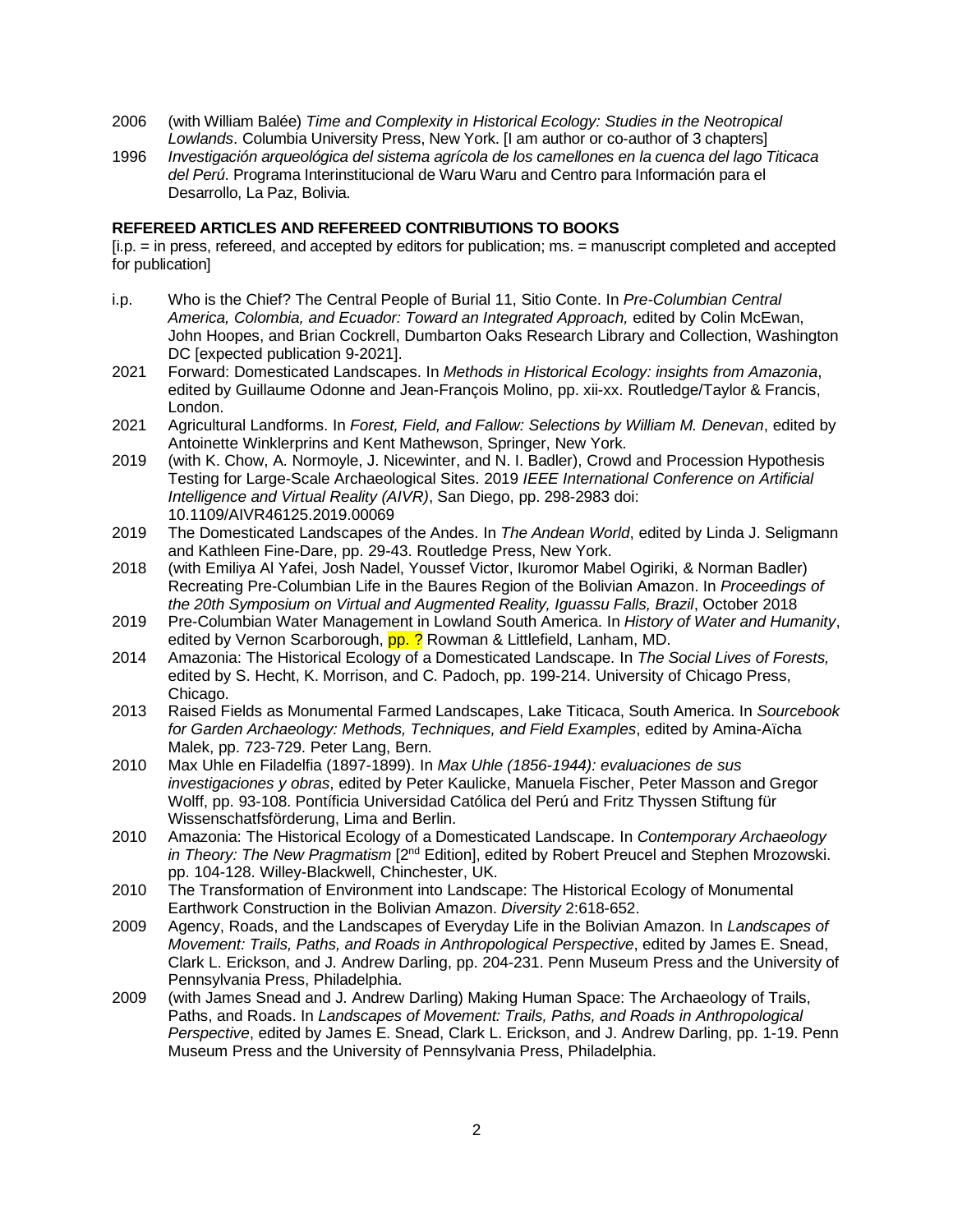2006 (with William Balée) *Time and Complexity in Historical Ecology: Studies in the Neotropical Lowlands*. Columbia University Press, New York. [I am author or co-author of 3 chapters]

1996 *Investigación arqueológica del sistema agrícola de los camellones en la cuenca del lago Titicaca del Perú*. Programa Interinstitucional de Waru Waru and Centro para Información para el Desarrollo, La Paz, Bolivia.

**REFEREED ARTICLES AND REFEREED CONTRIBUTIONS TO BOOKS**

[i.p. = in press, refereed, and accepted by editors for publication; ms. = manuscript completed and accepted for publication]

i.p. Who is the Chief? The Central People of Burial 11, Sitio Conte. In *Pre-Columbian Central America, Colombia, and Ecuador: Toward an Integrated Approach,* edited by Colin McEwan, John Hoopes, and Brian Cockrell, Dumbarton Oaks Research Library and Collection, Washington DC [expected publication 9-2021].

2021 Forward: Domesticated Landscapes. In *Methods in Historical Ecology: insights from Amazonia*, edited by Guillaume Odonne and Jean-François Molino, pp. xii-xx. Routledge/Taylor & Francis, London.

2021 Agricultural Landforms. In *Forest, Field, and Fallow: Selections by William M. Denevan*, edited by Antoinette Winklerprins and Kent Mathewson, Springer, New York.

2019 (with K. Chow, A. Normoyle, J. Nicewinter, and N. I. Badler), Crowd and Procession Hypothesis Testing for Large-Scale Archaeological Sites. 2019 *IEEE International Conference on Artificial Intelligence and Virtual Reality (AIVR)*, San Diego, pp. 298-2983 doi: 10.1109/AIVR46125.2019.00069

2019 The Domesticated Landscapes of the Andes. In *The Andean World*, edited by Linda J. Seligmann and Kathleen Fine-Dare, pp. 29-43. Routledge Press, New York.

2018 (with Emiliya Al Yafei, Josh Nadel, Youssef Victor, Ikuromor Mabel Ogiriki, & Norman Badler) Recreating Pre-Columbian Life in the Baures Region of the Bolivian Amazon. In *Proceedings of the 20th Symposium on Virtual and Augmented Reality, Iguassu Falls, Brazil*, October 2018

2019 Pre-Columbian Water Management in Lowland South America. In *History of Water and Humanity*, edited by Vernon Scarborough, pp. ? Rowman & Littlefield, Lanham, MD.

2014 Amazonia: The Historical Ecology of a Domesticated Landscape. In *The Social Lives of Forests,* edited by S. Hecht, K. Morrison, and C. Padoch, pp. 199-214. University of Chicago Press, Chicago.

2013 Raised Fields as Monumental Farmed Landscapes, Lake Titicaca, South America. In *Sourcebook for Garden Archaeology: Methods, Techniques, and Field Examples*, edited by Amina-Aïcha Malek, pp. 723-729. Peter Lang, Bern.

2010 Max Uhle en Filadelfia (1897-1899). In *Max Uhle (1856-1944): evaluaciones de sus investigaciones y obras*, edited by Peter Kaulicke, Manuela Fischer, Peter Masson and Gregor Wolff, pp. 93-108. Pontíficia Universidad Católica del Perú and Fritz Thyssen Stiftung für Wissenschatfsförderung, Lima and Berlin.

2010 Amazonia: The Historical Ecology of a Domesticated Landscape. In *Contemporary Archaeology in Theory: The New Pragmatism* [2nd Edition], edited by Robert Preucel and Stephen Mrozowski. pp. 104-128. Willey-Blackwell, Chinchester, UK.

2010 The Transformation of Environment into Landscape: The Historical Ecology of Monumental Earthwork Construction in the Bolivian Amazon. *Diversity* 2:618-652.

2009 Agency, Roads, and the Landscapes of Everyday Life in the Bolivian Amazon. In *Landscapes of Movement: Trails, Paths, and Roads in Anthropological Perspective*, edited by James E. Snead, Clark L. Erickson, and J. Andrew Darling, pp. 204-231. Penn Museum Press and the University of Pennsylvania Press, Philadelphia.

2009 (with James Snead and J. Andrew Darling) Making Human Space: The Archaeology of Trails, Paths, and Roads. In *Landscapes of Movement: Trails, Paths, and Roads in Anthropological Perspective*, edited by James E. Snead, Clark L. Erickson, and J. Andrew Darling, pp. 1-19. Penn Museum Press and the University of Pennsylvania Press, Philadelphia.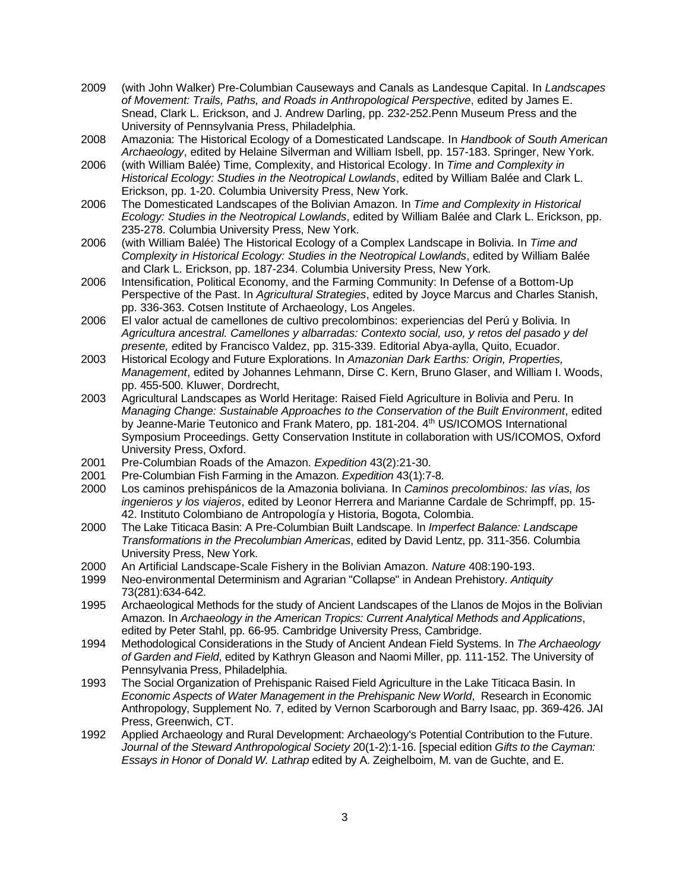2009 (with John Walker) Pre-Columbian Causeways and Canals as Landesque Capital. In *Landscapes of Movement: Trails, Paths, and Roads in Anthropological Perspective*, edited by James E. Snead, Clark L. Erickson, and J. Andrew Darling, pp. 232-252.Penn Museum Press and the University of Pennsylvania Press, Philadelphia.

2008 Amazonia: The Historical Ecology of a Domesticated Landscape. In *Handbook of South American Archaeology*, edited by Helaine Silverman and William Isbell, pp. 157-183. Springer, New York.

2006 (with William Balée) Time, Complexity, and Historical Ecology. In *Time and Complexity in Historical Ecology: Studies in the Neotropical Lowlands*, edited by William Balée and Clark L. Erickson, pp. 1-20. Columbia University Press, New York.

2006 The Domesticated Landscapes of the Bolivian Amazon. In *Time and Complexity in Historical Ecology: Studies in the Neotropical Lowlands*, edited by William Balée and Clark L. Erickson, pp. 235-278. Columbia University Press, New York.

2006 (with William Balée) The Historical Ecology of a Complex Landscape in Bolivia. In *Time and Complexity in Historical Ecology: Studies in the Neotropical Lowlands*, edited by William Balée and Clark L. Erickson, pp. 187-234. Columbia University Press, New York.

2006 Intensification, Political Economy, and the Farming Community: In Defense of a Bottom-Up Perspective of the Past. In *Agricultural Strategies*, edited by Joyce Marcus and Charles Stanish, pp. 336-363. Cotsen Institute of Archaeology, Los Angeles.

2006 El valor actual de camellones de cultivo precolombinos: experiencias del Perú y Bolivia. In *Agricultura ancestral. Camellones y albarradas: Contexto social, uso, y retos del pasado y del presente,* edited by Francisco Valdez, pp. 315-339. Editorial Abya-aylla, Quito, Ecuador.

2003 Historical Ecology and Future Explorations. In *Amazonian Dark Earths: Origin, Properties, Management*, edited by Johannes Lehmann, Dirse C. Kern, Bruno Glaser, and William I. Woods, pp. 455-500. Kluwer, Dordrecht,

2003 Agricultural Landscapes as World Heritage: Raised Field Agriculture in Bolivia and Peru. In *Managing Change: Sustainable Approaches to the Conservation of the Built Environment*, edited by Jeanne-Marie Teutonico and Frank Matero, pp. 181-204. 4th US/ICOMOS International Symposium Proceedings. Getty Conservation Institute in collaboration with US/ICOMOS, Oxford University Press, Oxford.

2001 Pre-Columbian Roads of the Amazon. *Expedition* 43(2):21-30.

2001 Pre-Columbian Fish Farming in the Amazon. *Expedition* 43(1):7-8.

2000 Los caminos prehispánicos de la Amazonia boliviana. In *Caminos precolombinos: las vías, los ingenieros y los viajeros*, edited by Leonor Herrera and Marianne Cardale de Schrimpff, pp. 15-42. Instituto Colombiano de Antropología y Historia, Bogota, Colombia.

2000 The Lake Titicaca Basin: A Pre-Columbian Built Landscape. In *Imperfect Balance: Landscape Transformations in the Precolumbian Americas*, edited by David Lentz, pp. 311-356. Columbia University Press, New York.

2000 An Artificial Landscape-Scale Fishery in the Bolivian Amazon. *Nature* 408:190-193.

1999 Neo-environmental Determinism and Agrarian "Collapse" in Andean Prehistory. *Antiquity* 73(281):634-642.

1995 Archaeological Methods for the study of Ancient Landscapes of the Llanos de Mojos in the Bolivian Amazon. In *Archaeology in the American Tropics: Current Analytical Methods and Applications*, edited by Peter Stahl, pp. 66-95. Cambridge University Press, Cambridge.

1994 Methodological Considerations in the Study of Ancient Andean Field Systems. In *The Archaeology of Garden and Field*, edited by Kathryn Gleason and Naomi Miller, pp. 111-152. The University of Pennsylvania Press, Philadelphia.

1993 The Social Organization of Prehispanic Raised Field Agriculture in the Lake Titicaca Basin. In *Economic Aspects of Water Management in the Prehispanic New World*, Research in Economic Anthropology, Supplement No. 7, edited by Vernon Scarborough and Barry Isaac, pp. 369-426. JAI Press, Greenwich, CT.

1992 Applied Archaeology and Rural Development: Archaeology's Potential Contribution to the Future. *Journal of the Steward Anthropological Society* 20(1-2):1-16. [special edition *Gifts to the Cayman: Essays in Honor of Donald W. Lathrap* edited by A. Zeighelboim, M. van de Guchte, and E.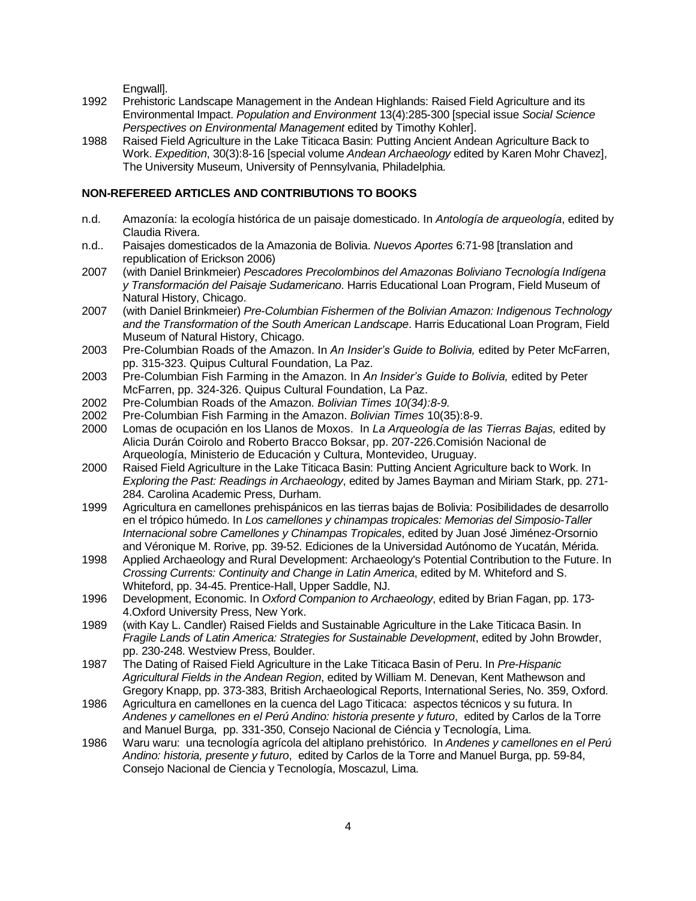Engwall].

1992 Prehistoric Landscape Management in the Andean Highlands: Raised Field Agriculture and its Environmental Impact. *Population and Environment* 13(4):285-300 [special issue *Social Science Perspectives on Environmental Management* edited by Timothy Kohler].

1988 Raised Field Agriculture in the Lake Titicaca Basin: Putting Ancient Andean Agriculture Back to Work. *Expedition*, 30(3):8-16 [special volume *Andean Archaeology* edited by Karen Mohr Chavez], The University Museum, University of Pennsylvania, Philadelphia.

**NON-REFEREED ARTICLES AND CONTRIBUTIONS TO BOOKS**

n.d. Amazonía: la ecología histórica de un paisaje domesticado. In *Antología de arqueología*, edited by Claudia Rivera.

n.d.. Paisajes domesticados de la Amazonia de Bolivia. *Nuevos Aportes* 6:71-98 [translation and republication of Erickson 2006)

2007 (with Daniel Brinkmeier) *Pescadores Precolombinos del Amazonas Boliviano Tecnología Indígena y Transformación del Paisaje Sudamericano*. Harris Educational Loan Program, Field Museum of Natural History, Chicago.

2007 (with Daniel Brinkmeier) *Pre-Columbian Fishermen of the Bolivian Amazon: Indigenous Technology and the Transformation of the South American Landscape*. Harris Educational Loan Program, Field Museum of Natural History, Chicago.

2003 Pre-Columbian Roads of the Amazon. In *An Insider's Guide to Bolivia,* edited by Peter McFarren, pp. 315-323. Quipus Cultural Foundation, La Paz.

2003 Pre-Columbian Fish Farming in the Amazon. In *An Insider's Guide to Bolivia,* edited by Peter McFarren, pp. 324-326. Quipus Cultural Foundation, La Paz.

2002 Pre-Columbian Roads of the Amazon. *Bolivian Times 10(34):8-9.*

2002 Pre-Columbian Fish Farming in the Amazon. *Bolivian Times* 10(35):8-9.

2000 Lomas de ocupación en los Llanos de Moxos. In *La Arqueología de las Tierras Bajas,* edited by Alicia Durán Coirolo and Roberto Bracco Boksar, pp. 207-226.Comisión Nacional de Arqueología, Ministerio de Educación y Cultura, Montevideo, Uruguay.

2000 Raised Field Agriculture in the Lake Titicaca Basin: Putting Ancient Agriculture back to Work. In *Exploring the Past: Readings in Archaeology*, edited by James Bayman and Miriam Stark, pp. 271-284. Carolina Academic Press, Durham.

1999 Agricultura en camellones prehispánicos en las tierras bajas de Bolivia: Posibilidades de desarrollo en el trópico húmedo. In *Los camellones y chinampas tropicales: Memorias del Simposio-Taller Internacional sobre Camellones y Chinampas Tropicales*, edited by Juan José Jiménez-Orsornio and Véronique M. Rorive, pp. 39-52. Ediciones de la Universidad Autónomo de Yucatán, Mérida.

1998 Applied Archaeology and Rural Development: Archaeology's Potential Contribution to the Future. In *Crossing Currents: Continuity and Change in Latin America*, edited by M. Whiteford and S. Whiteford, pp. 34-45. Prentice-Hall, Upper Saddle, NJ.

1996 Development, Economic. In *Oxford Companion to Archaeology*, edited by Brian Fagan, pp. 173-4.Oxford University Press, New York.

1989 (with Kay L. Candler) Raised Fields and Sustainable Agriculture in the Lake Titicaca Basin. In *Fragile Lands of Latin America: Strategies for Sustainable Development*, edited by John Browder, pp. 230-248. Westview Press, Boulder.

1987 The Dating of Raised Field Agriculture in the Lake Titicaca Basin of Peru. In *Pre-Hispanic Agricultural Fields in the Andean Region*, edited by William M. Denevan, Kent Mathewson and Gregory Knapp, pp. 373-383, British Archaeological Reports, International Series, No. 359, Oxford.

1986 Agricultura en camellones en la cuenca del Lago Titicaca: aspectos técnicos y su futura. In *Andenes y camellones en el Perú Andino: historia presente y futuro*, edited by Carlos de la Torre and Manuel Burga, pp. 331-350, Consejo Nacional de Ciéncia y Tecnología, Lima.

1986 Waru waru: una tecnología agrícola del altiplano prehistórico. In *Andenes y camellones en el Perú Andino: historia, presente y futuro*, edited by Carlos de la Torre and Manuel Burga, pp. 59-84, Consejo Nacional de Ciencia y Tecnología, Moscazul, Lima.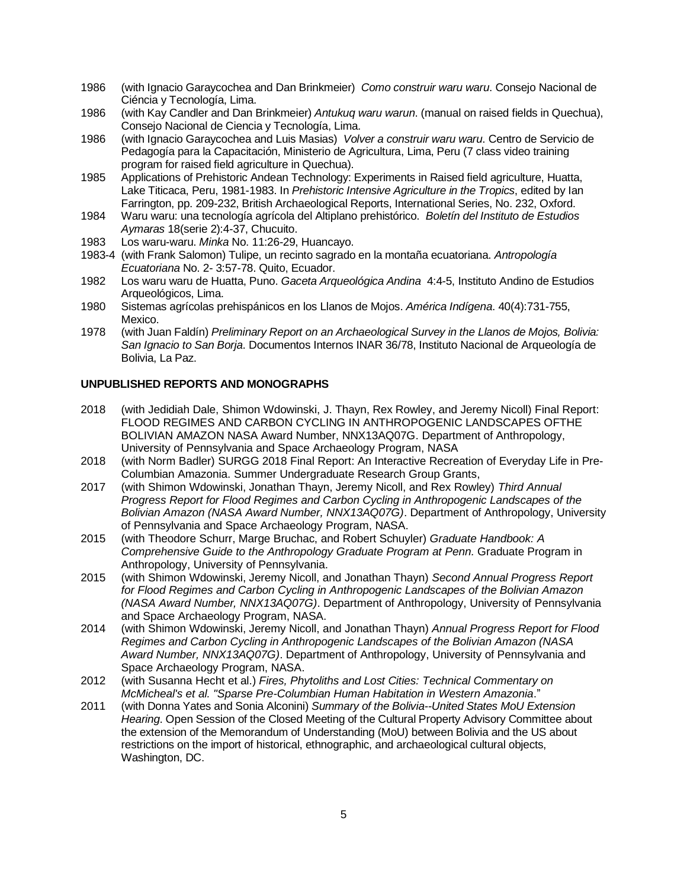1986 (with Ignacio Garaycochea and Dan Brinkmeier) *Como construir waru waru*. Consejo Nacional de Ciéncia y Tecnología, Lima.

1986 (with Kay Candler and Dan Brinkmeier) *Antukuq waru warun*. (manual on raised fields in Quechua), Consejo Nacional de Ciencia y Tecnología, Lima.

1986 (with Ignacio Garaycochea and Luis Masias) *Volver a construir waru waru*. Centro de Servicio de Pedagogía para la Capacitación, Ministerio de Agricultura, Lima, Peru (7 class video training program for raised field agriculture in Quechua).

1985 Applications of Prehistoric Andean Technology: Experiments in Raised field agriculture, Huatta, Lake Titicaca, Peru, 1981-1983. In *Prehistoric Intensive Agriculture in the Tropics*, edited by Ian Farrington, pp. 209-232, British Archaeological Reports, International Series, No. 232, Oxford.

1984 Waru waru: una tecnología agrícola del Altiplano prehistórico. *Boletín del Instituto de Estudios Aymaras* 18(serie 2):4-37, Chucuito.

1983 Los waru-waru. *Minka* No. 11:26-29, Huancayo.

1983-4 (with Frank Salomon) Tulipe, un recinto sagrado en la montaña ecuatoriana. *Antropología Ecuatoriana* No. 2- 3:57-78. Quito, Ecuador.

1982 Los waru waru de Huatta, Puno. *Gaceta Arqueológica Andina* 4:4-5, Instituto Andino de Estudios Arqueológicos, Lima.

1980 Sistemas agrícolas prehispánicos en los Llanos de Mojos. *América Indígena*. 40(4):731-755, Mexico.

1978 (with Juan Faldín) *Preliminary Report on an Archaeological Survey in the Llanos de Mojos, Bolivia: San Ignacio to San Borja*. Documentos Internos INAR 36/78, Instituto Nacional de Arqueología de Bolivia, La Paz.

## UNPUBLISHED REPORTS AND MONOGRAPHS

2018 (with Jedidiah Dale, Shimon Wdowinski, J. Thayn, Rex Rowley, and Jeremy Nicoll) Final Report: FLOOD REGIMES AND CARBON CYCLING IN ANTHROPOGENIC LANDSCAPES OFTHE BOLIVIAN AMAZON NASA Award Number, NNX13AQ07G. Department of Anthropology, University of Pennsylvania and Space Archaeology Program, NASA

2018 (with Norm Badler) SURGG 2018 Final Report: An Interactive Recreation of Everyday Life in Pre-Columbian Amazonia. Summer Undergraduate Research Group Grants,

2017 (with Shimon Wdowinski, Jonathan Thayn, Jeremy Nicoll, and Rex Rowley) *Third Annual Progress Report for Flood Regimes and Carbon Cycling in Anthropogenic Landscapes of the Bolivian Amazon (NASA Award Number, NNX13AQ07G)*. Department of Anthropology, University of Pennsylvania and Space Archaeology Program, NASA.

2015 (with Theodore Schurr, Marge Bruchac, and Robert Schuyler) *Graduate Handbook: A Comprehensive Guide to the Anthropology Graduate Program at Penn.* Graduate Program in Anthropology, University of Pennsylvania.

2015 (with Shimon Wdowinski, Jeremy Nicoll, and Jonathan Thayn) *Second Annual Progress Report for Flood Regimes and Carbon Cycling in Anthropogenic Landscapes of the Bolivian Amazon (NASA Award Number, NNX13AQ07G)*. Department of Anthropology, University of Pennsylvania and Space Archaeology Program, NASA.

2014 (with Shimon Wdowinski, Jeremy Nicoll, and Jonathan Thayn) *Annual Progress Report for Flood Regimes and Carbon Cycling in Anthropogenic Landscapes of the Bolivian Amazon (NASA Award Number, NNX13AQ07G)*. Department of Anthropology, University of Pennsylvania and Space Archaeology Program, NASA.

2012 (with Susanna Hecht et al.) *Fires, Phytoliths and Lost Cities: Technical Commentary on McMicheal's et al. "Sparse Pre-Columbian Human Habitation in Western Amazonia*."

2011 (with Donna Yates and Sonia Alconini) *Summary of the Bolivia--United States MoU Extension Hearing*. Open Session of the Closed Meeting of the Cultural Property Advisory Committee about the extension of the Memorandum of Understanding (MoU) between Bolivia and the US about restrictions on the import of historical, ethnographic, and archaeological cultural objects, Washington, DC.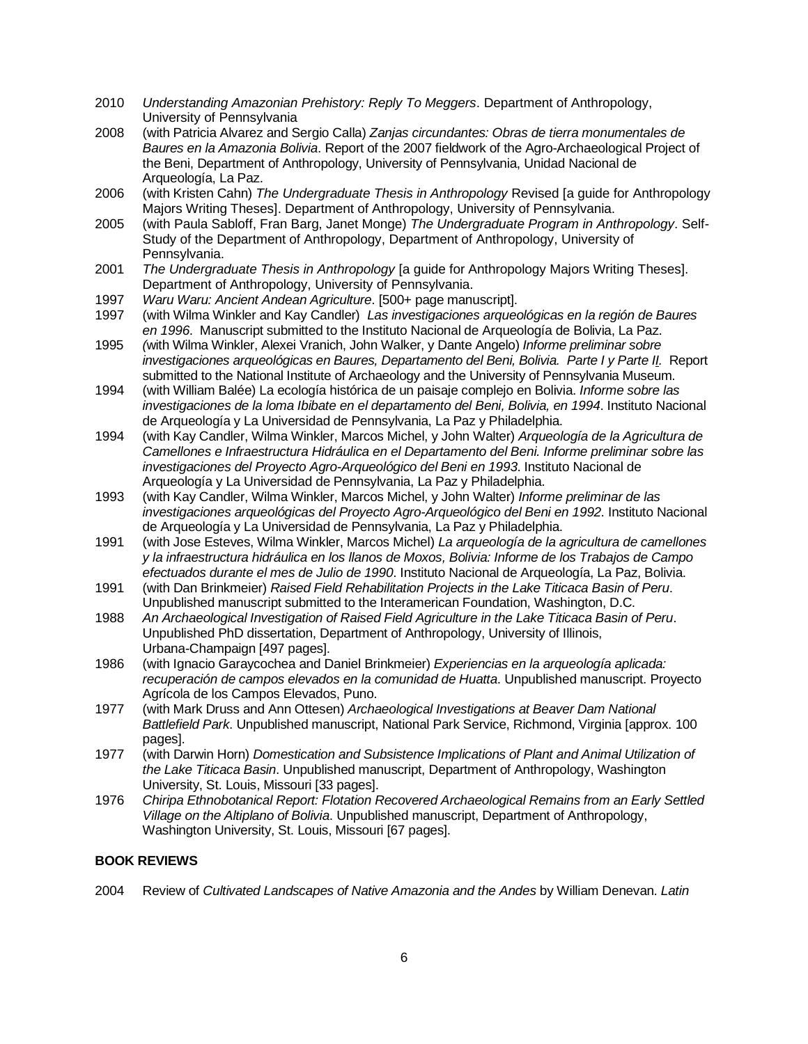2010 *Understanding Amazonian Prehistory: Reply To Meggers*. Department of Anthropology, University of Pennsylvania

2008 (with Patricia Alvarez and Sergio Calla) *Zanjas circundantes: Obras de tierra monumentales de Baures en la Amazonia Bolivia*. Report of the 2007 fieldwork of the Agro-Archaeological Project of the Beni, Department of Anthropology, University of Pennsylvania, Unidad Nacional de Arqueología, La Paz.

2006 (with Kristen Cahn) *The Undergraduate Thesis in Anthropology* Revised [a guide for Anthropology Majors Writing Theses]. Department of Anthropology, University of Pennsylvania.

2005 (with Paula Sabloff, Fran Barg, Janet Monge) *The Undergraduate Program in Anthropology*. Self-Study of the Department of Anthropology, Department of Anthropology, University of Pennsylvania.

2001 *The Undergraduate Thesis in Anthropology* [a guide for Anthropology Majors Writing Theses]. Department of Anthropology, University of Pennsylvania.

1997 *Waru Waru: Ancient Andean Agriculture*. [500+ page manuscript].

1997 (with Wilma Winkler and Kay Candler) *Las investigaciones arqueológicas en la región de Baures en 1996*. Manuscript submitted to the Instituto Nacional de Arqueología de Bolivia, La Paz.

1995 (with Wilma Winkler, Alexei Vranich, John Walker, y Dante Angelo) *Informe preliminar sobre investigaciones arqueológicas en Baures, Departamento del Beni, Bolivia. Parte I y Parte II*. Report submitted to the National Institute of Archaeology and the University of Pennsylvania Museum.

1994 (with William Balée) La ecología histórica de un paisaje complejo en Bolivia. *Informe sobre las investigaciones de la loma Ibibate en el departamento del Beni, Bolivia, en 1994*. Instituto Nacional de Arqueología y La Universidad de Pennsylvania, La Paz y Philadelphia.

1994 (with Kay Candler, Wilma Winkler, Marcos Michel, y John Walter) *Arqueología de la Agricultura de Camellones e Infraestructura Hidráulica en el Departamento del Beni. Informe preliminar sobre las investigaciones del Proyecto Agro-Arqueológico del Beni en 1993*. Instituto Nacional de Arqueología y La Universidad de Pennsylvania, La Paz y Philadelphia.

1993 (with Kay Candler, Wilma Winkler, Marcos Michel, y John Walter) *Informe preliminar de las investigaciones arqueológicas del Proyecto Agro-Arqueológico del Beni en 1992*. Instituto Nacional de Arqueología y La Universidad de Pennsylvania, La Paz y Philadelphia.

1991 (with Jose Esteves, Wilma Winkler, Marcos Michel) *La arqueología de la agricultura de camellones y la infraestructura hidráulica en los llanos de Moxos, Bolivia: Informe de los Trabajos de Campo efectuados durante el mes de Julio de 1990*. Instituto Nacional de Arqueología, La Paz, Bolivia.

1991 (with Dan Brinkmeier) *Raised Field Rehabilitation Projects in the Lake Titicaca Basin of Peru*. Unpublished manuscript submitted to the Interamerican Foundation, Washington, D.C.

1988 *An Archaeological Investigation of Raised Field Agriculture in the Lake Titicaca Basin of Peru*. Unpublished PhD dissertation, Department of Anthropology, University of Illinois, Urbana-Champaign [497 pages].

1986 (with Ignacio Garaycochea and Daniel Brinkmeier) *Experiencias en la arqueología aplicada: recuperación de campos elevados en la comunidad de Huatta*. Unpublished manuscript. Proyecto Agrícola de los Campos Elevados, Puno.

1977 (with Mark Druss and Ann Ottesen) *Archaeological Investigations at Beaver Dam National Battlefield Park*. Unpublished manuscript, National Park Service, Richmond, Virginia [approx. 100 pages].

1977 (with Darwin Horn) *Domestication and Subsistence Implications of Plant and Animal Utilization of the Lake Titicaca Basin*. Unpublished manuscript, Department of Anthropology, Washington University, St. Louis, Missouri [33 pages].

1976 *Chiripa Ethnobotanical Report: Flotation Recovered Archaeological Remains from an Early Settled Village on the Altiplano of Bolivia*. Unpublished manuscript, Department of Anthropology, Washington University, St. Louis, Missouri [67 pages].

**BOOK REVIEWS**

2004 Review of *Cultivated Landscapes of Native Amazonia and the Andes* by William Denevan. *Latin*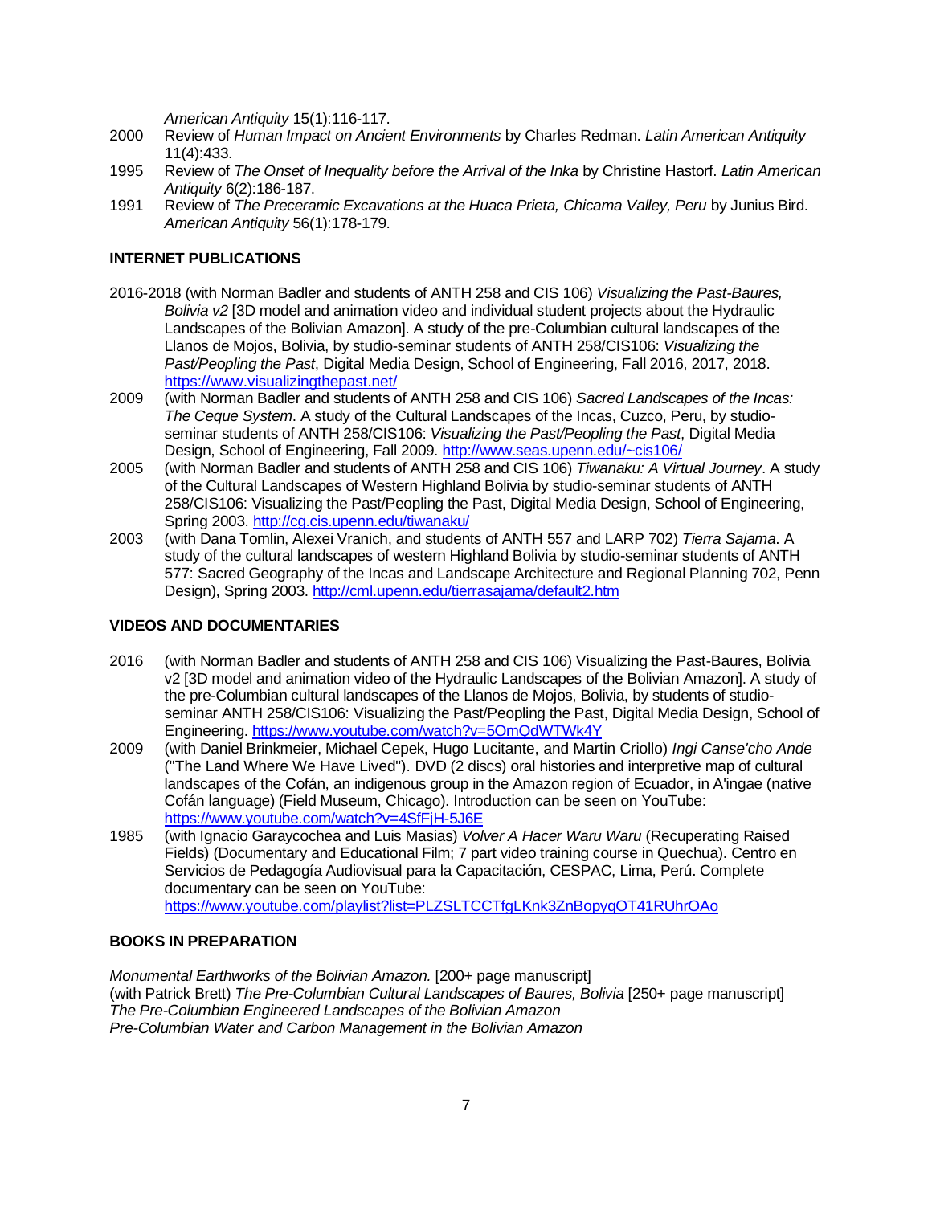*American Antiquity* 15(1):116-117.

2000 Review of *Human Impact on Ancient Environments* by Charles Redman. *Latin American Antiquity* 11(4):433.

1995 Review of *The Onset of Inequality before the Arrival of the Inka* by Christine Hastorf. *Latin American Antiquity* 6(2):186-187.

1991 Review of *The Preceramic Excavations at the Huaca Prieta, Chicama Valley, Peru* by Junius Bird. *American Antiquity* 56(1):178-179.

**INTERNET PUBLICATIONS**

2016-2018 (with Norman Badler and students of ANTH 258 and CIS 106) *Visualizing the Past-Baures, Bolivia v2* [3D model and animation video and individual student projects about the Hydraulic Landscapes of the Bolivian Amazon]. A study of the pre-Columbian cultural landscapes of the Llanos de Mojos, Bolivia, by studio-seminar students of ANTH 258/CIS106: *Visualizing the Past/Peopling the Past*, Digital Media Design, School of Engineering, Fall 2016, 2017, 2018. https://www.visualizingthepast.net/

2009 (with Norman Badler and students of ANTH 258 and CIS 106) *Sacred Landscapes of the Incas: The Ceque System*. A study of the Cultural Landscapes of the Incas, Cuzco, Peru, by studio-seminar students of ANTH 258/CIS106: *Visualizing the Past/Peopling the Past*, Digital Media Design, School of Engineering, Fall 2009. http://www.seas.upenn.edu/~cis106/

2005 (with Norman Badler and students of ANTH 258 and CIS 106) *Tiwanaku: A Virtual Journey*. A study of the Cultural Landscapes of Western Highland Bolivia by studio-seminar students of ANTH 258/CIS106: Visualizing the Past/Peopling the Past, Digital Media Design, School of Engineering, Spring 2003. http://cg.cis.upenn.edu/tiwanaku/

2003 (with Dana Tomlin, Alexei Vranich, and students of ANTH 557 and LARP 702) *Tierra Sajama*. A study of the cultural landscapes of western Highland Bolivia by studio-seminar students of ANTH 577: Sacred Geography of the Incas and Landscape Architecture and Regional Planning 702, Penn Design), Spring 2003. http://cml.upenn.edu/tierrasajama/default2.htm

**VIDEOS AND DOCUMENTARIES**

2016 (with Norman Badler and students of ANTH 258 and CIS 106) Visualizing the Past-Baures, Bolivia v2 [3D model and animation video of the Hydraulic Landscapes of the Bolivian Amazon]. A study of the pre-Columbian cultural landscapes of the Llanos de Mojos, Bolivia, by students of studio-seminar ANTH 258/CIS106: Visualizing the Past/Peopling the Past, Digital Media Design, School of Engineering. https://www.youtube.com/watch?v=5OmQdWTWk4Y

2009 (with Daniel Brinkmeier, Michael Cepek, Hugo Lucitante, and Martin Criollo) *Ingi Canse'cho Ande* ("The Land Where We Have Lived"). DVD (2 discs) oral histories and interpretive map of cultural landscapes of the Cofán, an indigenous group in the Amazon region of Ecuador, in A'ingae (native Cofán language) (Field Museum, Chicago). Introduction can be seen on YouTube: https://www.youtube.com/watch?v=4SfFjH-5J6E

1985 (with Ignacio Garaycochea and Luis Masias) *Volver A Hacer Waru Waru* (Recuperating Raised Fields) (Documentary and Educational Film; 7 part video training course in Quechua). Centro en Servicios de Pedagogía Audiovisual para la Capacitación, CESPAC, Lima, Perú. Complete documentary can be seen on YouTube: https://www.youtube.com/playlist?list=PLZSLTCCTfgLKnk3ZnBopyqOT41RUhrOAo

**BOOKS IN PREPARATION**

*Monumental Earthworks of the Bolivian Amazon.* [200+ page manuscript]
(with Patrick Brett) *The Pre-Columbian Cultural Landscapes of Baures, Bolivia* [250+ page manuscript]
*The Pre-Columbian Engineered Landscapes of the Bolivian Amazon*
*Pre-Columbian Water and Carbon Management in the Bolivian Amazon*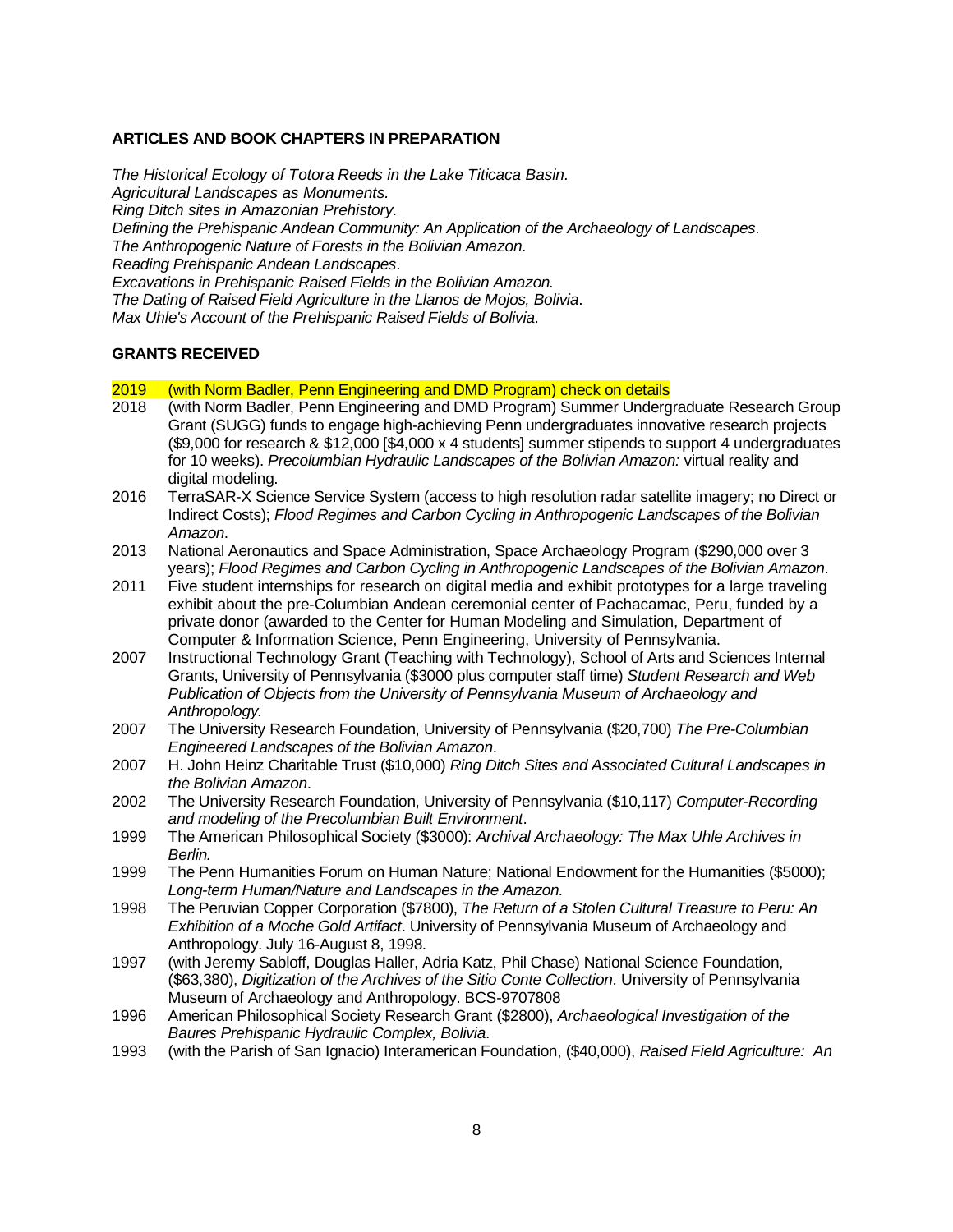## ARTICLES AND BOOK CHAPTERS IN PREPARATION

*The Historical Ecology of Totora Reeds in the Lake Titicaca Basin.*
*Agricultural Landscapes as Monuments.*
*Ring Ditch sites in Amazonian Prehistory.*
*Defining the Prehispanic Andean Community: An Application of the Archaeology of Landscapes*.
*The Anthropogenic Nature of Forests in the Bolivian Amazon*.
*Reading Prehispanic Andean Landscapes*.
*Excavations in Prehispanic Raised Fields in the Bolivian Amazon.*
*The Dating of Raised Field Agriculture in the Llanos de Mojos, Bolivia*.
*Max Uhle's Account of the Prehispanic Raised Fields of Bolivia*.

## GRANTS RECEIVED

2019 (with Norm Badler, Penn Engineering and DMD Program) check on details

2018 (with Norm Badler, Penn Engineering and DMD Program) Summer Undergraduate Research Group Grant (SUGG) funds to engage high-achieving Penn undergraduates innovative research projects ($9,000 for research & $12,000 [$4,000 x 4 students] summer stipends to support 4 undergraduates for 10 weeks). *Precolumbian Hydraulic Landscapes of the Bolivian Amazon:* virtual reality and digital modeling.

2016 TerraSAR-X Science Service System (access to high resolution radar satellite imagery; no Direct or Indirect Costs); *Flood Regimes and Carbon Cycling in Anthropogenic Landscapes of the Bolivian Amazon*.

2013 National Aeronautics and Space Administration, Space Archaeology Program ($290,000 over 3 years); *Flood Regimes and Carbon Cycling in Anthropogenic Landscapes of the Bolivian Amazon*.

2011 Five student internships for research on digital media and exhibit prototypes for a large traveling exhibit about the pre-Columbian Andean ceremonial center of Pachacamac, Peru, funded by a private donor (awarded to the Center for Human Modeling and Simulation, Department of Computer & Information Science, Penn Engineering, University of Pennsylvania.

2007 Instructional Technology Grant (Teaching with Technology), School of Arts and Sciences Internal Grants, University of Pennsylvania ($3000 plus computer staff time) *Student Research and Web Publication of Objects from the University of Pennsylvania Museum of Archaeology and Anthropology.*

2007 The University Research Foundation, University of Pennsylvania ($20,700) *The Pre-Columbian Engineered Landscapes of the Bolivian Amazon*.

2007 H. John Heinz Charitable Trust ($10,000) *Ring Ditch Sites and Associated Cultural Landscapes in the Bolivian Amazon*.

2002 The University Research Foundation, University of Pennsylvania ($10,117) *Computer-Recording and modeling of the Precolumbian Built Environment*.

1999 The American Philosophical Society ($3000): *Archival Archaeology: The Max Uhle Archives in Berlin.*

1999 The Penn Humanities Forum on Human Nature; National Endowment for the Humanities ($5000); *Long-term Human/Nature and Landscapes in the Amazon.*

1998 The Peruvian Copper Corporation ($7800), *The Return of a Stolen Cultural Treasure to Peru: An Exhibition of a Moche Gold Artifact*. University of Pennsylvania Museum of Archaeology and Anthropology. July 16-August 8, 1998.

1997 (with Jeremy Sabloff, Douglas Haller, Adria Katz, Phil Chase) National Science Foundation, ($63,380), *Digitization of the Archives of the Sitio Conte Collection*. University of Pennsylvania Museum of Archaeology and Anthropology. BCS-9707808

1996 American Philosophical Society Research Grant ($2800), *Archaeological Investigation of the Baures Prehispanic Hydraulic Complex, Bolivia*.

1993 (with the Parish of San Ignacio) Interamerican Foundation, ($40,000), *Raised Field Agriculture: An*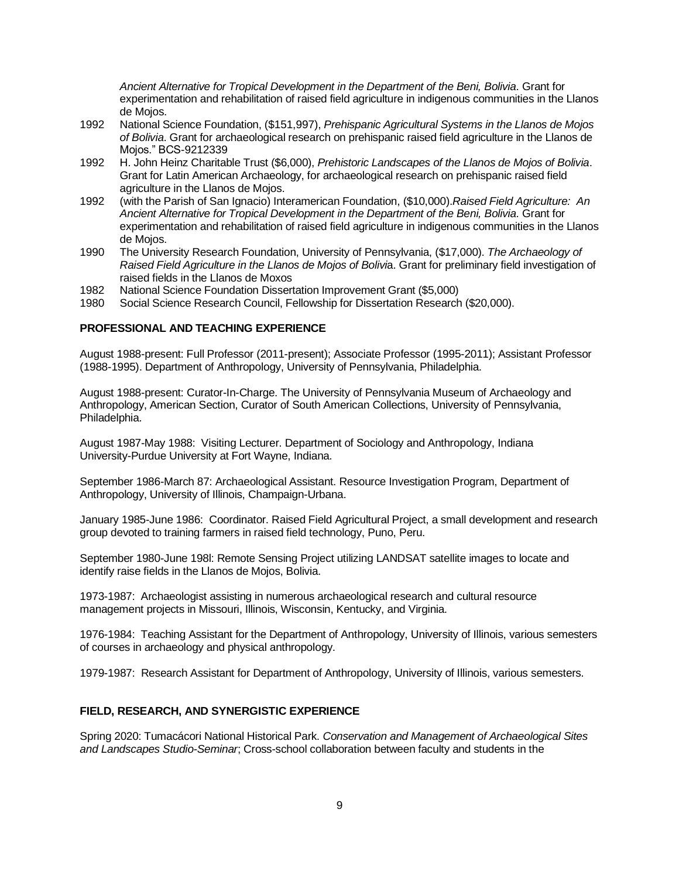*Ancient Alternative for Tropical Development in the Department of the Beni, Bolivia*. Grant for experimentation and rehabilitation of raised field agriculture in indigenous communities in the Llanos de Mojos.

1992 National Science Foundation, ($151,997), *Prehispanic Agricultural Systems in the Llanos de Mojos of Bolivia*. Grant for archaeological research on prehispanic raised field agriculture in the Llanos de Mojos." BCS-9212339

1992 H. John Heinz Charitable Trust ($6,000), *Prehistoric Landscapes of the Llanos de Mojos of Bolivia*. Grant for Latin American Archaeology, for archaeological research on prehispanic raised field agriculture in the Llanos de Mojos.

1992 (with the Parish of San Ignacio) Interamerican Foundation, ($10,000).*Raised Field Agriculture: An Ancient Alternative for Tropical Development in the Department of the Beni, Bolivia*. Grant for experimentation and rehabilitation of raised field agriculture in indigenous communities in the Llanos de Mojos.

1990 The University Research Foundation, University of Pennsylvania, ($17,000). *The Archaeology of Raised Field Agriculture in the Llanos de Mojos of Bolivia*. Grant for preliminary field investigation of raised fields in the Llanos de Moxos

1982 National Science Foundation Dissertation Improvement Grant ($5,000)

1980 Social Science Research Council, Fellowship for Dissertation Research ($20,000).

## PROFESSIONAL AND TEACHING EXPERIENCE

August 1988-present: Full Professor (2011-present); Associate Professor (1995-2011); Assistant Professor (1988-1995). Department of Anthropology, University of Pennsylvania, Philadelphia.

August 1988-present: Curator-In-Charge. The University of Pennsylvania Museum of Archaeology and Anthropology, American Section, Curator of South American Collections, University of Pennsylvania, Philadelphia.

August 1987-May 1988: Visiting Lecturer. Department of Sociology and Anthropology, Indiana University-Purdue University at Fort Wayne, Indiana.

September 1986-March 87: Archaeological Assistant. Resource Investigation Program, Department of Anthropology, University of Illinois, Champaign-Urbana.

January 1985-June 1986: Coordinator. Raised Field Agricultural Project, a small development and research group devoted to training farmers in raised field technology, Puno, Peru.

September 1980-June 198l: Remote Sensing Project utilizing LANDSAT satellite images to locate and identify raise fields in the Llanos de Mojos, Bolivia.

1973-1987: Archaeologist assisting in numerous archaeological research and cultural resource management projects in Missouri, Illinois, Wisconsin, Kentucky, and Virginia.

1976-1984: Teaching Assistant for the Department of Anthropology, University of Illinois, various semesters of courses in archaeology and physical anthropology.

1979-1987: Research Assistant for Department of Anthropology, University of Illinois, various semesters.

## FIELD, RESEARCH, AND SYNERGISTIC EXPERIENCE

Spring 2020: Tumacácori National Historical Park. *Conservation and Management of Archaeological Sites and Landscapes Studio-Seminar*; Cross-school collaboration between faculty and students in the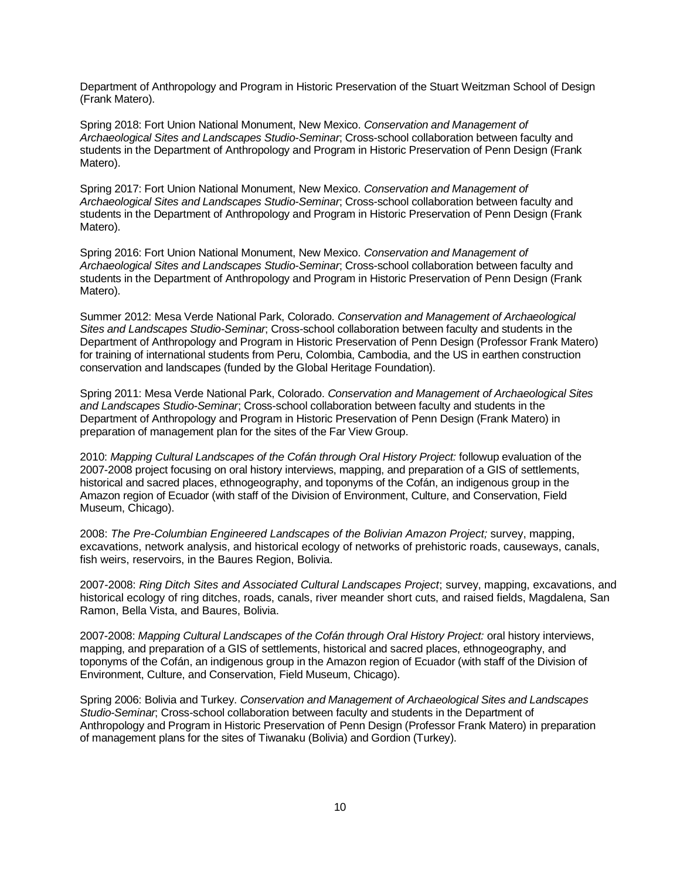Department of Anthropology and Program in Historic Preservation of the Stuart Weitzman School of Design (Frank Matero).

Spring 2018: Fort Union National Monument, New Mexico. *Conservation and Management of Archaeological Sites and Landscapes Studio-Seminar*; Cross-school collaboration between faculty and students in the Department of Anthropology and Program in Historic Preservation of Penn Design (Frank Matero).

Spring 2017: Fort Union National Monument, New Mexico. *Conservation and Management of Archaeological Sites and Landscapes Studio-Seminar*; Cross-school collaboration between faculty and students in the Department of Anthropology and Program in Historic Preservation of Penn Design (Frank Matero).

Spring 2016: Fort Union National Monument, New Mexico. *Conservation and Management of Archaeological Sites and Landscapes Studio-Seminar*; Cross-school collaboration between faculty and students in the Department of Anthropology and Program in Historic Preservation of Penn Design (Frank Matero).

Summer 2012: Mesa Verde National Park, Colorado. *Conservation and Management of Archaeological Sites and Landscapes Studio-Seminar*; Cross-school collaboration between faculty and students in the Department of Anthropology and Program in Historic Preservation of Penn Design (Professor Frank Matero) for training of international students from Peru, Colombia, Cambodia, and the US in earthen construction conservation and landscapes (funded by the Global Heritage Foundation).

Spring 2011: Mesa Verde National Park, Colorado. *Conservation and Management of Archaeological Sites and Landscapes Studio-Seminar*; Cross-school collaboration between faculty and students in the Department of Anthropology and Program in Historic Preservation of Penn Design (Frank Matero) in preparation of management plan for the sites of the Far View Group.

2010: *Mapping Cultural Landscapes of the Cofán through Oral History Project:* followup evaluation of the 2007-2008 project focusing on oral history interviews, mapping, and preparation of a GIS of settlements, historical and sacred places, ethnogeography, and toponyms of the Cofán, an indigenous group in the Amazon region of Ecuador (with staff of the Division of Environment, Culture, and Conservation, Field Museum, Chicago).

2008: *The Pre-Columbian Engineered Landscapes of the Bolivian Amazon Project;* survey, mapping, excavations, network analysis, and historical ecology of networks of prehistoric roads, causeways, canals, fish weirs, reservoirs, in the Baures Region, Bolivia.

2007-2008: *Ring Ditch Sites and Associated Cultural Landscapes Project*; survey, mapping, excavations, and historical ecology of ring ditches, roads, canals, river meander short cuts, and raised fields, Magdalena, San Ramon, Bella Vista, and Baures, Bolivia.

2007-2008: *Mapping Cultural Landscapes of the Cofán through Oral History Project:* oral history interviews, mapping, and preparation of a GIS of settlements, historical and sacred places, ethnogeography, and toponyms of the Cofán, an indigenous group in the Amazon region of Ecuador (with staff of the Division of Environment, Culture, and Conservation, Field Museum, Chicago).

Spring 2006: Bolivia and Turkey. *Conservation and Management of Archaeological Sites and Landscapes Studio-Seminar*; Cross-school collaboration between faculty and students in the Department of Anthropology and Program in Historic Preservation of Penn Design (Professor Frank Matero) in preparation of management plans for the sites of Tiwanaku (Bolivia) and Gordion (Turkey).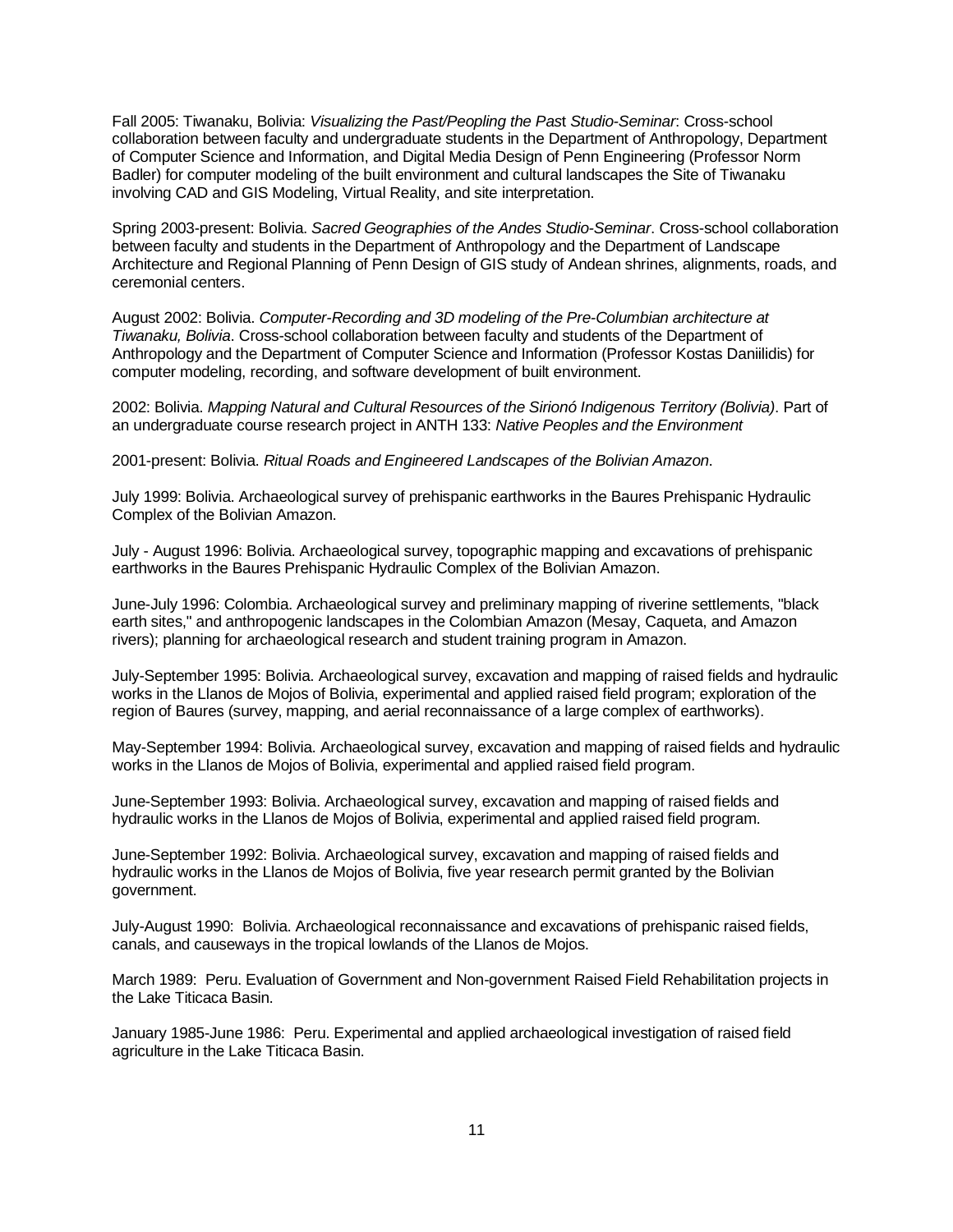Fall 2005: Tiwanaku, Bolivia: *Visualizing the Past/Peopling the Past Studio-Seminar*: Cross-school collaboration between faculty and undergraduate students in the Department of Anthropology, Department of Computer Science and Information, and Digital Media Design of Penn Engineering (Professor Norm Badler) for computer modeling of the built environment and cultural landscapes the Site of Tiwanaku involving CAD and GIS Modeling, Virtual Reality, and site interpretation.

Spring 2003-present: Bolivia. *Sacred Geographies of the Andes Studio-Seminar*. Cross-school collaboration between faculty and students in the Department of Anthropology and the Department of Landscape Architecture and Regional Planning of Penn Design of GIS study of Andean shrines, alignments, roads, and ceremonial centers.

August 2002: Bolivia. *Computer-Recording and 3D modeling of the Pre-Columbian architecture at Tiwanaku, Bolivia*. Cross-school collaboration between faculty and students of the Department of Anthropology and the Department of Computer Science and Information (Professor Kostas Daniilidis) for computer modeling, recording, and software development of built environment.

2002: Bolivia. *Mapping Natural and Cultural Resources of the Sirionó Indigenous Territory (Bolivia)*. Part of an undergraduate course research project in ANTH 133: *Native Peoples and the Environment*

2001-present: Bolivia. *Ritual Roads and Engineered Landscapes of the Bolivian Amazon*.

July 1999: Bolivia. Archaeological survey of prehispanic earthworks in the Baures Prehispanic Hydraulic Complex of the Bolivian Amazon.

July - August 1996: Bolivia. Archaeological survey, topographic mapping and excavations of prehispanic earthworks in the Baures Prehispanic Hydraulic Complex of the Bolivian Amazon.

June-July 1996: Colombia. Archaeological survey and preliminary mapping of riverine settlements, "black earth sites," and anthropogenic landscapes in the Colombian Amazon (Mesay, Caqueta, and Amazon rivers); planning for archaeological research and student training program in Amazon.

July-September 1995: Bolivia. Archaeological survey, excavation and mapping of raised fields and hydraulic works in the Llanos de Mojos of Bolivia, experimental and applied raised field program; exploration of the region of Baures (survey, mapping, and aerial reconnaissance of a large complex of earthworks).

May-September 1994: Bolivia. Archaeological survey, excavation and mapping of raised fields and hydraulic works in the Llanos de Mojos of Bolivia, experimental and applied raised field program.

June-September 1993: Bolivia. Archaeological survey, excavation and mapping of raised fields and hydraulic works in the Llanos de Mojos of Bolivia, experimental and applied raised field program.

June-September 1992: Bolivia. Archaeological survey, excavation and mapping of raised fields and hydraulic works in the Llanos de Mojos of Bolivia, five year research permit granted by the Bolivian government.

July-August 1990: Bolivia. Archaeological reconnaissance and excavations of prehispanic raised fields, canals, and causeways in the tropical lowlands of the Llanos de Mojos.

March 1989: Peru. Evaluation of Government and Non-government Raised Field Rehabilitation projects in the Lake Titicaca Basin.

January 1985-June 1986: Peru. Experimental and applied archaeological investigation of raised field agriculture in the Lake Titicaca Basin.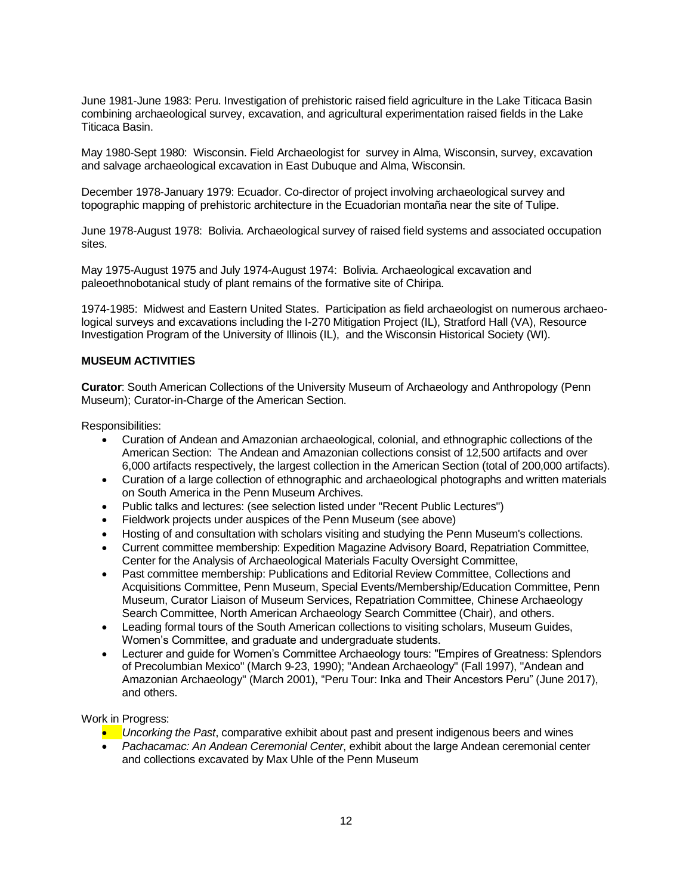June 1981-June 1983: Peru. Investigation of prehistoric raised field agriculture in the Lake Titicaca Basin combining archaeological survey, excavation, and agricultural experimentation raised fields in the Lake Titicaca Basin.

May 1980-Sept 1980: Wisconsin. Field Archaeologist for survey in Alma, Wisconsin, survey, excavation and salvage archaeological excavation in East Dubuque and Alma, Wisconsin.

December 1978-January 1979: Ecuador. Co-director of project involving archaeological survey and topographic mapping of prehistoric architecture in the Ecuadorian montaña near the site of Tulipe.

June 1978-August 1978: Bolivia. Archaeological survey of raised field systems and associated occupation sites.

May 1975-August 1975 and July 1974-August 1974: Bolivia. Archaeological excavation and paleoethnobotanical study of plant remains of the formative site of Chiripa.

1974-1985: Midwest and Eastern United States. Participation as field archaeologist on numerous archaeological surveys and excavations including the I-270 Mitigation Project (IL), Stratford Hall (VA), Resource Investigation Program of the University of Illinois (IL), and the Wisconsin Historical Society (WI).

**MUSEUM ACTIVITIES**

**Curator**: South American Collections of the University Museum of Archaeology and Anthropology (Penn Museum); Curator-in-Charge of the American Section.

Responsibilities:

- Curation of Andean and Amazonian archaeological, colonial, and ethnographic collections of the American Section: The Andean and Amazonian collections consist of 12,500 artifacts and over 6,000 artifacts respectively, the largest collection in the American Section (total of 200,000 artifacts).
- Curation of a large collection of ethnographic and archaeological photographs and written materials on South America in the Penn Museum Archives.
- Public talks and lectures: (see selection listed under "Recent Public Lectures")
- Fieldwork projects under auspices of the Penn Museum (see above)
- Hosting of and consultation with scholars visiting and studying the Penn Museum's collections.
- Current committee membership: Expedition Magazine Advisory Board, Repatriation Committee, Center for the Analysis of Archaeological Materials Faculty Oversight Committee,
- Past committee membership: Publications and Editorial Review Committee, Collections and Acquisitions Committee, Penn Museum, Special Events/Membership/Education Committee, Penn Museum, Curator Liaison of Museum Services, Repatriation Committee, Chinese Archaeology Search Committee, North American Archaeology Search Committee (Chair), and others.
- Leading formal tours of the South American collections to visiting scholars, Museum Guides, Women's Committee, and graduate and undergraduate students.
- Lecturer and guide for Women's Committee Archaeology tours: "Empires of Greatness: Splendors of Precolumbian Mexico" (March 9-23, 1990); "Andean Archaeology" (Fall 1997), "Andean and Amazonian Archaeology" (March 2001), "Peru Tour: Inka and Their Ancestors Peru" (June 2017), and others.

Work in Progress:

- *Uncorking the Past*, comparative exhibit about past and present indigenous beers and wines
- *Pachacamac: An Andean Ceremonial Center*, exhibit about the large Andean ceremonial center and collections excavated by Max Uhle of the Penn Museum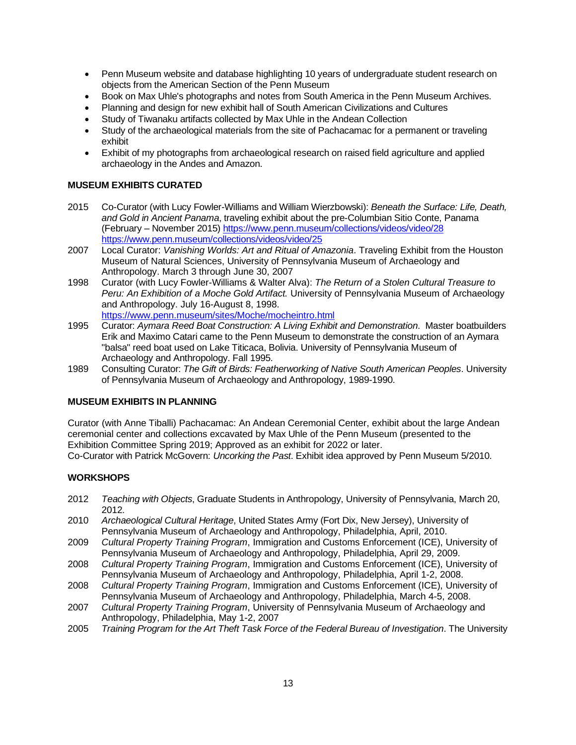- Penn Museum website and database highlighting 10 years of undergraduate student research on objects from the American Section of the Penn Museum
- Book on Max Uhle's photographs and notes from South America in the Penn Museum Archives.
- Planning and design for new exhibit hall of South American Civilizations and Cultures
- Study of Tiwanaku artifacts collected by Max Uhle in the Andean Collection
- Study of the archaeological materials from the site of Pachacamac for a permanent or traveling exhibit
- Exhibit of my photographs from archaeological research on raised field agriculture and applied archaeology in the Andes and Amazon.

**MUSEUM EXHIBITS CURATED**

2015 Co-Curator (with Lucy Fowler-Williams and William Wierzbowski): *Beneath the Surface: Life, Death, and Gold in Ancient Panama*, traveling exhibit about the pre-Columbian Sitio Conte, Panama (February – November 2015) https://www.penn.museum/collections/videos/video/28 https://www.penn.museum/collections/videos/video/25

2007 Local Curator: *Vanishing Worlds: Art and Ritual of Amazonia*. Traveling Exhibit from the Houston Museum of Natural Sciences, University of Pennsylvania Museum of Archaeology and Anthropology. March 3 through June 30, 2007

1998 Curator (with Lucy Fowler-Williams & Walter Alva): *The Return of a Stolen Cultural Treasure to Peru: An Exhibition of a Moche Gold Artifact.* University of Pennsylvania Museum of Archaeology and Anthropology. July 16-August 8, 1998. https://www.penn.museum/sites/Moche/mocheintro.html

1995 Curator: *Aymara Reed Boat Construction: A Living Exhibit and Demonstration*. Master boatbuilders Erik and Maximo Catari came to the Penn Museum to demonstrate the construction of an Aymara "balsa" reed boat used on Lake Titicaca, Bolivia. University of Pennsylvania Museum of Archaeology and Anthropology. Fall 1995.

1989 Consulting Curator: *The Gift of Birds: Featherworking of Native South American Peoples*. University of Pennsylvania Museum of Archaeology and Anthropology, 1989-1990.

**MUSEUM EXHIBITS IN PLANNING**

Curator (with Anne Tiballi) Pachacamac: An Andean Ceremonial Center, exhibit about the large Andean ceremonial center and collections excavated by Max Uhle of the Penn Museum (presented to the Exhibition Committee Spring 2019; Approved as an exhibit for 2022 or later.
Co-Curator with Patrick McGovern: *Uncorking the Past*. Exhibit idea approved by Penn Museum 5/2010.

**WORKSHOPS**

2012 *Teaching with Objects*, Graduate Students in Anthropology, University of Pennsylvania, March 20, 2012.

2010 *Archaeological Cultural Heritage*, United States Army (Fort Dix, New Jersey), University of Pennsylvania Museum of Archaeology and Anthropology, Philadelphia, April, 2010.

2009 *Cultural Property Training Program*, Immigration and Customs Enforcement (ICE), University of Pennsylvania Museum of Archaeology and Anthropology, Philadelphia, April 29, 2009.

2008 *Cultural Property Training Program*, Immigration and Customs Enforcement (ICE), University of Pennsylvania Museum of Archaeology and Anthropology, Philadelphia, April 1-2, 2008.

2008 *Cultural Property Training Program*, Immigration and Customs Enforcement (ICE), University of Pennsylvania Museum of Archaeology and Anthropology, Philadelphia, March 4-5, 2008.

2007 *Cultural Property Training Program*, University of Pennsylvania Museum of Archaeology and Anthropology, Philadelphia, May 1-2, 2007

2005 *Training Program for the Art Theft Task Force of the Federal Bureau of Investigation*. The University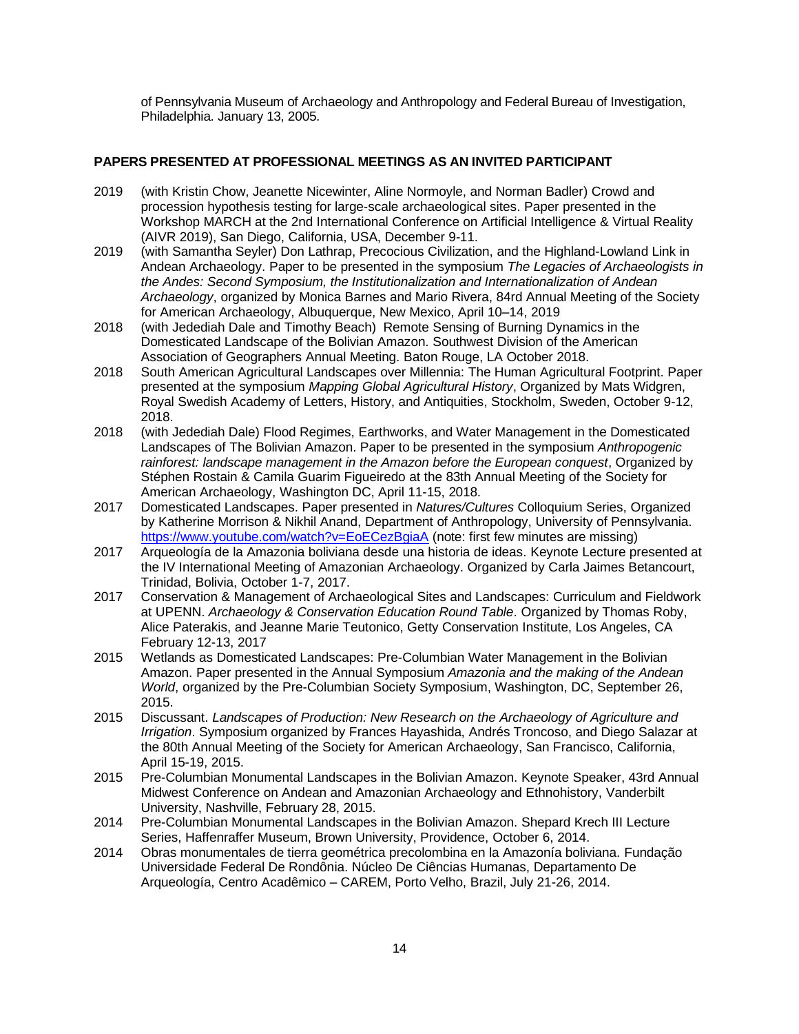of Pennsylvania Museum of Archaeology and Anthropology and Federal Bureau of Investigation, Philadelphia. January 13, 2005.

## PAPERS PRESENTED AT PROFESSIONAL MEETINGS AS AN INVITED PARTICIPANT

2019 (with Kristin Chow, Jeanette Nicewinter, Aline Normoyle, and Norman Badler) Crowd and procession hypothesis testing for large-scale archaeological sites. Paper presented in the Workshop MARCH at the 2nd International Conference on Artificial Intelligence & Virtual Reality (AIVR 2019), San Diego, California, USA, December 9-11.

2019 (with Samantha Seyler) Don Lathrap, Precocious Civilization, and the Highland-Lowland Link in Andean Archaeology. Paper to be presented in the symposium *The Legacies of Archaeologists in the Andes: Second Symposium, the Institutionalization and Internationalization of Andean Archaeology*, organized by Monica Barnes and Mario Rivera, 84rd Annual Meeting of the Society for American Archaeology, Albuquerque, New Mexico, April 10–14, 2019

2018 (with Jedediah Dale and Timothy Beach) Remote Sensing of Burning Dynamics in the Domesticated Landscape of the Bolivian Amazon. Southwest Division of the American Association of Geographers Annual Meeting. Baton Rouge, LA October 2018.

2018 South American Agricultural Landscapes over Millennia: The Human Agricultural Footprint. Paper presented at the symposium *Mapping Global Agricultural History*, Organized by Mats Widgren, Royal Swedish Academy of Letters, History, and Antiquities, Stockholm, Sweden, October 9-12, 2018.

2018 (with Jedediah Dale) Flood Regimes, Earthworks, and Water Management in the Domesticated Landscapes of The Bolivian Amazon. Paper to be presented in the symposium *Anthropogenic rainforest: landscape management in the Amazon before the European conquest*, Organized by Stéphen Rostain & Camila Guarim Figueiredo at the 83th Annual Meeting of the Society for American Archaeology, Washington DC, April 11-15, 2018.

2017 Domesticated Landscapes. Paper presented in *Natures/Cultures* Colloquium Series, Organized by Katherine Morrison & Nikhil Anand, Department of Anthropology, University of Pennsylvania. https://www.youtube.com/watch?v=EoECezBgiaA (note: first few minutes are missing)

2017 Arqueología de la Amazonia boliviana desde una historia de ideas. Keynote Lecture presented at the IV International Meeting of Amazonian Archaeology. Organized by Carla Jaimes Betancourt, Trinidad, Bolivia, October 1-7, 2017.

2017 Conservation & Management of Archaeological Sites and Landscapes: Curriculum and Fieldwork at UPENN. *Archaeology & Conservation Education Round Table*. Organized by Thomas Roby, Alice Paterakis, and Jeanne Marie Teutonico, Getty Conservation Institute, Los Angeles, CA February 12-13, 2017

2015 Wetlands as Domesticated Landscapes: Pre-Columbian Water Management in the Bolivian Amazon. Paper presented in the Annual Symposium *Amazonia and the making of the Andean World*, organized by the Pre-Columbian Society Symposium, Washington, DC, September 26, 2015.

2015 Discussant. *Landscapes of Production: New Research on the Archaeology of Agriculture and Irrigation*. Symposium organized by Frances Hayashida, Andrés Troncoso, and Diego Salazar at the 80th Annual Meeting of the Society for American Archaeology, San Francisco, California, April 15-19, 2015.

2015 Pre-Columbian Monumental Landscapes in the Bolivian Amazon. Keynote Speaker, 43rd Annual Midwest Conference on Andean and Amazonian Archaeology and Ethnohistory, Vanderbilt University, Nashville, February 28, 2015.

2014 Pre-Columbian Monumental Landscapes in the Bolivian Amazon. Shepard Krech III Lecture Series, Haffenraffer Museum, Brown University, Providence, October 6, 2014.

2014 Obras monumentales de tierra geométrica precolombina en la Amazonía boliviana. Fundação Universidade Federal De Rondônia. Núcleo De Ciências Humanas, Departamento De Arqueología, Centro Acadêmico – CAREM, Porto Velho, Brazil, July 21-26, 2014.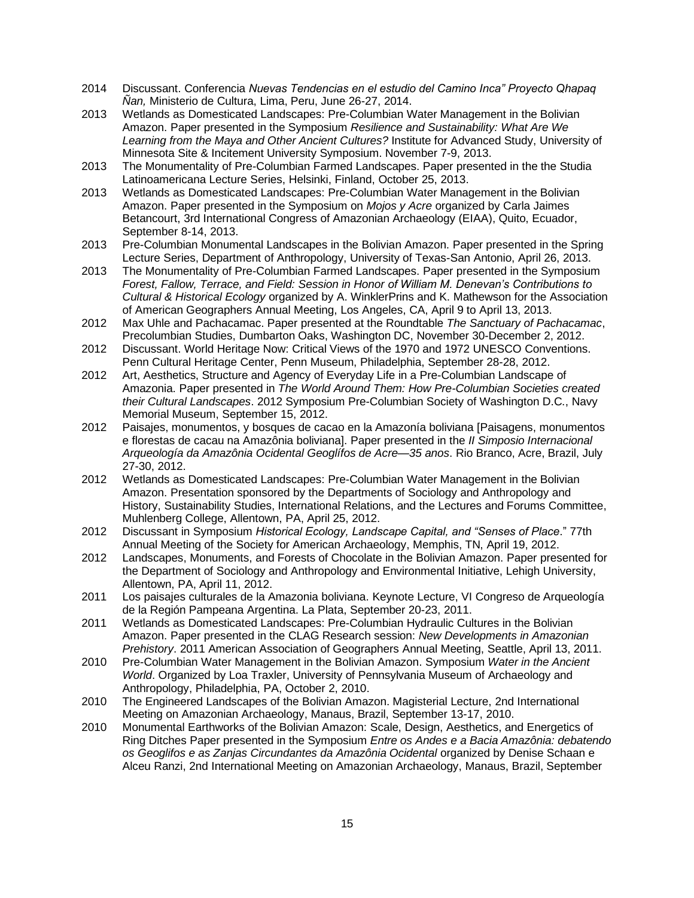2014 Discussant. Conferencia *Nuevas Tendencias en el estudio del Camino Inca" Proyecto Qhapaq Ñan,* Ministerio de Cultura, Lima, Peru, June 26-27, 2014.

2013 Wetlands as Domesticated Landscapes: Pre-Columbian Water Management in the Bolivian Amazon. Paper presented in the Symposium *Resilience and Sustainability: What Are We Learning from the Maya and Other Ancient Cultures?* Institute for Advanced Study, University of Minnesota Site & Incitement University Symposium. November 7-9, 2013.

2013 The Monumentality of Pre-Columbian Farmed Landscapes. Paper presented in the the Studia Latinoamericana Lecture Series, Helsinki, Finland, October 25, 2013.

2013 Wetlands as Domesticated Landscapes: Pre-Columbian Water Management in the Bolivian Amazon. Paper presented in the Symposium on *Mojos y Acre* organized by Carla Jaimes Betancourt, 3rd International Congress of Amazonian Archaeology (EIAA), Quito, Ecuador, September 8-14, 2013.

2013 Pre-Columbian Monumental Landscapes in the Bolivian Amazon. Paper presented in the Spring Lecture Series, Department of Anthropology, University of Texas-San Antonio, April 26, 2013.

2013 The Monumentality of Pre-Columbian Farmed Landscapes. Paper presented in the Symposium *Forest, Fallow, Terrace, and Field: Session in Honor of William M. Denevan's Contributions to Cultural & Historical Ecology* organized by A. WinklerPrins and K. Mathewson for the Association of American Geographers Annual Meeting, Los Angeles, CA, April 9 to April 13, 2013.

2012 Max Uhle and Pachacamac. Paper presented at the Roundtable *The Sanctuary of Pachacamac*, Precolumbian Studies, Dumbarton Oaks, Washington DC, November 30-December 2, 2012.

2012 Discussant. World Heritage Now: Critical Views of the 1970 and 1972 UNESCO Conventions. Penn Cultural Heritage Center, Penn Museum, Philadelphia, September 28-28, 2012.

2012 Art, Aesthetics, Structure and Agency of Everyday Life in a Pre-Columbian Landscape of Amazonia. Paper presented in *The World Around Them: How Pre-Columbian Societies created their Cultural Landscapes*. 2012 Symposium Pre-Columbian Society of Washington D.C., Navy Memorial Museum, September 15, 2012.

2012 Paisajes, monumentos, y bosques de cacao en la Amazonía boliviana [Paisagens, monumentos e florestas de cacau na Amazônia boliviana]. Paper presented in the *II Simposio Internacional Arqueología da Amazônia Ocidental Geoglífos de Acre—35 anos*. Rio Branco, Acre, Brazil, July 27-30, 2012.

2012 Wetlands as Domesticated Landscapes: Pre-Columbian Water Management in the Bolivian Amazon. Presentation sponsored by the Departments of Sociology and Anthropology and History, Sustainability Studies, International Relations, and the Lectures and Forums Committee, Muhlenberg College, Allentown, PA, April 25, 2012.

2012 Discussant in Symposium *Historical Ecology, Landscape Capital, and "Senses of Place*." 77th Annual Meeting of the Society for American Archaeology, Memphis, TN, April 19, 2012.

2012 Landscapes, Monuments, and Forests of Chocolate in the Bolivian Amazon. Paper presented for the Department of Sociology and Anthropology and Environmental Initiative, Lehigh University, Allentown, PA, April 11, 2012.

2011 Los paisajes culturales de la Amazonia boliviana. Keynote Lecture, VI Congreso de Arqueología de la Región Pampeana Argentina. La Plata, September 20-23, 2011.

2011 Wetlands as Domesticated Landscapes: Pre-Columbian Hydraulic Cultures in the Bolivian Amazon. Paper presented in the CLAG Research session: *New Developments in Amazonian Prehistory*. 2011 American Association of Geographers Annual Meeting, Seattle, April 13, 2011.

2010 Pre-Columbian Water Management in the Bolivian Amazon. Symposium *Water in the Ancient World*. Organized by Loa Traxler, University of Pennsylvania Museum of Archaeology and Anthropology, Philadelphia, PA, October 2, 2010.

2010 The Engineered Landscapes of the Bolivian Amazon. Magisterial Lecture, 2nd International Meeting on Amazonian Archaeology, Manaus, Brazil, September 13-17, 2010.

2010 Monumental Earthworks of the Bolivian Amazon: Scale, Design, Aesthetics, and Energetics of Ring Ditches Paper presented in the Symposium *Entre os Andes e a Bacia Amazônia: debatendo os Geoglifos e as Zanjas Circundantes da Amazônia Ocidental* organized by Denise Schaan e Alceu Ranzi, 2nd International Meeting on Amazonian Archaeology, Manaus, Brazil, September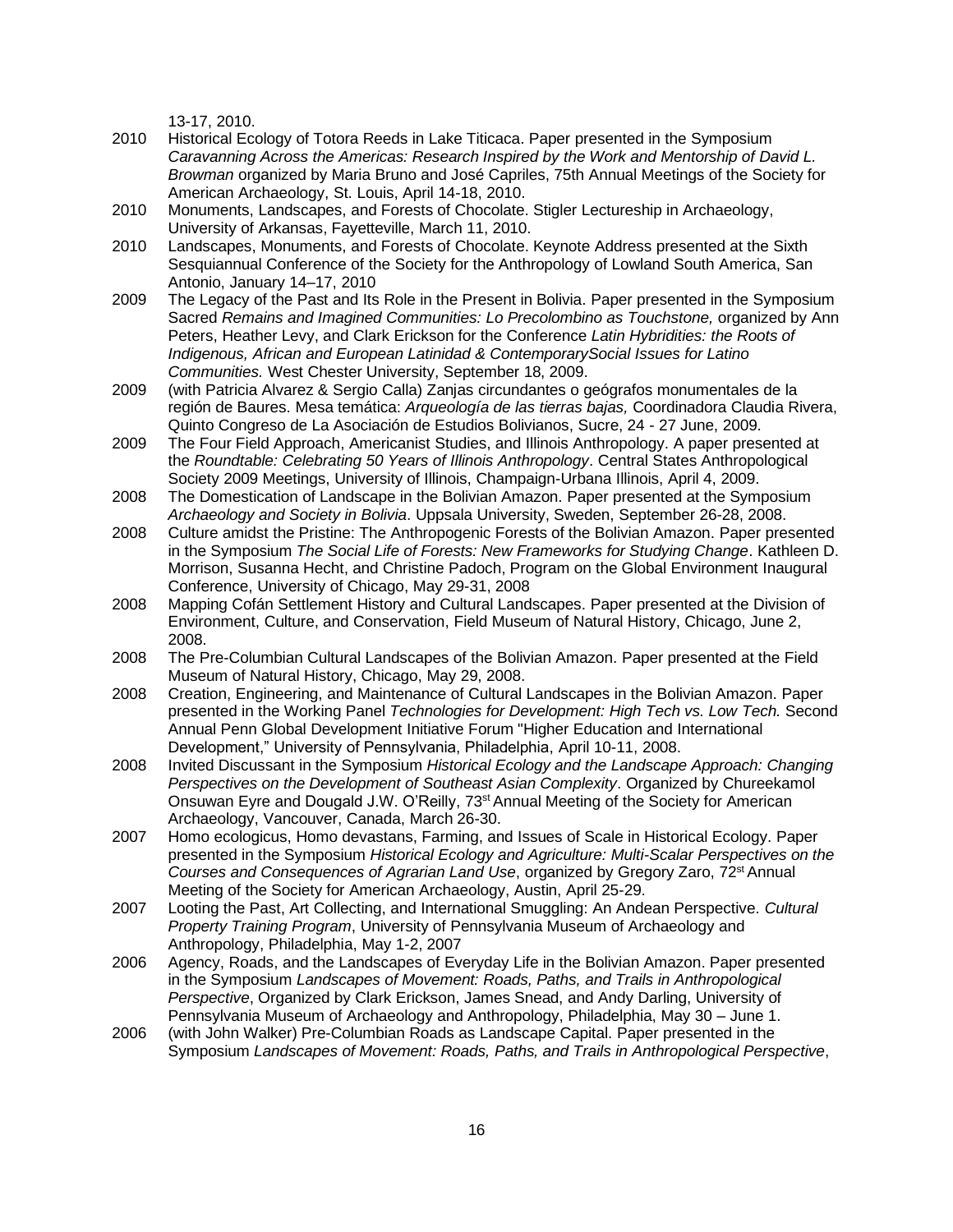13-17, 2010.

2010 Historical Ecology of Totora Reeds in Lake Titicaca. Paper presented in the Symposium *Caravanning Across the Americas: Research Inspired by the Work and Mentorship of David L. Browman* organized by Maria Bruno and José Capriles, 75th Annual Meetings of the Society for American Archaeology, St. Louis, April 14-18, 2010.

2010 Monuments, Landscapes, and Forests of Chocolate. Stigler Lectureship in Archaeology, University of Arkansas, Fayetteville, March 11, 2010.

2010 Landscapes, Monuments, and Forests of Chocolate. Keynote Address presented at the Sixth Sesquiannual Conference of the Society for the Anthropology of Lowland South America, San Antonio, January 14–17, 2010

2009 The Legacy of the Past and Its Role in the Present in Bolivia. Paper presented in the Symposium Sacred *Remains and Imagined Communities: Lo Precolombino as Touchstone,* organized by Ann Peters, Heather Levy, and Clark Erickson for the Conference *Latin Hybridities: the Roots of Indigenous, African and European Latinidad & ContemporarySocial Issues for Latino Communities.* West Chester University, September 18, 2009.

2009 (with Patricia Alvarez & Sergio Calla) Zanjas circundantes o geógrafos monumentales de la región de Baures. Mesa temática: *Arqueología de las tierras bajas,* Coordinadora Claudia Rivera, Quinto Congreso de La Asociación de Estudios Bolivianos, Sucre, 24 - 27 June, 2009.

2009 The Four Field Approach, Americanist Studies, and Illinois Anthropology. A paper presented at the *Roundtable: Celebrating 50 Years of Illinois Anthropology*. Central States Anthropological Society 2009 Meetings, University of Illinois, Champaign-Urbana Illinois, April 4, 2009.

2008 The Domestication of Landscape in the Bolivian Amazon. Paper presented at the Symposium *Archaeology and Society in Bolivia*. Uppsala University, Sweden, September 26-28, 2008.

2008 Culture amidst the Pristine: The Anthropogenic Forests of the Bolivian Amazon. Paper presented in the Symposium *The Social Life of Forests: New Frameworks for Studying Change*. Kathleen D. Morrison, Susanna Hecht, and Christine Padoch, Program on the Global Environment Inaugural Conference, University of Chicago, May 29-31, 2008

2008 Mapping Cofán Settlement History and Cultural Landscapes. Paper presented at the Division of Environment, Culture, and Conservation, Field Museum of Natural History, Chicago, June 2, 2008.

2008 The Pre-Columbian Cultural Landscapes of the Bolivian Amazon. Paper presented at the Field Museum of Natural History, Chicago, May 29, 2008.

2008 Creation, Engineering, and Maintenance of Cultural Landscapes in the Bolivian Amazon. Paper presented in the Working Panel *Technologies for Development: High Tech vs. Low Tech.* Second Annual Penn Global Development Initiative Forum "Higher Education and International Development," University of Pennsylvania, Philadelphia, April 10-11, 2008.

2008 Invited Discussant in the Symposium *Historical Ecology and the Landscape Approach: Changing Perspectives on the Development of Southeast Asian Complexity*. Organized by Chureekamol Onsuwan Eyre and Dougald J.W. O'Reilly, 73st Annual Meeting of the Society for American Archaeology, Vancouver, Canada, March 26-30.

2007 Homo ecologicus, Homo devastans, Farming, and Issues of Scale in Historical Ecology. Paper presented in the Symposium *Historical Ecology and Agriculture: Multi-Scalar Perspectives on the Courses and Consequences of Agrarian Land Use*, organized by Gregory Zaro, 72st Annual Meeting of the Society for American Archaeology, Austin, April 25-29.

2007 Looting the Past, Art Collecting, and International Smuggling: An Andean Perspective. *Cultural Property Training Program*, University of Pennsylvania Museum of Archaeology and Anthropology, Philadelphia, May 1-2, 2007

2006 Agency, Roads, and the Landscapes of Everyday Life in the Bolivian Amazon. Paper presented in the Symposium *Landscapes of Movement: Roads, Paths, and Trails in Anthropological Perspective*, Organized by Clark Erickson, James Snead, and Andy Darling, University of Pennsylvania Museum of Archaeology and Anthropology, Philadelphia, May 30 – June 1.

2006 (with John Walker) Pre-Columbian Roads as Landscape Capital. Paper presented in the Symposium *Landscapes of Movement: Roads, Paths, and Trails in Anthropological Perspective*,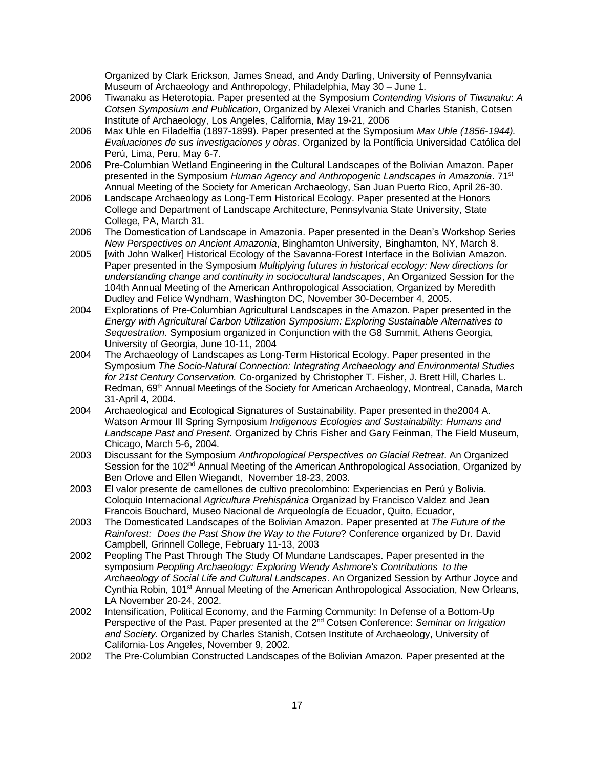Organized by Clark Erickson, James Snead, and Andy Darling, University of Pennsylvania Museum of Archaeology and Anthropology, Philadelphia, May 30 – June 1.

2006 Tiwanaku as Heterotopia. Paper presented at the Symposium *Contending Visions of Tiwanaku*: *A Cotsen Symposium and Publication*, Organized by Alexei Vranich and Charles Stanish, Cotsen Institute of Archaeology, Los Angeles, California, May 19-21, 2006

2006 Max Uhle en Filadelfia (1897-1899). Paper presented at the Symposium *Max Uhle (1856-1944). Evaluaciones de sus investigaciones y obras*. Organized by la Pontíficia Universidad Católica del Perú, Lima, Peru, May 6-7.

2006 Pre-Columbian Wetland Engineering in the Cultural Landscapes of the Bolivian Amazon. Paper presented in the Symposium *Human Agency and Anthropogenic Landscapes in Amazonia*. 71st Annual Meeting of the Society for American Archaeology, San Juan Puerto Rico, April 26-30.

2006 Landscape Archaeology as Long-Term Historical Ecology. Paper presented at the Honors College and Department of Landscape Architecture, Pennsylvania State University, State College, PA, March 31.

2006 The Domestication of Landscape in Amazonia. Paper presented in the Dean's Workshop Series *New Perspectives on Ancient Amazonia*, Binghamton University, Binghamton, NY, March 8.

2005 [with John Walker] Historical Ecology of the Savanna-Forest Interface in the Bolivian Amazon. Paper presented in the Symposium *Multiplying futures in historical ecology: New directions for understanding change and continuity in sociocultural landscapes*, An Organized Session for the 104th Annual Meeting of the American Anthropological Association, Organized by Meredith Dudley and Felice Wyndham, Washington DC, November 30-December 4, 2005.

2004 Explorations of Pre-Columbian Agricultural Landscapes in the Amazon. Paper presented in the *Energy with Agricultural Carbon Utilization Symposium: Exploring Sustainable Alternatives to Sequestration*. Symposium organized in Conjunction with the G8 Summit, Athens Georgia, University of Georgia, June 10-11, 2004

2004 The Archaeology of Landscapes as Long-Term Historical Ecology. Paper presented in the Symposium *The Socio-Natural Connection: Integrating Archaeology and Environmental Studies for 21st Century Conservation.* Co-organized by Christopher T. Fisher, J. Brett Hill, Charles L. Redman, 69th Annual Meetings of the Society for American Archaeology, Montreal, Canada, March 31-April 4, 2004.

2004 Archaeological and Ecological Signatures of Sustainability. Paper presented in the2004 A. Watson Armour III Spring Symposium *Indigenous Ecologies and Sustainability: Humans and Landscape Past and Present.* Organized by Chris Fisher and Gary Feinman, The Field Museum, Chicago, March 5-6, 2004.

2003 Discussant for the Symposium *Anthropological Perspectives on Glacial Retreat*. An Organized Session for the 102nd Annual Meeting of the American Anthropological Association, Organized by Ben Orlove and Ellen Wiegandt, November 18-23, 2003.

2003 El valor presente de camellones de cultivo precolombino: Experiencias en Perú y Bolivia. Coloquio Internacional *Agricultura Prehispánica* Organizad by Francisco Valdez and Jean Francois Bouchard, Museo Nacional de Arqueología de Ecuador, Quito, Ecuador,

2003 The Domesticated Landscapes of the Bolivian Amazon. Paper presented at *The Future of the Rainforest: Does the Past Show the Way to the Future*? Conference organized by Dr. David Campbell, Grinnell College, February 11-13, 2003

2002 Peopling The Past Through The Study Of Mundane Landscapes. Paper presented in the symposium *Peopling Archaeology: Exploring Wendy Ashmore's Contributions to the Archaeology of Social Life and Cultural Landscapes*. An Organized Session by Arthur Joyce and Cynthia Robin, 101st Annual Meeting of the American Anthropological Association, New Orleans, LA November 20-24, 2002.

2002 Intensification, Political Economy, and the Farming Community: In Defense of a Bottom-Up Perspective of the Past. Paper presented at the 2nd Cotsen Conference: *Seminar on Irrigation and Society.* Organized by Charles Stanish, Cotsen Institute of Archaeology, University of California-Los Angeles, November 9, 2002.

2002 The Pre-Columbian Constructed Landscapes of the Bolivian Amazon. Paper presented at the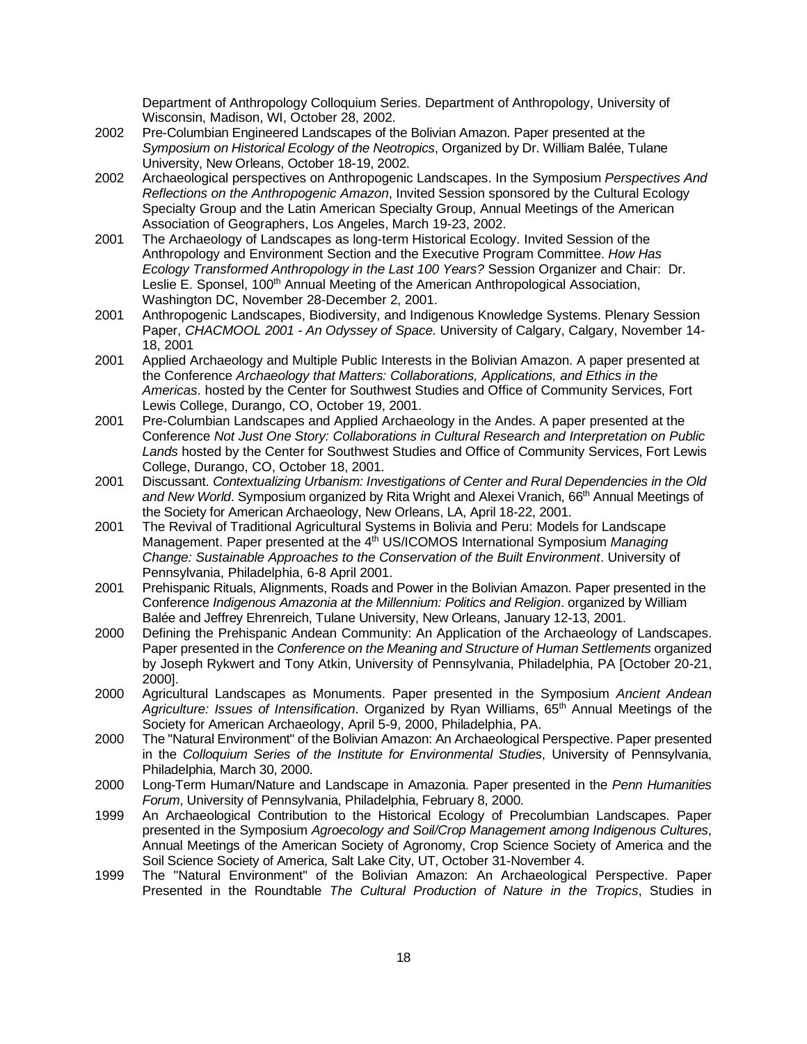Department of Anthropology Colloquium Series. Department of Anthropology, University of Wisconsin, Madison, WI, October 28, 2002.

2002 Pre-Columbian Engineered Landscapes of the Bolivian Amazon. Paper presented at the *Symposium on Historical Ecology of the Neotropics*, Organized by Dr. William Balée, Tulane University, New Orleans, October 18-19, 2002.

2002 Archaeological perspectives on Anthropogenic Landscapes. In the Symposium *Perspectives And Reflections on the Anthropogenic Amazon*, Invited Session sponsored by the Cultural Ecology Specialty Group and the Latin American Specialty Group, Annual Meetings of the American Association of Geographers, Los Angeles, March 19-23, 2002.

2001 The Archaeology of Landscapes as long-term Historical Ecology. Invited Session of the Anthropology and Environment Section and the Executive Program Committee. *How Has Ecology Transformed Anthropology in the Last 100 Years?* Session Organizer and Chair: Dr. Leslie E. Sponsel, 100th Annual Meeting of the American Anthropological Association, Washington DC, November 28-December 2, 2001.

2001 Anthropogenic Landscapes, Biodiversity, and Indigenous Knowledge Systems. Plenary Session Paper, *CHACMOOL 2001 - An Odyssey of Space.* University of Calgary, Calgary, November 14-18, 2001

2001 Applied Archaeology and Multiple Public Interests in the Bolivian Amazon. A paper presented at the Conference *Archaeology that Matters: Collaborations, Applications, and Ethics in the Americas*. hosted by the Center for Southwest Studies and Office of Community Services, Fort Lewis College, Durango, CO, October 19, 2001.

2001 Pre-Columbian Landscapes and Applied Archaeology in the Andes. A paper presented at the Conference *Not Just One Story: Collaborations in Cultural Research and Interpretation on Public Lands* hosted by the Center for Southwest Studies and Office of Community Services, Fort Lewis College, Durango, CO, October 18, 2001.

2001 Discussant. *Contextualizing Urbanism: Investigations of Center and Rural Dependencies in the Old and New World*. Symposium organized by Rita Wright and Alexei Vranich, 66th Annual Meetings of the Society for American Archaeology, New Orleans, LA, April 18-22, 2001.

2001 The Revival of Traditional Agricultural Systems in Bolivia and Peru: Models for Landscape Management. Paper presented at the 4th US/ICOMOS International Symposium *Managing Change: Sustainable Approaches to the Conservation of the Built Environment*. University of Pennsylvania, Philadelphia, 6-8 April 2001.

2001 Prehispanic Rituals, Alignments, Roads and Power in the Bolivian Amazon. Paper presented in the Conference *Indigenous Amazonia at the Millennium: Politics and Religion*. organized by William Balée and Jeffrey Ehrenreich, Tulane University, New Orleans, January 12-13, 2001.

2000 Defining the Prehispanic Andean Community: An Application of the Archaeology of Landscapes. Paper presented in the *Conference on the Meaning and Structure of Human Settlements* organized by Joseph Rykwert and Tony Atkin, University of Pennsylvania, Philadelphia, PA [October 20-21, 2000].

2000 Agricultural Landscapes as Monuments. Paper presented in the Symposium *Ancient Andean Agriculture: Issues of Intensification*. Organized by Ryan Williams, 65th Annual Meetings of the Society for American Archaeology, April 5-9, 2000, Philadelphia, PA.

2000 The "Natural Environment" of the Bolivian Amazon: An Archaeological Perspective. Paper presented in the *Colloquium Series of the Institute for Environmental Studies*, University of Pennsylvania, Philadelphia, March 30, 2000.

2000 Long-Term Human/Nature and Landscape in Amazonia. Paper presented in the *Penn Humanities Forum*, University of Pennsylvania, Philadelphia, February 8, 2000.

1999 An Archaeological Contribution to the Historical Ecology of Precolumbian Landscapes. Paper presented in the Symposium *Agroecology and Soil/Crop Management among Indigenous Cultures*, Annual Meetings of the American Society of Agronomy, Crop Science Society of America and the Soil Science Society of America, Salt Lake City, UT, October 31-November 4.

1999 The "Natural Environment" of the Bolivian Amazon: An Archaeological Perspective. Paper Presented in the Roundtable *The Cultural Production of Nature in the Tropics*, Studies in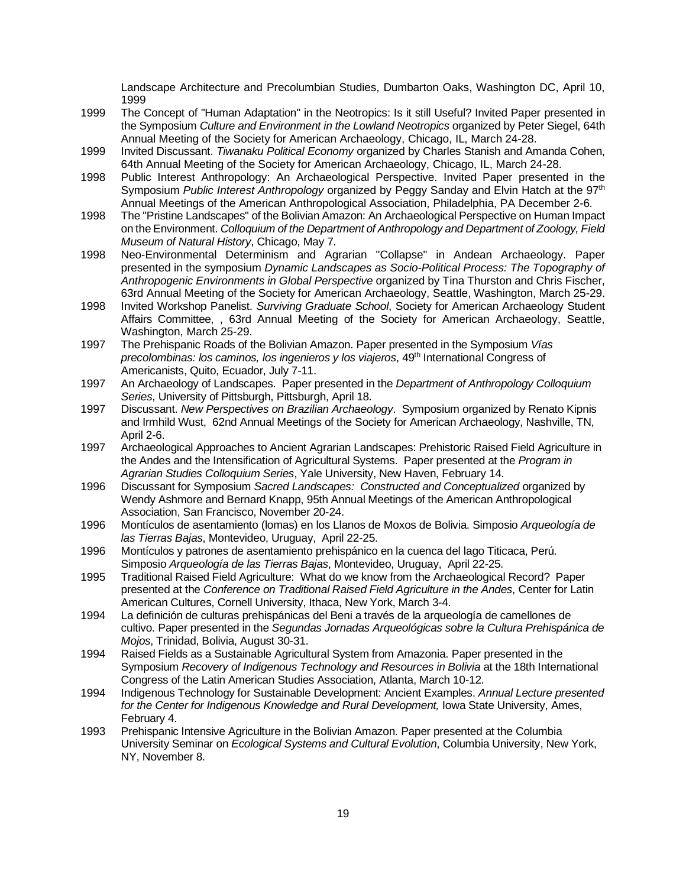Landscape Architecture and Precolumbian Studies, Dumbarton Oaks, Washington DC, April 10, 1999

1999 The Concept of "Human Adaptation" in the Neotropics: Is it still Useful? Invited Paper presented in the Symposium *Culture and Environment in the Lowland Neotropics* organized by Peter Siegel, 64th Annual Meeting of the Society for American Archaeology, Chicago, IL, March 24-28.

1999 Invited Discussant. *Tiwanaku Political Economy* organized by Charles Stanish and Amanda Cohen, 64th Annual Meeting of the Society for American Archaeology, Chicago, IL, March 24-28.

1998 Public Interest Anthropology: An Archaeological Perspective. Invited Paper presented in the Symposium *Public Interest Anthropology* organized by Peggy Sanday and Elvin Hatch at the 97th Annual Meetings of the American Anthropological Association, Philadelphia, PA December 2-6.

1998 The "Pristine Landscapes" of the Bolivian Amazon: An Archaeological Perspective on Human Impact on the Environment. *Colloquium of the Department of Anthropology and Department of Zoology, Field Museum of Natural History*, Chicago, May 7.

1998 Neo-Environmental Determinism and Agrarian "Collapse" in Andean Archaeology. Paper presented in the symposium *Dynamic Landscapes as Socio-Political Process: The Topography of Anthropogenic Environments in Global Perspective* organized by Tina Thurston and Chris Fischer, 63rd Annual Meeting of the Society for American Archaeology, Seattle, Washington, March 25-29.

1998 Invited Workshop Panelist. *Surviving Graduate School*, Society for American Archaeology Student Affairs Committee, , 63rd Annual Meeting of the Society for American Archaeology, Seattle, Washington, March 25-29.

1997 The Prehispanic Roads of the Bolivian Amazon. Paper presented in the Symposium *Vías precolombinas: los caminos, los ingenieros y los viajeros*, 49th International Congress of Americanists, Quito, Ecuador, July 7-11.

1997 An Archaeology of Landscapes. Paper presented in the *Department of Anthropology Colloquium Series*, University of Pittsburgh, Pittsburgh, April 18.

1997 Discussant. *New Perspectives on Brazilian Archaeology*. Symposium organized by Renato Kipnis and Irmhild Wust, 62nd Annual Meetings of the Society for American Archaeology, Nashville, TN, April 2-6.

1997 Archaeological Approaches to Ancient Agrarian Landscapes: Prehistoric Raised Field Agriculture in the Andes and the Intensification of Agricultural Systems. Paper presented at the *Program in Agrarian Studies Colloquium Series*, Yale University, New Haven, February 14.

1996 Discussant for Symposium *Sacred Landscapes: Constructed and Conceptualized* organized by Wendy Ashmore and Bernard Knapp, 95th Annual Meetings of the American Anthropological Association, San Francisco, November 20-24.

1996 Montículos de asentamiento (lomas) en los Llanos de Moxos de Bolivia. Simposio *Arqueología de las Tierras Bajas*, Montevideo, Uruguay, April 22-25.

1996 Montículos y patrones de asentamiento prehispánico en la cuenca del lago Titicaca, Perú. Simposio *Arqueología de las Tierras Bajas*, Montevideo, Uruguay, April 22-25.

1995 Traditional Raised Field Agriculture: What do we know from the Archaeological Record? Paper presented at the *Conference on Traditional Raised Field Agriculture in the Andes*, Center for Latin American Cultures, Cornell University, Ithaca, New York, March 3-4.

1994 La definición de culturas prehispánicas del Beni a través de la arqueología de camellones de cultivo. Paper presented in the *Segundas Jornadas Arqueológicas sobre la Cultura Prehispánica de Mojos*, Trinidad, Bolivia, August 30-31.

1994 Raised Fields as a Sustainable Agricultural System from Amazonia. Paper presented in the Symposium *Recovery of Indigenous Technology and Resources in Bolivia* at the 18th International Congress of the Latin American Studies Association, Atlanta, March 10-12.

1994 Indigenous Technology for Sustainable Development: Ancient Examples. *Annual Lecture presented for the Center for Indigenous Knowledge and Rural Development,* Iowa State University, Ames, February 4.

1993 Prehispanic Intensive Agriculture in the Bolivian Amazon. Paper presented at the Columbia University Seminar on *Ecological Systems and Cultural Evolution*, Columbia University, New York, NY, November 8.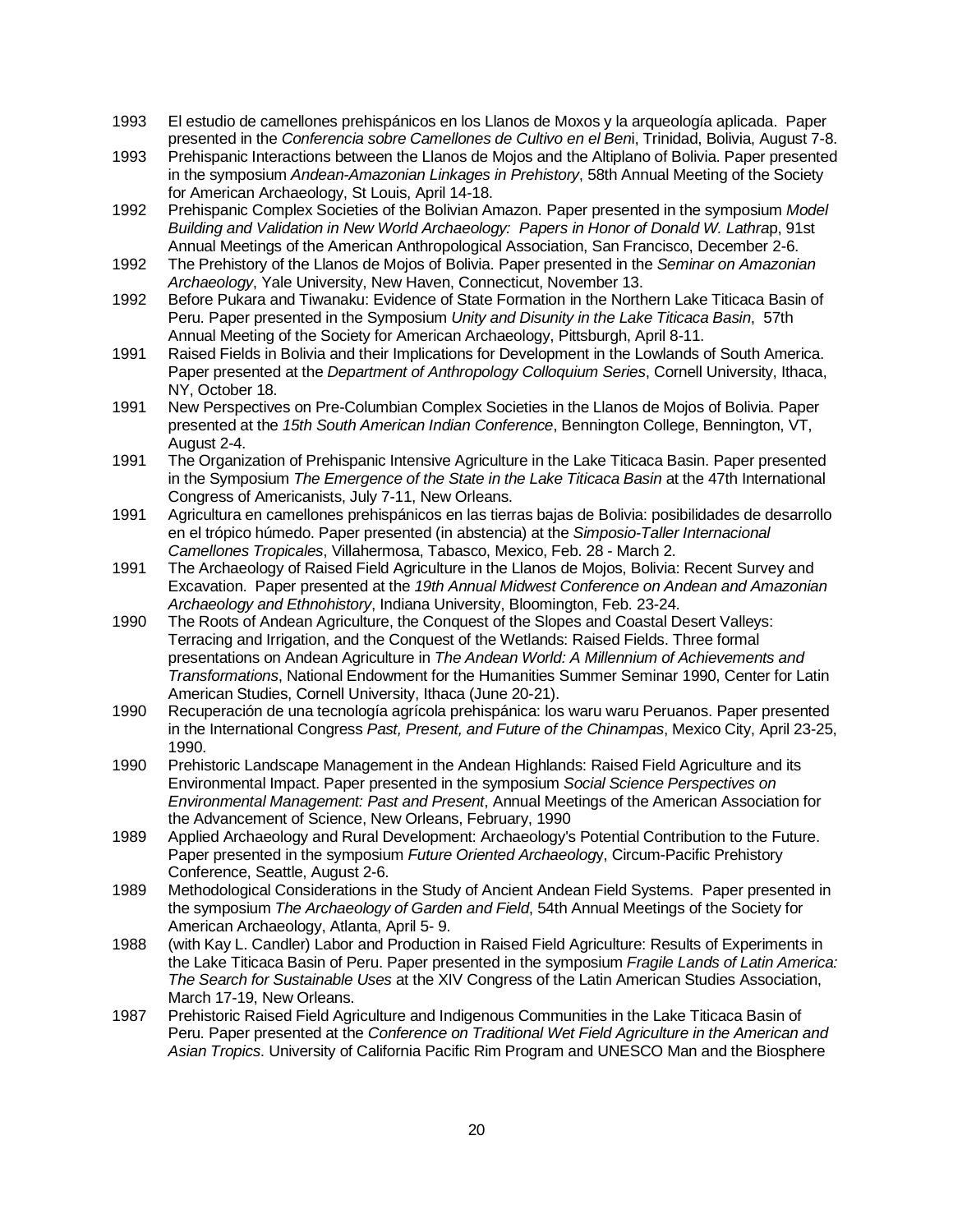1993 El estudio de camellones prehispánicos en los Llanos de Moxos y la arqueología aplicada. Paper presented in the *Conferencia sobre Camellones de Cultivo en el Beni*, Trinidad, Bolivia, August 7-8.

1993 Prehispanic Interactions between the Llanos de Mojos and the Altiplano of Bolivia. Paper presented in the symposium *Andean-Amazonian Linkages in Prehistory*, 58th Annual Meeting of the Society for American Archaeology, St Louis, April 14-18.

1992 Prehispanic Complex Societies of the Bolivian Amazon. Paper presented in the symposium *Model Building and Validation in New World Archaeology: Papers in Honor of Donald W. Lathrap*, 91st Annual Meetings of the American Anthropological Association, San Francisco, December 2-6.

1992 The Prehistory of the Llanos de Mojos of Bolivia. Paper presented in the *Seminar on Amazonian Archaeology*, Yale University, New Haven, Connecticut, November 13.

1992 Before Pukara and Tiwanaku: Evidence of State Formation in the Northern Lake Titicaca Basin of Peru. Paper presented in the Symposium *Unity and Disunity in the Lake Titicaca Basin*, 57th Annual Meeting of the Society for American Archaeology, Pittsburgh, April 8-11.

1991 Raised Fields in Bolivia and their Implications for Development in the Lowlands of South America. Paper presented at the *Department of Anthropology Colloquium Series*, Cornell University, Ithaca, NY, October 18.

1991 New Perspectives on Pre-Columbian Complex Societies in the Llanos de Mojos of Bolivia. Paper presented at the *15th South American Indian Conference*, Bennington College, Bennington, VT, August 2-4.

1991 The Organization of Prehispanic Intensive Agriculture in the Lake Titicaca Basin. Paper presented in the Symposium *The Emergence of the State in the Lake Titicaca Basin* at the 47th International Congress of Americanists, July 7-11, New Orleans.

1991 Agricultura en camellones prehispánicos en las tierras bajas de Bolivia: posibilidades de desarrollo en el trópico húmedo. Paper presented (in abstencia) at the *Simposio-Taller Internacional Camellones Tropicales*, Villahermosa, Tabasco, Mexico, Feb. 28 - March 2.

1991 The Archaeology of Raised Field Agriculture in the Llanos de Mojos, Bolivia: Recent Survey and Excavation. Paper presented at the *19th Annual Midwest Conference on Andean and Amazonian Archaeology and Ethnohistory*, Indiana University, Bloomington, Feb. 23-24.

1990 The Roots of Andean Agriculture, the Conquest of the Slopes and Coastal Desert Valleys: Terracing and Irrigation, and the Conquest of the Wetlands: Raised Fields. Three formal presentations on Andean Agriculture in *The Andean World: A Millennium of Achievements and Transformations*, National Endowment for the Humanities Summer Seminar 1990, Center for Latin American Studies, Cornell University, Ithaca (June 20-21).

1990 Recuperación de una tecnología agrícola prehispánica: los waru waru Peruanos. Paper presented in the International Congress *Past, Present, and Future of the Chinampas*, Mexico City, April 23-25, 1990.

1990 Prehistoric Landscape Management in the Andean Highlands: Raised Field Agriculture and its Environmental Impact. Paper presented in the symposium *Social Science Perspectives on Environmental Management: Past and Present*, Annual Meetings of the American Association for the Advancement of Science, New Orleans, February, 1990

1989 Applied Archaeology and Rural Development: Archaeology's Potential Contribution to the Future. Paper presented in the symposium *Future Oriented Archaeology*, Circum-Pacific Prehistory Conference, Seattle, August 2-6.

1989 Methodological Considerations in the Study of Ancient Andean Field Systems. Paper presented in the symposium *The Archaeology of Garden and Field*, 54th Annual Meetings of the Society for American Archaeology, Atlanta, April 5- 9.

1988 (with Kay L. Candler) Labor and Production in Raised Field Agriculture: Results of Experiments in the Lake Titicaca Basin of Peru. Paper presented in the symposium *Fragile Lands of Latin America: The Search for Sustainable Uses* at the XIV Congress of the Latin American Studies Association, March 17-19, New Orleans.

1987 Prehistoric Raised Field Agriculture and Indigenous Communities in the Lake Titicaca Basin of Peru. Paper presented at the *Conference on Traditional Wet Field Agriculture in the American and Asian Tropics*. University of California Pacific Rim Program and UNESCO Man and the Biosphere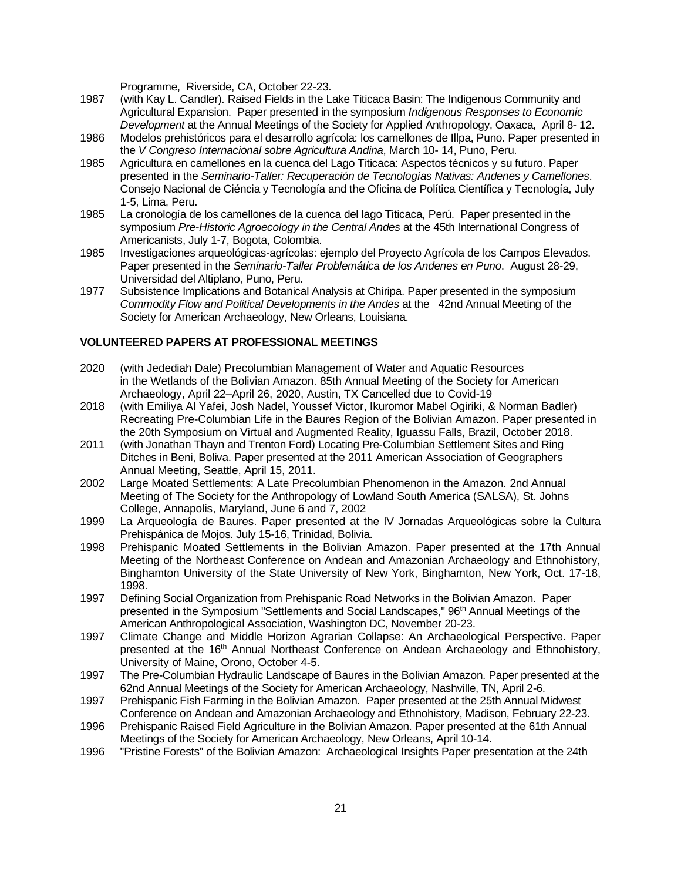Programme, Riverside, CA, October 22-23.

1987 (with Kay L. Candler). Raised Fields in the Lake Titicaca Basin: The Indigenous Community and Agricultural Expansion. Paper presented in the symposium *Indigenous Responses to Economic Development* at the Annual Meetings of the Society for Applied Anthropology, Oaxaca, April 8- 12.

1986 Modelos prehistóricos para el desarrollo agrícola: los camellones de Illpa, Puno. Paper presented in the *V Congreso Internacional sobre Agricultura Andina*, March 10- 14, Puno, Peru.

1985 Agricultura en camellones en la cuenca del Lago Titicaca: Aspectos técnicos y su futuro. Paper presented in the *Seminario-Taller: Recuperación de Tecnologías Nativas: Andenes y Camellones*. Consejo Nacional de Ciéncia y Tecnología and the Oficina de Política Científica y Tecnología, July 1-5, Lima, Peru.

1985 La cronología de los camellones de la cuenca del lago Titicaca, Perú. Paper presented in the symposium *Pre-Historic Agroecology in the Central Andes* at the 45th International Congress of Americanists, July 1-7, Bogota, Colombia.

1985 Investigaciones arqueológicas-agrícolas: ejemplo del Proyecto Agrícola de los Campos Elevados. Paper presented in the *Seminario-Taller Problemática de los Andenes en Puno*. August 28-29, Universidad del Altiplano, Puno, Peru.

1977 Subsistence Implications and Botanical Analysis at Chiripa. Paper presented in the symposium *Commodity Flow and Political Developments in the Andes* at the 42nd Annual Meeting of the Society for American Archaeology, New Orleans, Louisiana.

**VOLUNTEERED PAPERS AT PROFESSIONAL MEETINGS**

2020 (with Jedediah Dale) Precolumbian Management of Water and Aquatic Resources in the Wetlands of the Bolivian Amazon. 85th Annual Meeting of the Society for American Archaeology, April 22–April 26, 2020, Austin, TX Cancelled due to Covid-19

2018 (with Emiliya Al Yafei, Josh Nadel, Youssef Victor, Ikuromor Mabel Ogiriki, & Norman Badler) Recreating Pre-Columbian Life in the Baures Region of the Bolivian Amazon. Paper presented in the 20th Symposium on Virtual and Augmented Reality, Iguassu Falls, Brazil, October 2018.

2011 (with Jonathan Thayn and Trenton Ford) Locating Pre-Columbian Settlement Sites and Ring Ditches in Beni, Boliva. Paper presented at the 2011 American Association of Geographers Annual Meeting, Seattle, April 15, 2011.

2002 Large Moated Settlements: A Late Precolumbian Phenomenon in the Amazon. 2nd Annual Meeting of The Society for the Anthropology of Lowland South America (SALSA), St. Johns College, Annapolis, Maryland, June 6 and 7, 2002

1999 La Arqueología de Baures. Paper presented at the IV Jornadas Arqueológicas sobre la Cultura Prehispánica de Mojos. July 15-16, Trinidad, Bolivia.

1998 Prehispanic Moated Settlements in the Bolivian Amazon. Paper presented at the 17th Annual Meeting of the Northeast Conference on Andean and Amazonian Archaeology and Ethnohistory, Binghamton University of the State University of New York, Binghamton, New York, Oct. 17-18, 1998.

1997 Defining Social Organization from Prehispanic Road Networks in the Bolivian Amazon. Paper presented in the Symposium "Settlements and Social Landscapes," 96th Annual Meetings of the American Anthropological Association, Washington DC, November 20-23.

1997 Climate Change and Middle Horizon Agrarian Collapse: An Archaeological Perspective. Paper presented at the 16th Annual Northeast Conference on Andean Archaeology and Ethnohistory, University of Maine, Orono, October 4-5.

1997 The Pre-Columbian Hydraulic Landscape of Baures in the Bolivian Amazon. Paper presented at the 62nd Annual Meetings of the Society for American Archaeology, Nashville, TN, April 2-6.

1997 Prehispanic Fish Farming in the Bolivian Amazon. Paper presented at the 25th Annual Midwest Conference on Andean and Amazonian Archaeology and Ethnohistory, Madison, February 22-23.

1996 Prehispanic Raised Field Agriculture in the Bolivian Amazon. Paper presented at the 61th Annual Meetings of the Society for American Archaeology, New Orleans, April 10-14.

1996 "Pristine Forests" of the Bolivian Amazon: Archaeological Insights Paper presentation at the 24th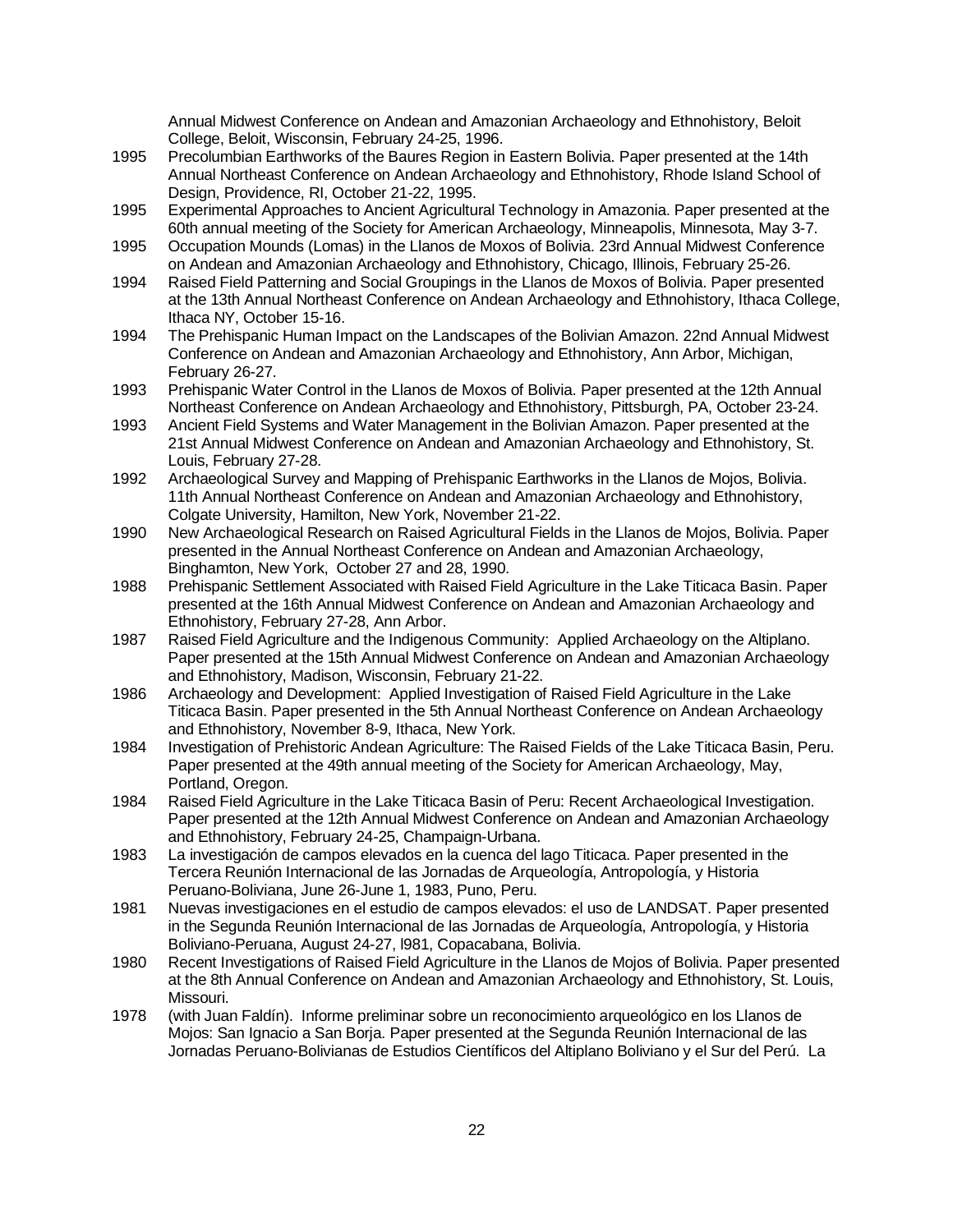Annual Midwest Conference on Andean and Amazonian Archaeology and Ethnohistory, Beloit College, Beloit, Wisconsin, February 24-25, 1996.

1995 Precolumbian Earthworks of the Baures Region in Eastern Bolivia. Paper presented at the 14th Annual Northeast Conference on Andean Archaeology and Ethnohistory, Rhode Island School of Design, Providence, RI, October 21-22, 1995.

1995 Experimental Approaches to Ancient Agricultural Technology in Amazonia. Paper presented at the 60th annual meeting of the Society for American Archaeology, Minneapolis, Minnesota, May 3-7.

1995 Occupation Mounds (Lomas) in the Llanos de Moxos of Bolivia. 23rd Annual Midwest Conference on Andean and Amazonian Archaeology and Ethnohistory, Chicago, Illinois, February 25-26.

1994 Raised Field Patterning and Social Groupings in the Llanos de Moxos of Bolivia. Paper presented at the 13th Annual Northeast Conference on Andean Archaeology and Ethnohistory, Ithaca College, Ithaca NY, October 15-16.

1994 The Prehispanic Human Impact on the Landscapes of the Bolivian Amazon. 22nd Annual Midwest Conference on Andean and Amazonian Archaeology and Ethnohistory, Ann Arbor, Michigan, February 26-27.

1993 Prehispanic Water Control in the Llanos de Moxos of Bolivia. Paper presented at the 12th Annual Northeast Conference on Andean Archaeology and Ethnohistory, Pittsburgh, PA, October 23-24.

1993 Ancient Field Systems and Water Management in the Bolivian Amazon. Paper presented at the 21st Annual Midwest Conference on Andean and Amazonian Archaeology and Ethnohistory, St. Louis, February 27-28.

1992 Archaeological Survey and Mapping of Prehispanic Earthworks in the Llanos de Mojos, Bolivia. 11th Annual Northeast Conference on Andean and Amazonian Archaeology and Ethnohistory, Colgate University, Hamilton, New York, November 21-22.

1990 New Archaeological Research on Raised Agricultural Fields in the Llanos de Mojos, Bolivia. Paper presented in the Annual Northeast Conference on Andean and Amazonian Archaeology, Binghamton, New York, October 27 and 28, 1990.

1988 Prehispanic Settlement Associated with Raised Field Agriculture in the Lake Titicaca Basin. Paper presented at the 16th Annual Midwest Conference on Andean and Amazonian Archaeology and Ethnohistory, February 27-28, Ann Arbor.

1987 Raised Field Agriculture and the Indigenous Community: Applied Archaeology on the Altiplano. Paper presented at the 15th Annual Midwest Conference on Andean and Amazonian Archaeology and Ethnohistory, Madison, Wisconsin, February 21-22.

1986 Archaeology and Development: Applied Investigation of Raised Field Agriculture in the Lake Titicaca Basin. Paper presented in the 5th Annual Northeast Conference on Andean Archaeology and Ethnohistory, November 8-9, Ithaca, New York.

1984 Investigation of Prehistoric Andean Agriculture: The Raised Fields of the Lake Titicaca Basin, Peru. Paper presented at the 49th annual meeting of the Society for American Archaeology, May, Portland, Oregon.

1984 Raised Field Agriculture in the Lake Titicaca Basin of Peru: Recent Archaeological Investigation. Paper presented at the 12th Annual Midwest Conference on Andean and Amazonian Archaeology and Ethnohistory, February 24-25, Champaign-Urbana.

1983 La investigación de campos elevados en la cuenca del lago Titicaca. Paper presented in the Tercera Reunión Internacional de las Jornadas de Arqueología, Antropología, y Historia Peruano-Boliviana, June 26-June 1, 1983, Puno, Peru.

1981 Nuevas investigaciones en el estudio de campos elevados: el uso de LANDSAT. Paper presented in the Segunda Reunión Internacional de las Jornadas de Arqueología, Antropología, y Historia Boliviano-Peruana, August 24-27, l981, Copacabana, Bolivia.

1980 Recent Investigations of Raised Field Agriculture in the Llanos de Mojos of Bolivia. Paper presented at the 8th Annual Conference on Andean and Amazonian Archaeology and Ethnohistory, St. Louis, Missouri.

1978 (with Juan Faldín). Informe preliminar sobre un reconocimiento arqueológico en los Llanos de Mojos: San Ignacio a San Borja. Paper presented at the Segunda Reunión Internacional de las Jornadas Peruano-Bolivianas de Estudios Científicos del Altiplano Boliviano y el Sur del Perú. La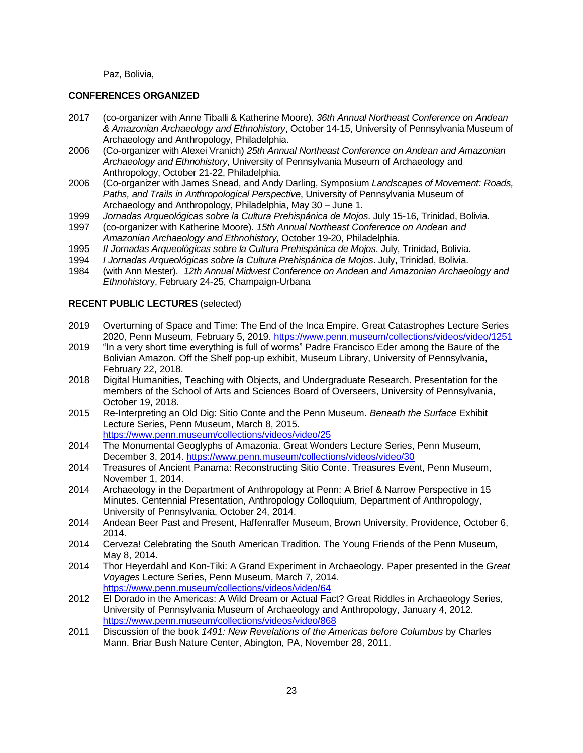Paz, Bolivia,

**CONFERENCES ORGANIZED**

2017 (co-organizer with Anne Tiballi & Katherine Moore). *36th Annual Northeast Conference on Andean & Amazonian Archaeology and Ethnohistory*, October 14-15, University of Pennsylvania Museum of Archaeology and Anthropology, Philadelphia.

2006 (Co-organizer with Alexei Vranich) *25th Annual Northeast Conference on Andean and Amazonian Archaeology and Ethnohistory*, University of Pennsylvania Museum of Archaeology and Anthropology, October 21-22, Philadelphia.

2006 (Co-organizer with James Snead, and Andy Darling, Symposium *Landscapes of Movement: Roads, Paths, and Trails in Anthropological Perspective*, University of Pennsylvania Museum of Archaeology and Anthropology, Philadelphia, May 30 – June 1.

1999 *Jornadas Arqueológicas sobre la Cultura Prehispánica de Mojos*. July 15-16, Trinidad, Bolivia.

1997 (co-organizer with Katherine Moore). *15th Annual Northeast Conference on Andean and Amazonian Archaeology and Ethnohistory*, October 19-20, Philadelphia.

1995 *II Jornadas Arqueológicas sobre la Cultura Prehispánica de Mojos*. July, Trinidad, Bolivia.

1994 *I Jornadas Arqueológicas sobre la Cultura Prehispánica de Mojos*. July, Trinidad, Bolivia.

1984 (with Ann Mester). *12th Annual Midwest Conference on Andean and Amazonian Archaeology and Ethnohistory*, February 24-25, Champaign-Urbana

**RECENT PUBLIC LECTURES** (selected)

2019 Overturning of Space and Time: The End of the Inca Empire. Great Catastrophes Lecture Series 2020, Penn Museum, February 5, 2019. https://www.penn.museum/collections/videos/video/1251

2019 "In a very short time everything is full of worms" Padre Francisco Eder among the Baure of the Bolivian Amazon. Off the Shelf pop-up exhibit, Museum Library, University of Pennsylvania, February 22, 2018.

2018 Digital Humanities, Teaching with Objects, and Undergraduate Research. Presentation for the members of the School of Arts and Sciences Board of Overseers, University of Pennsylvania, October 19, 2018.

2015 Re-Interpreting an Old Dig: Sitio Conte and the Penn Museum. *Beneath the Surface* Exhibit Lecture Series, Penn Museum, March 8, 2015. https://www.penn.museum/collections/videos/video/25

2014 The Monumental Geoglyphs of Amazonia. Great Wonders Lecture Series, Penn Museum, December 3, 2014. https://www.penn.museum/collections/videos/video/30

2014 Treasures of Ancient Panama: Reconstructing Sitio Conte. Treasures Event, Penn Museum, November 1, 2014.

2014 Archaeology in the Department of Anthropology at Penn: A Brief & Narrow Perspective in 15 Minutes. Centennial Presentation, Anthropology Colloquium, Department of Anthropology, University of Pennsylvania, October 24, 2014.

2014 Andean Beer Past and Present, Haffenraffer Museum, Brown University, Providence, October 6, 2014.

2014 Cerveza! Celebrating the South American Tradition. The Young Friends of the Penn Museum, May 8, 2014.

2014 Thor Heyerdahl and Kon-Tiki: A Grand Experiment in Archaeology. Paper presented in the *Great Voyages* Lecture Series, Penn Museum, March 7, 2014. https://www.penn.museum/collections/videos/video/64

2012 El Dorado in the Americas: A Wild Dream or Actual Fact? Great Riddles in Archaeology Series, University of Pennsylvania Museum of Archaeology and Anthropology, January 4, 2012. https://www.penn.museum/collections/videos/video/868

2011 Discussion of the book *1491: New Revelations of the Americas before Columbus* by Charles Mann. Briar Bush Nature Center, Abington, PA, November 28, 2011.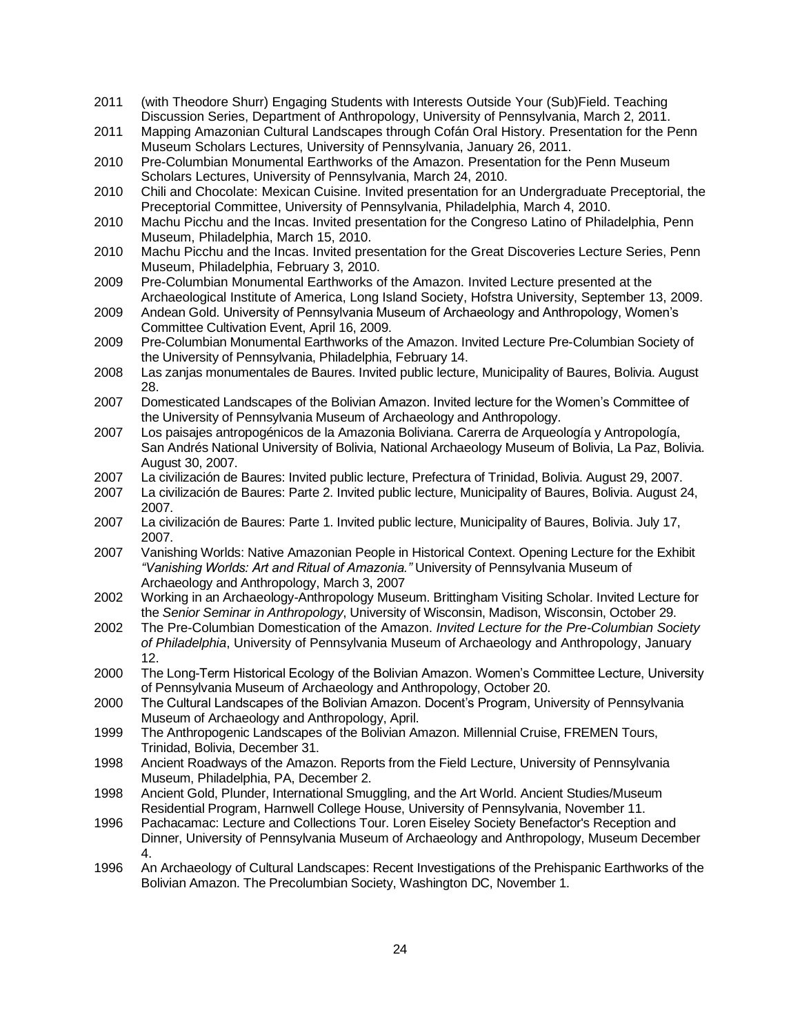2011 (with Theodore Shurr) Engaging Students with Interests Outside Your (Sub)Field. Teaching Discussion Series, Department of Anthropology, University of Pennsylvania, March 2, 2011.

2011 Mapping Amazonian Cultural Landscapes through Cofán Oral History. Presentation for the Penn Museum Scholars Lectures, University of Pennsylvania, January 26, 2011.

2010 Pre-Columbian Monumental Earthworks of the Amazon. Presentation for the Penn Museum Scholars Lectures, University of Pennsylvania, March 24, 2010.

2010 Chili and Chocolate: Mexican Cuisine. Invited presentation for an Undergraduate Preceptorial, the Preceptorial Committee, University of Pennsylvania, Philadelphia, March 4, 2010.

2010 Machu Picchu and the Incas. Invited presentation for the Congreso Latino of Philadelphia, Penn Museum, Philadelphia, March 15, 2010.

2010 Machu Picchu and the Incas. Invited presentation for the Great Discoveries Lecture Series, Penn Museum, Philadelphia, February 3, 2010.

2009 Pre-Columbian Monumental Earthworks of the Amazon. Invited Lecture presented at the Archaeological Institute of America, Long Island Society, Hofstra University, September 13, 2009.

2009 Andean Gold. University of Pennsylvania Museum of Archaeology and Anthropology, Women's Committee Cultivation Event, April 16, 2009.

2009 Pre-Columbian Monumental Earthworks of the Amazon. Invited Lecture Pre-Columbian Society of the University of Pennsylvania, Philadelphia, February 14.

2008 Las zanjas monumentales de Baures. Invited public lecture, Municipality of Baures, Bolivia. August 28.

2007 Domesticated Landscapes of the Bolivian Amazon. Invited lecture for the Women's Committee of the University of Pennsylvania Museum of Archaeology and Anthropology.

2007 Los paisajes antropogénicos de la Amazonia Boliviana. Carerra de Arqueología y Antropología, San Andrés National University of Bolivia, National Archaeology Museum of Bolivia, La Paz, Bolivia. August 30, 2007.

2007 La civilización de Baures: Invited public lecture, Prefectura of Trinidad, Bolivia. August 29, 2007.

2007 La civilización de Baures: Parte 2. Invited public lecture, Municipality of Baures, Bolivia. August 24, 2007.

2007 La civilización de Baures: Parte 1. Invited public lecture, Municipality of Baures, Bolivia. July 17, 2007.

2007 Vanishing Worlds: Native Amazonian People in Historical Context. Opening Lecture for the Exhibit *"Vanishing Worlds: Art and Ritual of Amazonia."* University of Pennsylvania Museum of Archaeology and Anthropology, March 3, 2007

2002 Working in an Archaeology-Anthropology Museum. Brittingham Visiting Scholar. Invited Lecture for the *Senior Seminar in Anthropology*, University of Wisconsin, Madison, Wisconsin, October 29.

2002 The Pre-Columbian Domestication of the Amazon. *Invited Lecture for the Pre-Columbian Society of Philadelphia*, University of Pennsylvania Museum of Archaeology and Anthropology, January 12.

2000 The Long-Term Historical Ecology of the Bolivian Amazon. Women's Committee Lecture, University of Pennsylvania Museum of Archaeology and Anthropology, October 20.

2000 The Cultural Landscapes of the Bolivian Amazon. Docent's Program, University of Pennsylvania Museum of Archaeology and Anthropology, April.

1999 The Anthropogenic Landscapes of the Bolivian Amazon. Millennial Cruise, FREMEN Tours, Trinidad, Bolivia, December 31.

1998 Ancient Roadways of the Amazon. Reports from the Field Lecture, University of Pennsylvania Museum, Philadelphia, PA, December 2.

1998 Ancient Gold, Plunder, International Smuggling, and the Art World. Ancient Studies/Museum Residential Program, Harnwell College House, University of Pennsylvania, November 11.

1996 Pachacamac: Lecture and Collections Tour. Loren Eiseley Society Benefactor's Reception and Dinner, University of Pennsylvania Museum of Archaeology and Anthropology, Museum December 4.

1996 An Archaeology of Cultural Landscapes: Recent Investigations of the Prehispanic Earthworks of the Bolivian Amazon. The Precolumbian Society, Washington DC, November 1.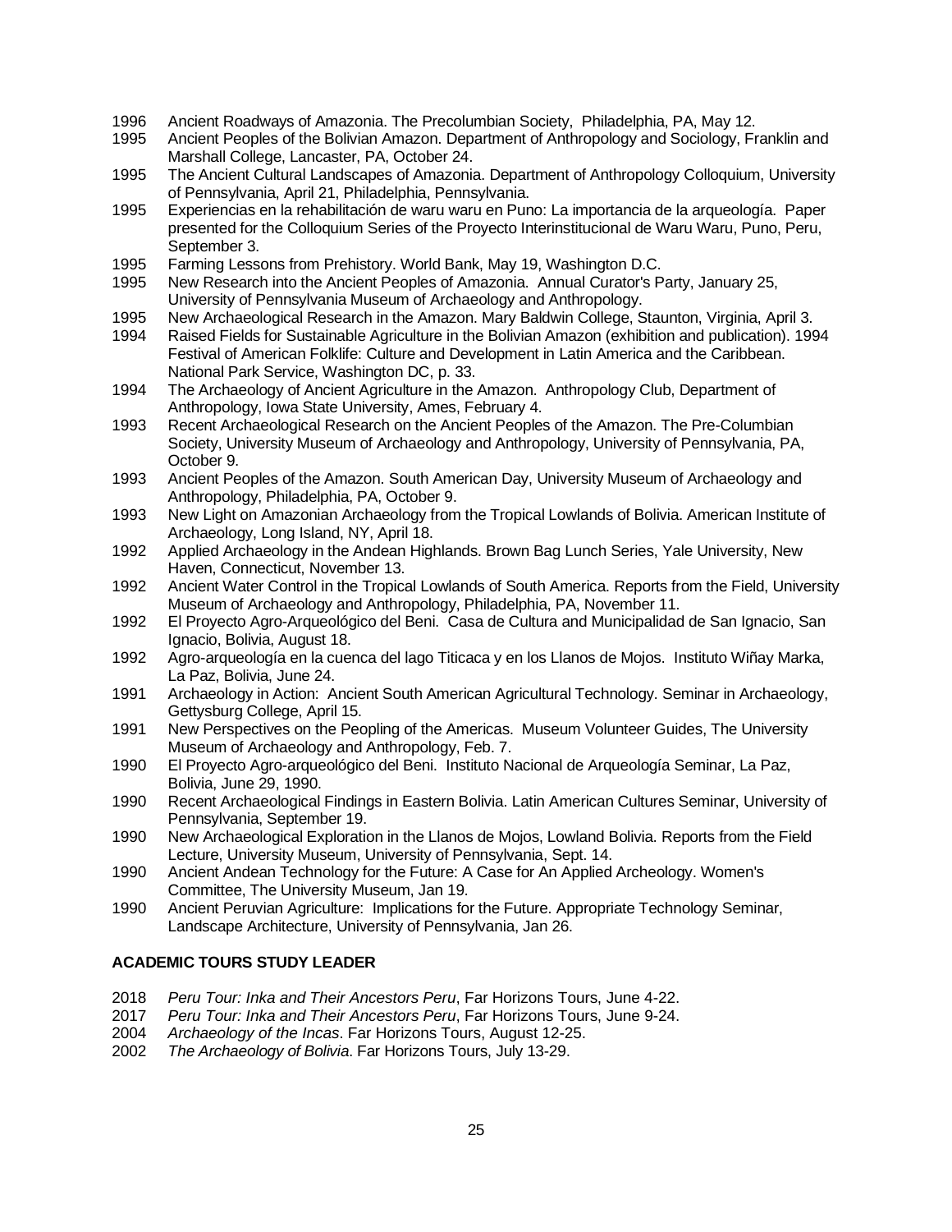1996 Ancient Roadways of Amazonia. The Precolumbian Society, Philadelphia, PA, May 12.

1995 Ancient Peoples of the Bolivian Amazon. Department of Anthropology and Sociology, Franklin and Marshall College, Lancaster, PA, October 24.

1995 The Ancient Cultural Landscapes of Amazonia. Department of Anthropology Colloquium, University of Pennsylvania, April 21, Philadelphia, Pennsylvania.

1995 Experiencias en la rehabilitación de waru waru en Puno: La importancia de la arqueología. Paper presented for the Colloquium Series of the Proyecto Interinstitucional de Waru Waru, Puno, Peru, September 3.

1995 Farming Lessons from Prehistory. World Bank, May 19, Washington D.C.

1995 New Research into the Ancient Peoples of Amazonia. Annual Curator's Party, January 25, University of Pennsylvania Museum of Archaeology and Anthropology.

1995 New Archaeological Research in the Amazon. Mary Baldwin College, Staunton, Virginia, April 3.

1994 Raised Fields for Sustainable Agriculture in the Bolivian Amazon (exhibition and publication). 1994 Festival of American Folklife: Culture and Development in Latin America and the Caribbean. National Park Service, Washington DC, p. 33.

1994 The Archaeology of Ancient Agriculture in the Amazon. Anthropology Club, Department of Anthropology, Iowa State University, Ames, February 4.

1993 Recent Archaeological Research on the Ancient Peoples of the Amazon. The Pre-Columbian Society, University Museum of Archaeology and Anthropology, University of Pennsylvania, PA, October 9.

1993 Ancient Peoples of the Amazon. South American Day, University Museum of Archaeology and Anthropology, Philadelphia, PA, October 9.

1993 New Light on Amazonian Archaeology from the Tropical Lowlands of Bolivia. American Institute of Archaeology, Long Island, NY, April 18.

1992 Applied Archaeology in the Andean Highlands. Brown Bag Lunch Series, Yale University, New Haven, Connecticut, November 13.

1992 Ancient Water Control in the Tropical Lowlands of South America. Reports from the Field, University Museum of Archaeology and Anthropology, Philadelphia, PA, November 11.

1992 El Proyecto Agro-Arqueológico del Beni. Casa de Cultura and Municipalidad de San Ignacio, San Ignacio, Bolivia, August 18.

1992 Agro-arqueología en la cuenca del lago Titicaca y en los Llanos de Mojos. Instituto Wiñay Marka, La Paz, Bolivia, June 24.

1991 Archaeology in Action: Ancient South American Agricultural Technology. Seminar in Archaeology, Gettysburg College, April 15.

1991 New Perspectives on the Peopling of the Americas. Museum Volunteer Guides, The University Museum of Archaeology and Anthropology, Feb. 7.

1990 El Proyecto Agro-arqueológico del Beni. Instituto Nacional de Arqueología Seminar, La Paz, Bolivia, June 29, 1990.

1990 Recent Archaeological Findings in Eastern Bolivia. Latin American Cultures Seminar, University of Pennsylvania, September 19.

1990 New Archaeological Exploration in the Llanos de Mojos, Lowland Bolivia. Reports from the Field Lecture, University Museum, University of Pennsylvania, Sept. 14.

1990 Ancient Andean Technology for the Future: A Case for An Applied Archeology. Women's Committee, The University Museum, Jan 19.

1990 Ancient Peruvian Agriculture: Implications for the Future. Appropriate Technology Seminar, Landscape Architecture, University of Pennsylvania, Jan 26.

**ACADEMIC TOURS STUDY LEADER**

2018 *Peru Tour: Inka and Their Ancestors Peru*, Far Horizons Tours, June 4-22.

2017 *Peru Tour: Inka and Their Ancestors Peru*, Far Horizons Tours, June 9-24.

2004 *Archaeology of the Incas*. Far Horizons Tours, August 12-25.

2002 *The Archaeology of Bolivia*. Far Horizons Tours, July 13-29.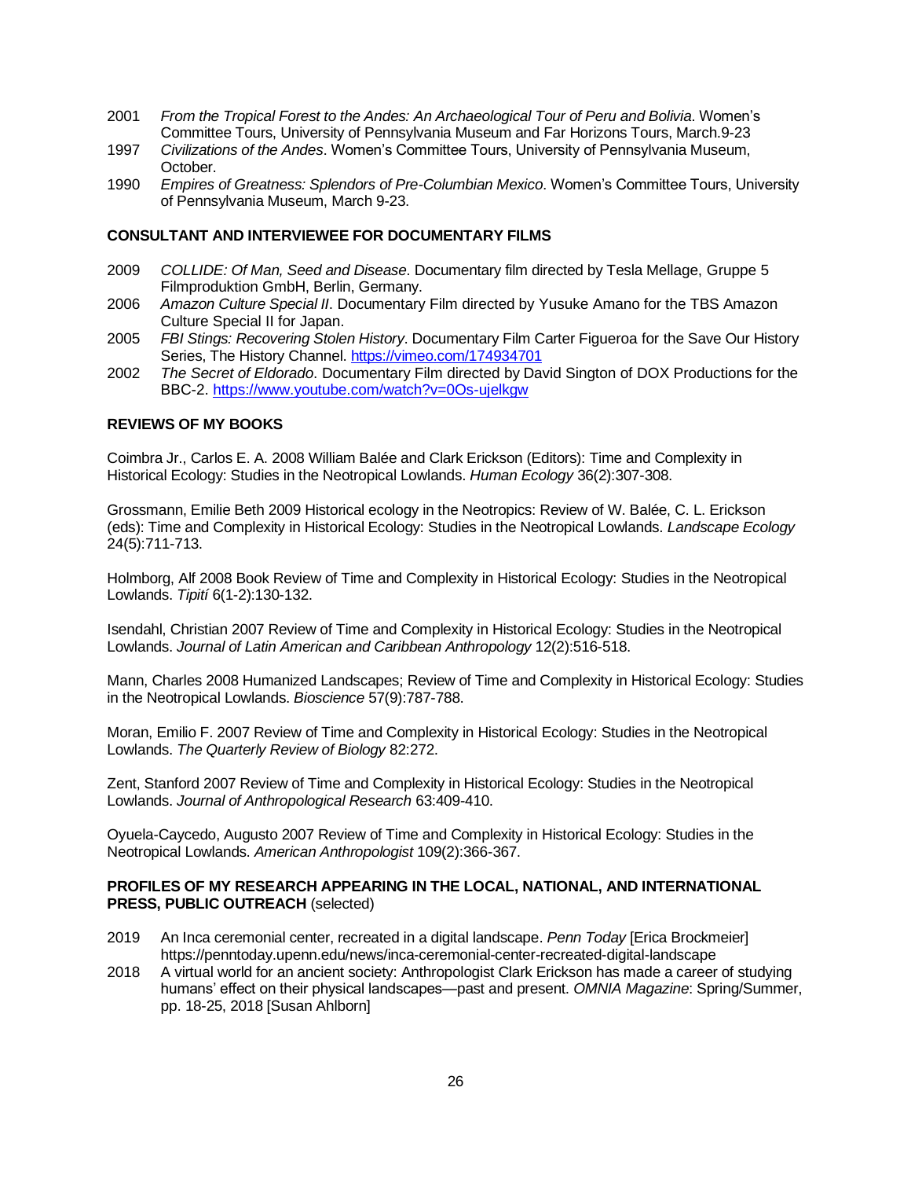2001 *From the Tropical Forest to the Andes: An Archaeological Tour of Peru and Bolivia*. Women's Committee Tours, University of Pennsylvania Museum and Far Horizons Tours, March.9-23

1997 *Civilizations of the Andes*. Women's Committee Tours, University of Pennsylvania Museum, October.

1990 *Empires of Greatness: Splendors of Pre-Columbian Mexico*. Women's Committee Tours, University of Pennsylvania Museum, March 9-23.

**CONSULTANT AND INTERVIEWEE FOR DOCUMENTARY FILMS**

2009 *COLLIDE: Of Man, Seed and Disease*. Documentary film directed by Tesla Mellage, Gruppe 5 Filmproduktion GmbH, Berlin, Germany.

2006 *Amazon Culture Special II*. Documentary Film directed by Yusuke Amano for the TBS Amazon Culture Special II for Japan.

2005 *FBI Stings: Recovering Stolen History*. Documentary Film Carter Figueroa for the Save Our History Series, The History Channel. https://vimeo.com/174934701

2002 *The Secret of Eldorado*. Documentary Film directed by David Sington of DOX Productions for the BBC-2. https://www.youtube.com/watch?v=0Os-ujelkgw

**REVIEWS OF MY BOOKS**

Coimbra Jr., Carlos E. A. 2008 William Balée and Clark Erickson (Editors): Time and Complexity in Historical Ecology: Studies in the Neotropical Lowlands. *Human Ecology* 36(2):307-308.

Grossmann, Emilie Beth 2009 Historical ecology in the Neotropics: Review of W. Balée, C. L. Erickson (eds): Time and Complexity in Historical Ecology: Studies in the Neotropical Lowlands. *Landscape Ecology* 24(5):711-713.

Holmborg, Alf 2008 Book Review of Time and Complexity in Historical Ecology: Studies in the Neotropical Lowlands. *Tipití* 6(1-2):130-132.

Isendahl, Christian 2007 Review of Time and Complexity in Historical Ecology: Studies in the Neotropical Lowlands. *Journal of Latin American and Caribbean Anthropology* 12(2):516-518.

Mann, Charles 2008 Humanized Landscapes; Review of Time and Complexity in Historical Ecology: Studies in the Neotropical Lowlands. *Bioscience* 57(9):787-788.

Moran, Emilio F. 2007 Review of Time and Complexity in Historical Ecology: Studies in the Neotropical Lowlands. *The Quarterly Review of Biology* 82:272.

Zent, Stanford 2007 Review of Time and Complexity in Historical Ecology: Studies in the Neotropical Lowlands. *Journal of Anthropological Research* 63:409-410.

Oyuela-Caycedo, Augusto 2007 Review of Time and Complexity in Historical Ecology: Studies in the Neotropical Lowlands. *American Anthropologist* 109(2):366-367.

**PROFILES OF MY RESEARCH APPEARING IN THE LOCAL, NATIONAL, AND INTERNATIONAL PRESS, PUBLIC OUTREACH** (selected)

2019 An Inca ceremonial center, recreated in a digital landscape. *Penn Today* [Erica Brockmeier] https://penntoday.upenn.edu/news/inca-ceremonial-center-recreated-digital-landscape

2018 A virtual world for an ancient society: Anthropologist Clark Erickson has made a career of studying humans' effect on their physical landscapes—past and present. *OMNIA Magazine*: Spring/Summer, pp. 18-25, 2018 [Susan Ahlborn]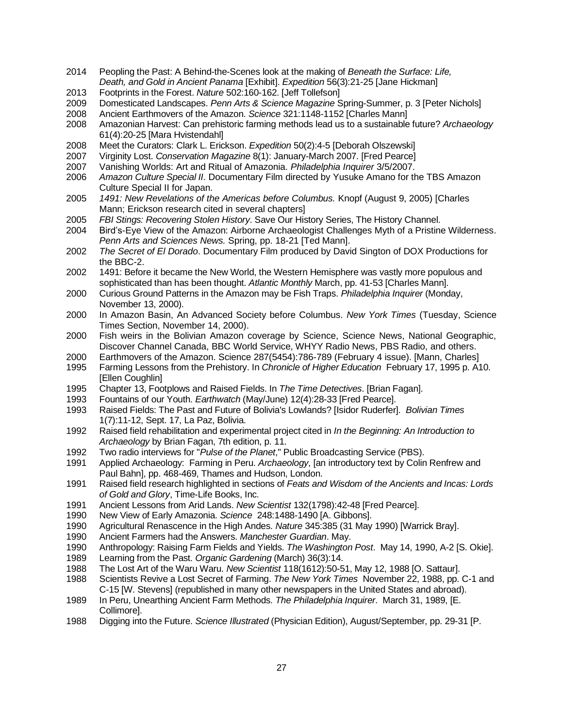2014 Peopling the Past: A Behind-the-Scenes look at the making of *Beneath the Surface: Life, Death, and Gold in Ancient Panama* [Exhibit]. *Expedition* 56(3):21-25 [Jane Hickman]

2013 Footprints in the Forest. *Nature* 502:160-162. [Jeff Tollefson]

2009 Domesticated Landscapes. *Penn Arts & Science Magazine* Spring-Summer, p. 3 [Peter Nichols]

2008 Ancient Earthmovers of the Amazon. *Science* 321:1148-1152 [Charles Mann]

2008 Amazonian Harvest: Can prehistoric farming methods lead us to a sustainable future? *Archaeology* 61(4):20-25 [Mara Hvistendahl]

2008 Meet the Curators: Clark L. Erickson. *Expedition* 50(2):4-5 [Deborah Olszewski]

2007 Virginity Lost. *Conservation Magazine* 8(1): January-March 2007. [Fred Pearce]

2007 Vanishing Worlds: Art and Ritual of Amazonia. *Philadelphia Inquirer* 3/5/2007.

2006 *Amazon Culture Special II*. Documentary Film directed by Yusuke Amano for the TBS Amazon Culture Special II for Japan.

2005 *1491: New Revelations of the Americas before Columbus.* Knopf (August 9, 2005) [Charles Mann; Erickson research cited in several chapters]

2005 *FBI Stings: Recovering Stolen History*. Save Our History Series, The History Channel.

2004 Bird's-Eye View of the Amazon: Airborne Archaeologist Challenges Myth of a Pristine Wilderness. *Penn Arts and Sciences News.* Spring, pp. 18-21 [Ted Mann].

2002 *The Secret of El Dorado*. Documentary Film produced by David Sington of DOX Productions for the BBC-2.

2002 1491: Before it became the New World, the Western Hemisphere was vastly more populous and sophisticated than has been thought. *Atlantic Monthly* March, pp. 41-53 [Charles Mann].

2000 Curious Ground Patterns in the Amazon may be Fish Traps. *Philadelphia Inquirer* (Monday, November 13, 2000).

2000 In Amazon Basin, An Advanced Society before Columbus. *New York Times* (Tuesday, Science Times Section, November 14, 2000).

2000 Fish weirs in the Bolivian Amazon coverage by Science, Science News, National Geographic, Discover Channel Canada, BBC World Service, WHYY Radio News, PBS Radio, and others.

2000 Earthmovers of the Amazon. Science 287(5454):786-789 (February 4 issue). [Mann, Charles]

1995 Farming Lessons from the Prehistory. In *Chronicle of Higher Education* February 17, 1995 p. A10. [Ellen Coughlin]

1995 Chapter 13, Footplows and Raised Fields. In *The Time Detectives*. [Brian Fagan].

1993 Fountains of our Youth. *Earthwatch* (May/June) 12(4):28-33 [Fred Pearce].

1993 Raised Fields: The Past and Future of Bolivia's Lowlands? [Isidor Ruderfer]. *Bolivian Times* 1(7):11-12, Sept. 17, La Paz, Bolivia.

1992 Raised field rehabilitation and experimental project cited in *In the Beginning: An Introduction to Archaeology* by Brian Fagan, 7th edition, p. 11.

1992 Two radio interviews for "*Pulse of the Planet*," Public Broadcasting Service (PBS).

1991 Applied Archaeology: Farming in Peru. *Archaeology*, [an introductory text by Colin Renfrew and Paul Bahn], pp. 468-469, Thames and Hudson, London.

1991 Raised field research highlighted in sections of *Feats and Wisdom of the Ancients and Incas: Lords of Gold and Glory*, Time-Life Books, Inc.

1991 Ancient Lessons from Arid Lands. *New Scientist* 132(1798):42-48 [Fred Pearce].

1990 New View of Early Amazonia. *Science* 248:1488-1490 [A. Gibbons].

1990 Agricultural Renascence in the High Andes. *Nature* 345:385 (31 May 1990) [Warrick Bray].

1990 Ancient Farmers had the Answers. *Manchester Guardian*. May.

1990 Anthropology: Raising Farm Fields and Yields. *The Washington Post*. May 14, 1990, A-2 [S. Okie].

1989 Learning from the Past. *Organic Gardening* (March) 36(3):14.

1988 The Lost Art of the Waru Waru. *New Scientist* 118(1612):50-51, May 12, 1988 [O. Sattaur].

1988 Scientists Revive a Lost Secret of Farming. *The New York Times* November 22, 1988, pp. C-1 and C-15 [W. Stevens] (republished in many other newspapers in the United States and abroad).

1989 In Peru, Unearthing Ancient Farm Methods. *The Philadelphia Inquirer*. March 31, 1989, [E. Collimore].

1988 Digging into the Future. *Science Illustrated* (Physician Edition), August/September, pp. 29-31 [P.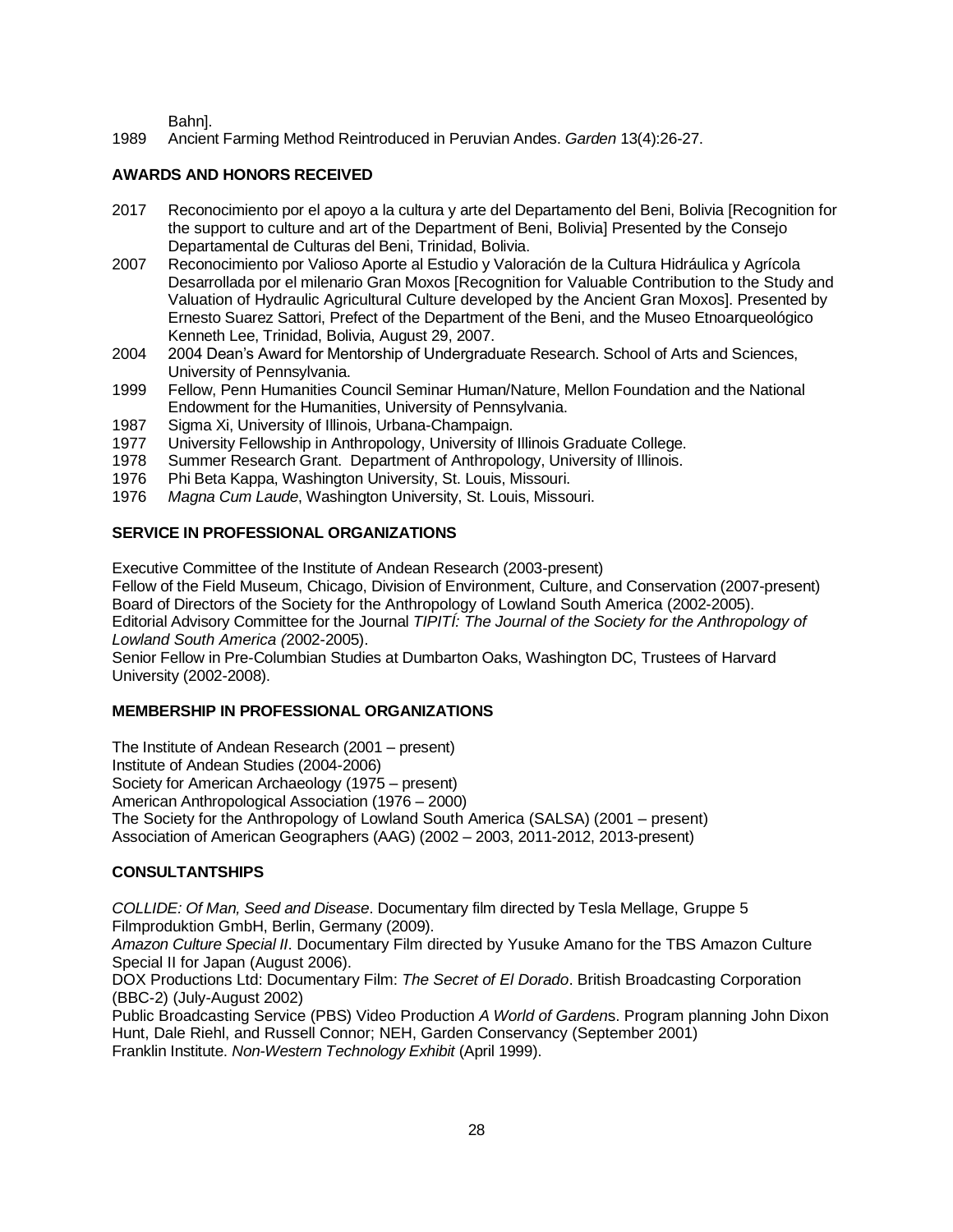Bahn].

1989 Ancient Farming Method Reintroduced in Peruvian Andes. *Garden* 13(4):26-27.

**AWARDS AND HONORS RECEIVED**

2017 Reconocimiento por el apoyo a la cultura y arte del Departamento del Beni, Bolivia [Recognition for the support to culture and art of the Department of Beni, Bolivia] Presented by the Consejo Departamental de Culturas del Beni, Trinidad, Bolivia.

2007 Reconocimiento por Valioso Aporte al Estudio y Valoración de la Cultura Hidráulica y Agrícola Desarrollada por el milenario Gran Moxos [Recognition for Valuable Contribution to the Study and Valuation of Hydraulic Agricultural Culture developed by the Ancient Gran Moxos]. Presented by Ernesto Suarez Sattori, Prefect of the Department of the Beni, and the Museo Etnoarqueológico Kenneth Lee, Trinidad, Bolivia, August 29, 2007.

2004 2004 Dean's Award for Mentorship of Undergraduate Research. School of Arts and Sciences, University of Pennsylvania.

1999 Fellow, Penn Humanities Council Seminar Human/Nature, Mellon Foundation and the National Endowment for the Humanities, University of Pennsylvania.

1987 Sigma Xi, University of Illinois, Urbana-Champaign.

1977 University Fellowship in Anthropology, University of Illinois Graduate College.

1978 Summer Research Grant. Department of Anthropology, University of Illinois.

1976 Phi Beta Kappa, Washington University, St. Louis, Missouri.

1976 *Magna Cum Laude*, Washington University, St. Louis, Missouri.

**SERVICE IN PROFESSIONAL ORGANIZATIONS**

Executive Committee of the Institute of Andean Research (2003-present)
Fellow of the Field Museum, Chicago, Division of Environment, Culture, and Conservation (2007-present)
Board of Directors of the Society for the Anthropology of Lowland South America (2002-2005).
Editorial Advisory Committee for the Journal *TIPITÍ: The Journal of the Society for the Anthropology of Lowland South America (*2002-2005).
Senior Fellow in Pre-Columbian Studies at Dumbarton Oaks, Washington DC, Trustees of Harvard University (2002-2008).

**MEMBERSHIP IN PROFESSIONAL ORGANIZATIONS**

The Institute of Andean Research (2001 – present)
Institute of Andean Studies (2004-2006)
Society for American Archaeology (1975 – present)
American Anthropological Association (1976 – 2000)
The Society for the Anthropology of Lowland South America (SALSA) (2001 – present)
Association of American Geographers (AAG) (2002 – 2003, 2011-2012, 2013-present)

**CONSULTANTSHIPS**

*COLLIDE: Of Man, Seed and Disease*. Documentary film directed by Tesla Mellage, Gruppe 5 Filmproduktion GmbH, Berlin, Germany (2009).
*Amazon Culture Special II*. Documentary Film directed by Yusuke Amano for the TBS Amazon Culture Special II for Japan (August 2006).
DOX Productions Ltd: Documentary Film: *The Secret of El Dorado*. British Broadcasting Corporation (BBC-2) (July-August 2002)
Public Broadcasting Service (PBS) Video Production *A World of Garden*s. Program planning John Dixon Hunt, Dale Riehl, and Russell Connor; NEH, Garden Conservancy (September 2001)
Franklin Institute. *Non-Western Technology Exhibit* (April 1999).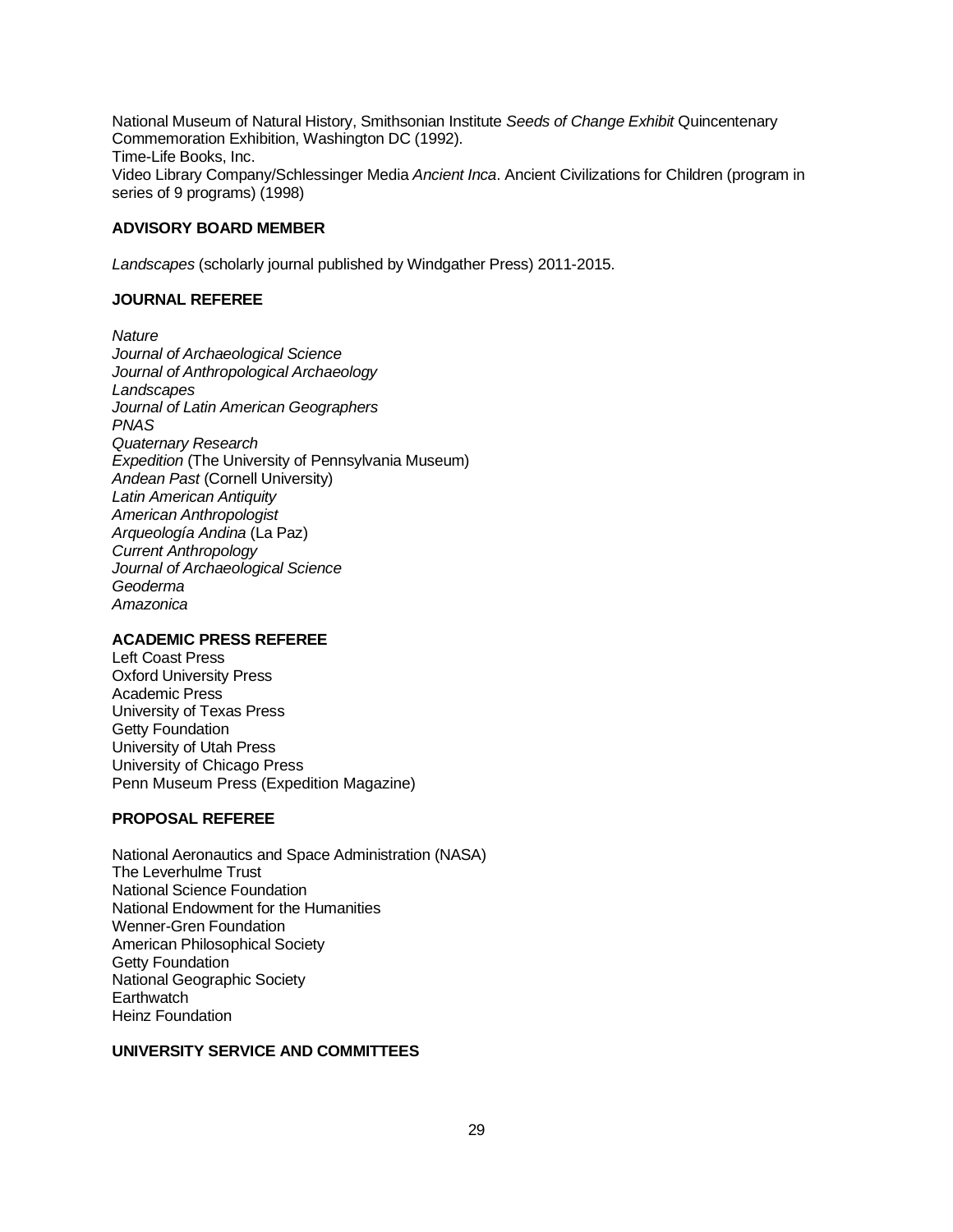National Museum of Natural History, Smithsonian Institute *Seeds of Change Exhibit* Quincentenary Commemoration Exhibition, Washington DC (1992).
Time-Life Books, Inc.
Video Library Company/Schlessinger Media *Ancient Inca*. Ancient Civilizations for Children (program in series of 9 programs) (1998)

**ADVISORY BOARD MEMBER**

*Landscapes* (scholarly journal published by Windgather Press) 2011-2015.

**JOURNAL REFEREE**

*Nature*
*Journal of Archaeological Science*
*Journal of Anthropological Archaeology*
*Landscapes*
*Journal of Latin American Geographers*
*PNAS*
*Quaternary Research*
*Expedition* (The University of Pennsylvania Museum)
*Andean Past* (Cornell University)
*Latin American Antiquity*
*American Anthropologist*
*Arqueología Andina* (La Paz)
*Current Anthropology*
*Journal of Archaeological Science*
*Geoderma*
*Amazonica*

**ACADEMIC PRESS REFEREE**

Left Coast Press
Oxford University Press
Academic Press
University of Texas Press
Getty Foundation
University of Utah Press
University of Chicago Press
Penn Museum Press (Expedition Magazine)

**PROPOSAL REFEREE**

National Aeronautics and Space Administration (NASA)
The Leverhulme Trust
National Science Foundation
National Endowment for the Humanities
Wenner-Gren Foundation
American Philosophical Society
Getty Foundation
National Geographic Society
Earthwatch
Heinz Foundation

**UNIVERSITY SERVICE AND COMMITTEES**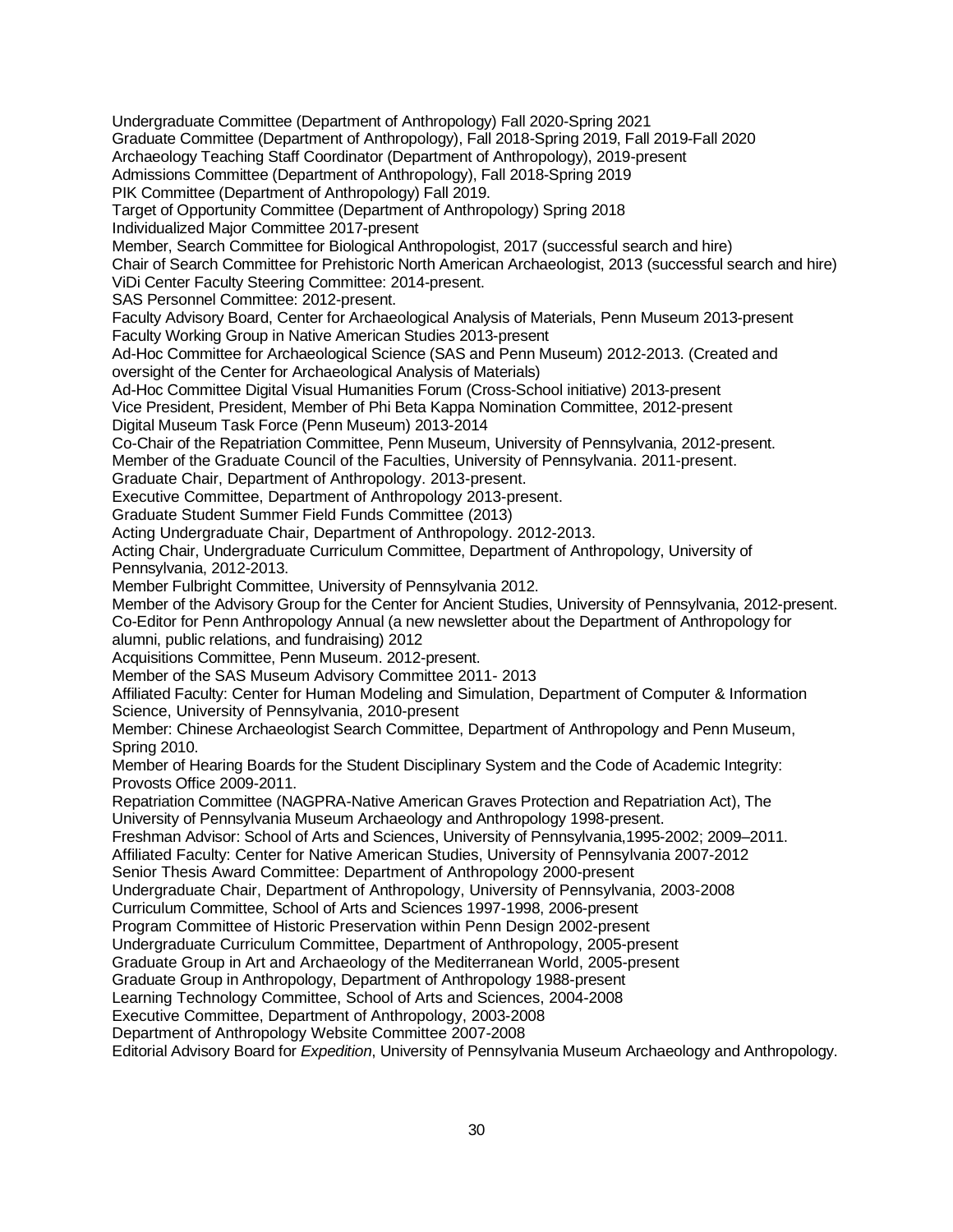Undergraduate Committee (Department of Anthropology) Fall 2020-Spring 2021
Graduate Committee (Department of Anthropology), Fall 2018-Spring 2019, Fall 2019-Fall 2020
Archaeology Teaching Staff Coordinator (Department of Anthropology), 2019-present
Admissions Committee (Department of Anthropology), Fall 2018-Spring 2019
PIK Committee (Department of Anthropology) Fall 2019.
Target of Opportunity Committee (Department of Anthropology) Spring 2018
Individualized Major Committee 2017-present
Member, Search Committee for Biological Anthropologist, 2017 (successful search and hire)
Chair of Search Committee for Prehistoric North American Archaeologist, 2013 (successful search and hire)
ViDi Center Faculty Steering Committee: 2014-present.
SAS Personnel Committee: 2012-present.
Faculty Advisory Board, Center for Archaeological Analysis of Materials, Penn Museum 2013-present
Faculty Working Group in Native American Studies 2013-present
Ad-Hoc Committee for Archaeological Science (SAS and Penn Museum) 2012-2013. (Created and oversight of the Center for Archaeological Analysis of Materials)
Ad-Hoc Committee Digital Visual Humanities Forum (Cross-School initiative) 2013-present
Vice President, President, Member of Phi Beta Kappa Nomination Committee, 2012-present
Digital Museum Task Force (Penn Museum) 2013-2014
Co-Chair of the Repatriation Committee, Penn Museum, University of Pennsylvania, 2012-present.
Member of the Graduate Council of the Faculties, University of Pennsylvania. 2011-present.
Graduate Chair, Department of Anthropology. 2013-present.
Executive Committee, Department of Anthropology 2013-present.
Graduate Student Summer Field Funds Committee (2013)
Acting Undergraduate Chair, Department of Anthropology. 2012-2013.
Acting Chair, Undergraduate Curriculum Committee, Department of Anthropology, University of Pennsylvania, 2012-2013.
Member Fulbright Committee, University of Pennsylvania 2012.
Member of the Advisory Group for the Center for Ancient Studies, University of Pennsylvania, 2012-present.
Co-Editor for Penn Anthropology Annual (a new newsletter about the Department of Anthropology for alumni, public relations, and fundraising) 2012
Acquisitions Committee, Penn Museum. 2012-present.
Member of the SAS Museum Advisory Committee 2011- 2013
Affiliated Faculty: Center for Human Modeling and Simulation, Department of Computer & Information Science, University of Pennsylvania, 2010-present
Member: Chinese Archaeologist Search Committee, Department of Anthropology and Penn Museum, Spring 2010.
Member of Hearing Boards for the Student Disciplinary System and the Code of Academic Integrity: Provosts Office 2009-2011.
Repatriation Committee (NAGPRA-Native American Graves Protection and Repatriation Act), The University of Pennsylvania Museum Archaeology and Anthropology 1998-present.
Freshman Advisor: School of Arts and Sciences, University of Pennsylvania,1995-2002; 2009–2011.
Affiliated Faculty: Center for Native American Studies, University of Pennsylvania 2007-2012
Senior Thesis Award Committee: Department of Anthropology 2000-present
Undergraduate Chair, Department of Anthropology, University of Pennsylvania, 2003-2008
Curriculum Committee, School of Arts and Sciences 1997-1998, 2006-present
Program Committee of Historic Preservation within Penn Design 2002-present
Undergraduate Curriculum Committee, Department of Anthropology, 2005-present
Graduate Group in Art and Archaeology of the Mediterranean World, 2005-present
Graduate Group in Anthropology, Department of Anthropology 1988-present
Learning Technology Committee, School of Arts and Sciences, 2004-2008
Executive Committee, Department of Anthropology, 2003-2008
Department of Anthropology Website Committee 2007-2008
Editorial Advisory Board for *Expedition*, University of Pennsylvania Museum Archaeology and Anthropology.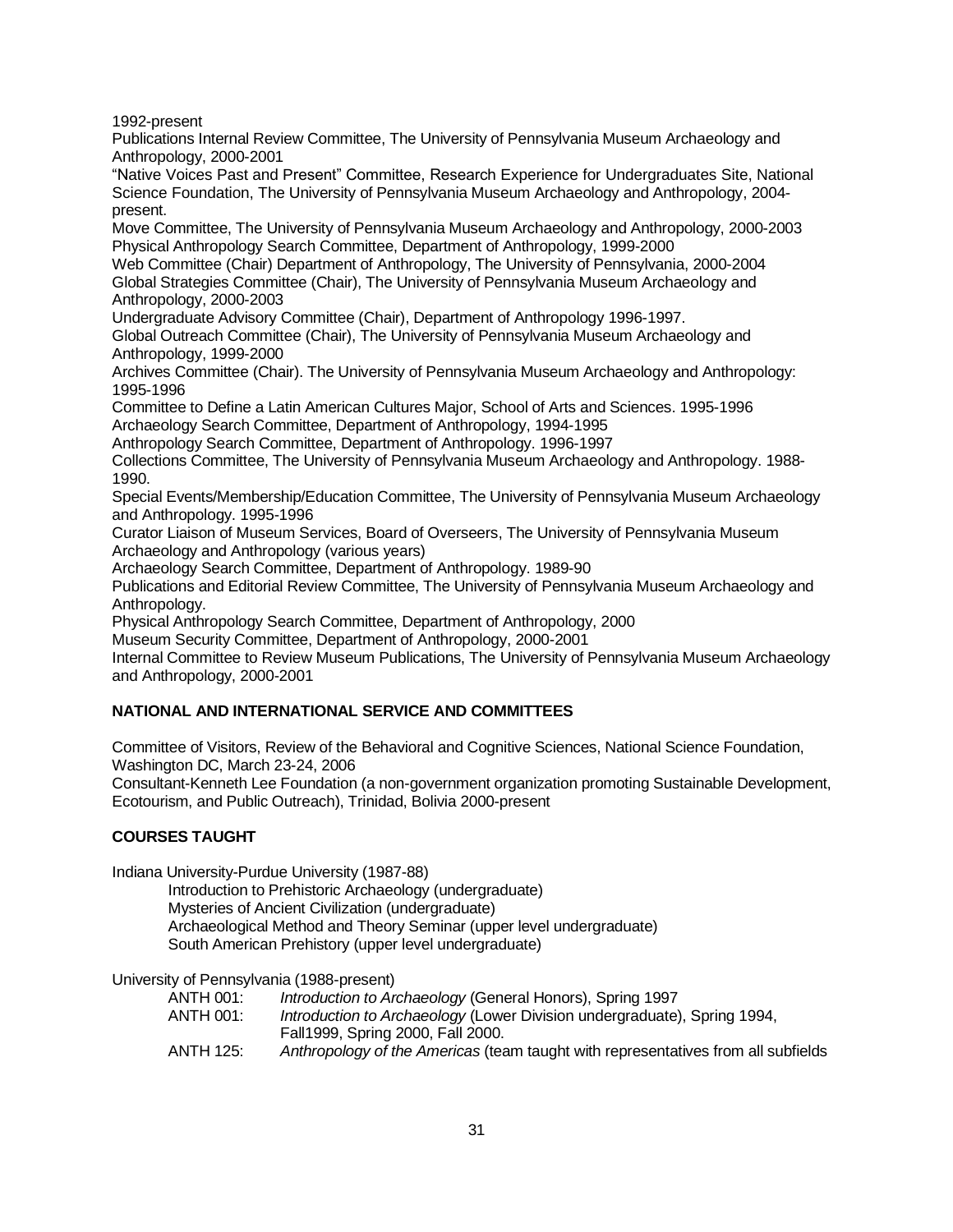1992-present

Publications Internal Review Committee, The University of Pennsylvania Museum Archaeology and Anthropology, 2000-2001

"Native Voices Past and Present" Committee, Research Experience for Undergraduates Site, National Science Foundation, The University of Pennsylvania Museum Archaeology and Anthropology, 2004-present.

Move Committee, The University of Pennsylvania Museum Archaeology and Anthropology, 2000-2003

Physical Anthropology Search Committee, Department of Anthropology, 1999-2000

Web Committee (Chair) Department of Anthropology, The University of Pennsylvania, 2000-2004

Global Strategies Committee (Chair), The University of Pennsylvania Museum Archaeology and Anthropology, 2000-2003

Undergraduate Advisory Committee (Chair), Department of Anthropology 1996-1997.

Global Outreach Committee (Chair), The University of Pennsylvania Museum Archaeology and Anthropology, 1999-2000

Archives Committee (Chair). The University of Pennsylvania Museum Archaeology and Anthropology: 1995-1996

Committee to Define a Latin American Cultures Major, School of Arts and Sciences. 1995-1996

Archaeology Search Committee, Department of Anthropology, 1994-1995

Anthropology Search Committee, Department of Anthropology. 1996-1997

Collections Committee, The University of Pennsylvania Museum Archaeology and Anthropology. 1988-1990.

Special Events/Membership/Education Committee, The University of Pennsylvania Museum Archaeology and Anthropology. 1995-1996

Curator Liaison of Museum Services, Board of Overseers, The University of Pennsylvania Museum Archaeology and Anthropology (various years)

Archaeology Search Committee, Department of Anthropology. 1989-90

Publications and Editorial Review Committee, The University of Pennsylvania Museum Archaeology and Anthropology.

Physical Anthropology Search Committee, Department of Anthropology, 2000

Museum Security Committee, Department of Anthropology, 2000-2001

Internal Committee to Review Museum Publications, The University of Pennsylvania Museum Archaeology and Anthropology, 2000-2001

**NATIONAL AND INTERNATIONAL SERVICE AND COMMITTEES**

Committee of Visitors, Review of the Behavioral and Cognitive Sciences, National Science Foundation, Washington DC, March 23-24, 2006

Consultant-Kenneth Lee Foundation (a non-government organization promoting Sustainable Development, Ecotourism, and Public Outreach), Trinidad, Bolivia 2000-present

**COURSES TAUGHT**

Indiana University-Purdue University (1987-88)

- Introduction to Prehistoric Archaeology (undergraduate)
- Mysteries of Ancient Civilization (undergraduate)
- Archaeological Method and Theory Seminar (upper level undergraduate)
- South American Prehistory (upper level undergraduate)

University of Pennsylvania (1988-present)

- ANTH 001: *Introduction to Archaeology* (General Honors), Spring 1997
- ANTH 001: *Introduction to Archaeology* (Lower Division undergraduate), Spring 1994, Fall1999, Spring 2000, Fall 2000.
- ANTH 125: *Anthropology of the Americas* (team taught with representatives from all subfields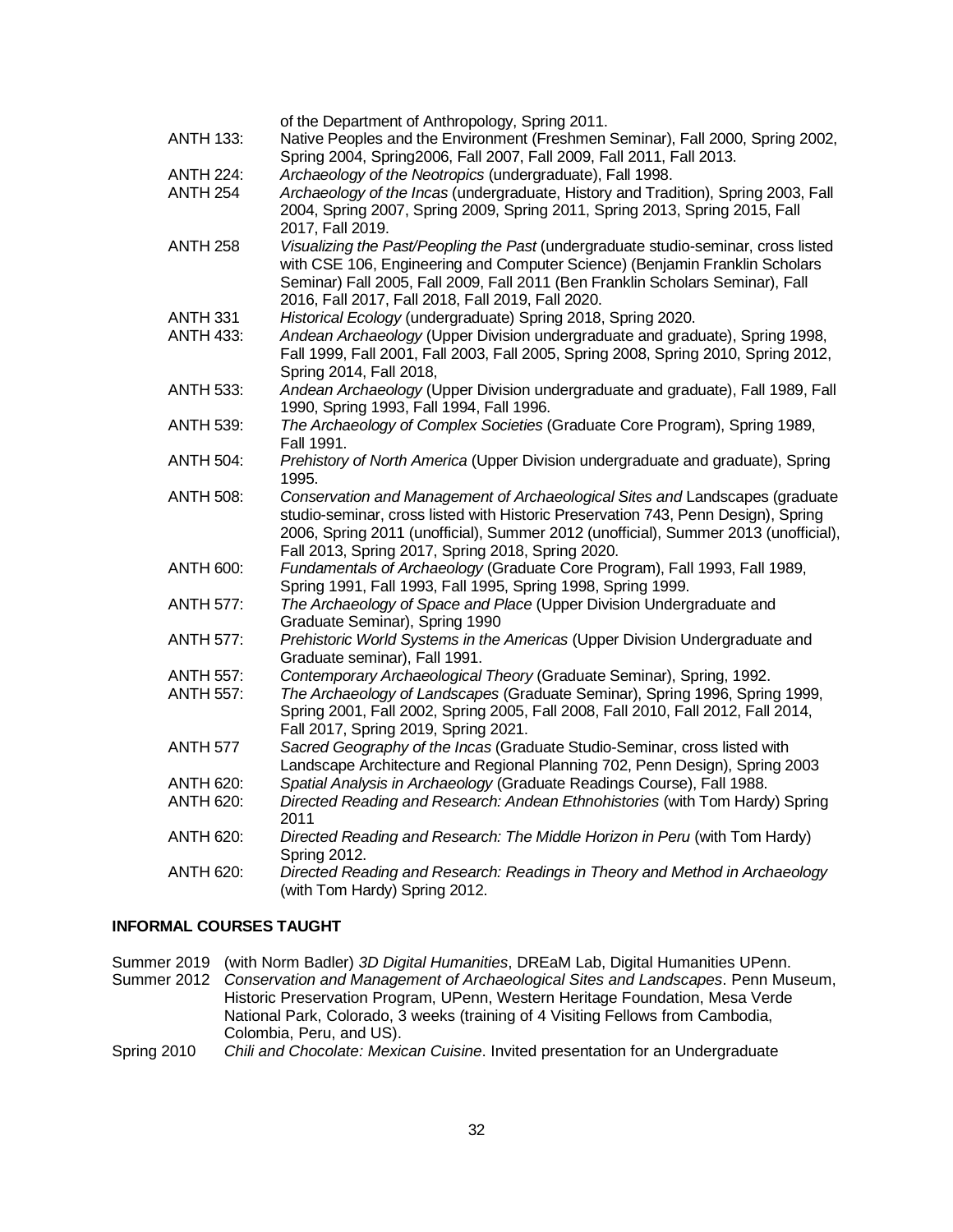of the Department of Anthropology, Spring 2011.

ANTH 133: Native Peoples and the Environment (Freshmen Seminar), Fall 2000, Spring 2002, Spring 2004, Spring2006, Fall 2007, Fall 2009, Fall 2011, Fall 2013.

ANTH 224: *Archaeology of the Neotropics* (undergraduate), Fall 1998.

ANTH 254 *Archaeology of the Incas* (undergraduate, History and Tradition), Spring 2003, Fall 2004, Spring 2007, Spring 2009, Spring 2011, Spring 2013, Spring 2015, Fall 2017, Fall 2019.

ANTH 258 *Visualizing the Past/Peopling the Past* (undergraduate studio-seminar, cross listed with CSE 106, Engineering and Computer Science) (Benjamin Franklin Scholars Seminar) Fall 2005, Fall 2009, Fall 2011 (Ben Franklin Scholars Seminar), Fall 2016, Fall 2017, Fall 2018, Fall 2019, Fall 2020.

ANTH 331 *Historical Ecology* (undergraduate) Spring 2018, Spring 2020.

ANTH 433: *Andean Archaeology* (Upper Division undergraduate and graduate), Spring 1998, Fall 1999, Fall 2001, Fall 2003, Fall 2005, Spring 2008, Spring 2010, Spring 2012, Spring 2014, Fall 2018,

ANTH 533: *Andean Archaeology* (Upper Division undergraduate and graduate), Fall 1989, Fall 1990, Spring 1993, Fall 1994, Fall 1996.

ANTH 539: *The Archaeology of Complex Societies* (Graduate Core Program), Spring 1989, Fall 1991.

ANTH 504: *Prehistory of North America* (Upper Division undergraduate and graduate), Spring 1995.

ANTH 508: *Conservation and Management of Archaeological Sites and* Landscapes (graduate studio-seminar, cross listed with Historic Preservation 743, Penn Design), Spring 2006, Spring 2011 (unofficial), Summer 2012 (unofficial), Summer 2013 (unofficial), Fall 2013, Spring 2017, Spring 2018, Spring 2020.

ANTH 600: *Fundamentals of Archaeology* (Graduate Core Program), Fall 1993, Fall 1989, Spring 1991, Fall 1993, Fall 1995, Spring 1998, Spring 1999.

ANTH 577: *The Archaeology of Space and Place* (Upper Division Undergraduate and Graduate Seminar), Spring 1990

ANTH 577: *Prehistoric World Systems in the Americas* (Upper Division Undergraduate and Graduate seminar), Fall 1991.

ANTH 557: *Contemporary Archaeological Theory* (Graduate Seminar), Spring, 1992.

ANTH 557: *The Archaeology of Landscapes* (Graduate Seminar), Spring 1996, Spring 1999, Spring 2001, Fall 2002, Spring 2005, Fall 2008, Fall 2010, Fall 2012, Fall 2014, Fall 2017, Spring 2019, Spring 2021.

ANTH 577 *Sacred Geography of the Incas* (Graduate Studio-Seminar, cross listed with Landscape Architecture and Regional Planning 702, Penn Design), Spring 2003

ANTH 620: *Spatial Analysis in Archaeology* (Graduate Readings Course), Fall 1988.

ANTH 620: *Directed Reading and Research: Andean Ethnohistories* (with Tom Hardy) Spring 2011

ANTH 620: *Directed Reading and Research: The Middle Horizon in Peru* (with Tom Hardy) Spring 2012.

ANTH 620: *Directed Reading and Research: Readings in Theory and Method in Archaeology* (with Tom Hardy) Spring 2012.

**INFORMAL COURSES TAUGHT**

Summer 2019 (with Norm Badler) *3D Digital Humanities*, DREaM Lab, Digital Humanities UPenn.

Summer 2012 *Conservation and Management of Archaeological Sites and Landscapes*. Penn Museum, Historic Preservation Program, UPenn, Western Heritage Foundation, Mesa Verde National Park, Colorado, 3 weeks (training of 4 Visiting Fellows from Cambodia, Colombia, Peru, and US).

Spring 2010 *Chili and Chocolate: Mexican Cuisine*. Invited presentation for an Undergraduate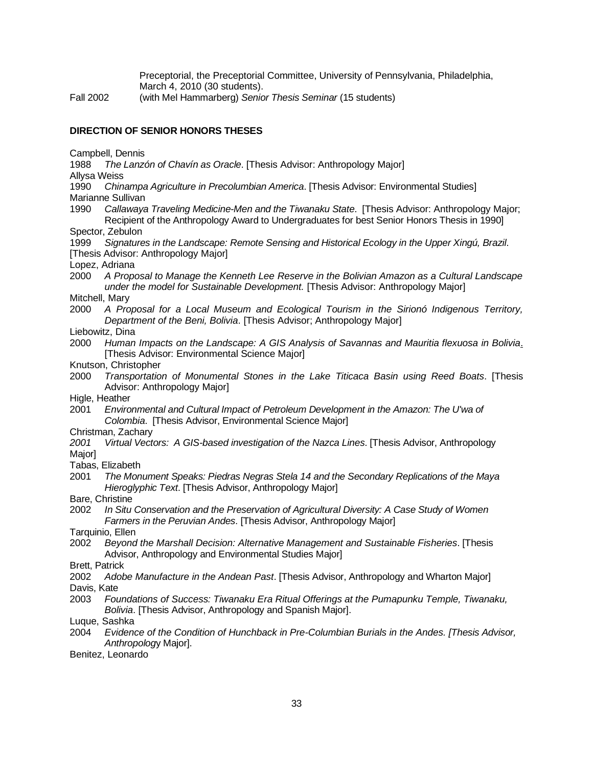Preceptorial, the Preceptorial Committee, University of Pennsylvania, Philadelphia, March 4, 2010 (30 students).

Fall 2002 (with Mel Hammarberg) *Senior Thesis Seminar* (15 students)

**DIRECTION OF SENIOR HONORS THESES**

Campbell, Dennis
1988 *The Lanzón of Chavín as Oracle*. [Thesis Advisor: Anthropology Major]

Allysa Weiss
1990 *Chinampa Agriculture in Precolumbian America*. [Thesis Advisor: Environmental Studies]

Marianne Sullivan
1990 *Callawaya Traveling Medicine-Men and the Tiwanaku State*. [Thesis Advisor: Anthropology Major; Recipient of the Anthropology Award to Undergraduates for best Senior Honors Thesis in 1990]

Spector, Zebulon
1999 *Signatures in the Landscape: Remote Sensing and Historical Ecology in the Upper Xingú, Brazil*. [Thesis Advisor: Anthropology Major]

Lopez, Adriana
2000 *A Proposal to Manage the Kenneth Lee Reserve in the Bolivian Amazon as a Cultural Landscape under the model for Sustainable Development.* [Thesis Advisor: Anthropology Major]

Mitchell, Mary
2000 *A Proposal for a Local Museum and Ecological Tourism in the Sirionó Indigenous Territory, Department of the Beni, Bolivia*. [Thesis Advisor; Anthropology Major]

Liebowitz, Dina
2000 *Human Impacts on the Landscape: A GIS Analysis of Savannas and Mauritia flexuosa in Bolivia*. [Thesis Advisor: Environmental Science Major]

Knutson, Christopher
2000 *Transportation of Monumental Stones in the Lake Titicaca Basin using Reed Boats*. [Thesis Advisor: Anthropology Major]

Higle, Heather
2001 *Environmental and Cultural Impact of Petroleum Development in the Amazon: The U'wa of Colombia*. [Thesis Advisor, Environmental Science Major]

Christman, Zachary
*2001* *Virtual Vectors: A GIS-based investigation of the Nazca Lines*. [Thesis Advisor, Anthropology Major]

Tabas, Elizabeth
2001 *The Monument Speaks: Piedras Negras Stela 14 and the Secondary Replications of the Maya Hieroglyphic Text*. [Thesis Advisor, Anthropology Major]

Bare, Christine
2002 *In Situ Conservation and the Preservation of Agricultural Diversity: A Case Study of Women Farmers in the Peruvian Andes*. [Thesis Advisor, Anthropology Major]

Tarquinio, Ellen
2002 *Beyond the Marshall Decision: Alternative Management and Sustainable Fisheries*. [Thesis Advisor, Anthropology and Environmental Studies Major]

Brett, Patrick
2002 *Adobe Manufacture in the Andean Past*. [Thesis Advisor, Anthropology and Wharton Major]

Davis, Kate
2003 *Foundations of Success: Tiwanaku Era Ritual Offerings at the Pumapunku Temple, Tiwanaku, Bolivia*. [Thesis Advisor, Anthropology and Spanish Major].

Luque, Sashka
2004 *Evidence of the Condition of Hunchback in Pre-Columbian Burials in the Andes. [Thesis Advisor, Anthropolog*y Major].

Benitez, Leonardo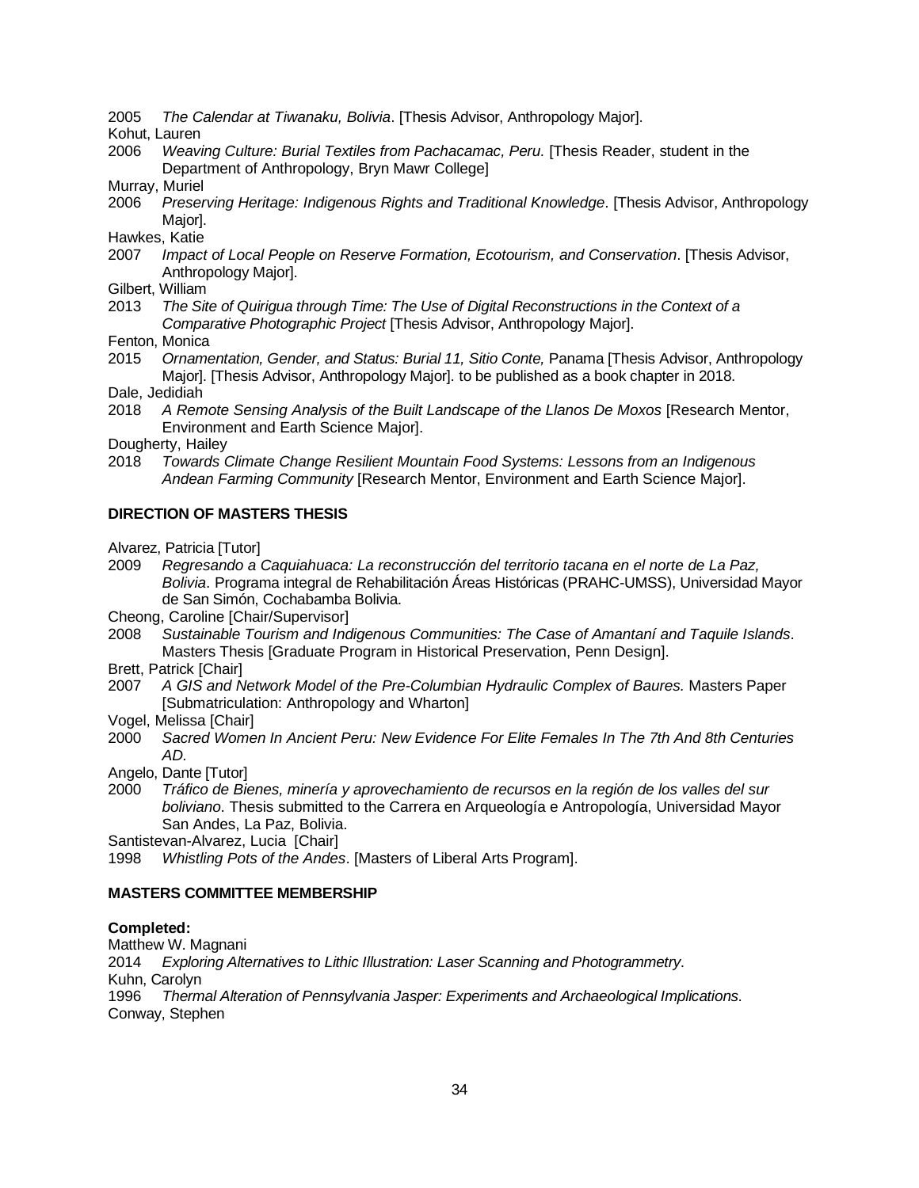2005 *The Calendar at Tiwanaku, Bolivia*. [Thesis Advisor, Anthropology Major].

Kohut, Lauren

2006 *Weaving Culture: Burial Textiles from Pachacamac, Peru.* [Thesis Reader, student in the Department of Anthropology, Bryn Mawr College]

Murray, Muriel

2006 *Preserving Heritage: Indigenous Rights and Traditional Knowledge*. [Thesis Advisor, Anthropology Major].

Hawkes, Katie

2007 *Impact of Local People on Reserve Formation, Ecotourism, and Conservation*. [Thesis Advisor, Anthropology Major].

Gilbert, William

2013 *The Site of Quirigua through Time: The Use of Digital Reconstructions in the Context of a Comparative Photographic Project* [Thesis Advisor, Anthropology Major].

Fenton, Monica

2015 *Ornamentation, Gender, and Status: Burial 11, Sitio Conte,* Panama [Thesis Advisor, Anthropology Major]. [Thesis Advisor, Anthropology Major]. to be published as a book chapter in 2018.

Dale, Jedidiah

2018 *A Remote Sensing Analysis of the Built Landscape of the Llanos De Moxos* [Research Mentor, Environment and Earth Science Major].

Dougherty, Hailey

2018 *Towards Climate Change Resilient Mountain Food Systems: Lessons from an Indigenous Andean Farming Community* [Research Mentor, Environment and Earth Science Major].

**DIRECTION OF MASTERS THESIS**

Alvarez, Patricia [Tutor]

2009 *Regresando a Caquiahuaca: La reconstrucción del territorio tacana en el norte de La Paz, Bolivia*. Programa integral de Rehabilitación Áreas Históricas (PRAHC-UMSS), Universidad Mayor de San Simón, Cochabamba Bolivia.

Cheong, Caroline [Chair/Supervisor]

2008 *Sustainable Tourism and Indigenous Communities: The Case of Amantaní and Taquile Islands*. Masters Thesis [Graduate Program in Historical Preservation, Penn Design].

Brett, Patrick [Chair]

2007 *A GIS and Network Model of the Pre-Columbian Hydraulic Complex of Baures.* Masters Paper [Submatriculation: Anthropology and Wharton]

Vogel, Melissa [Chair]

2000 *Sacred Women In Ancient Peru: New Evidence For Elite Females In The 7th And 8th Centuries AD.*

Angelo, Dante [Tutor]

2000 *Tráfico de Bienes, minería y aprovechamiento de recursos en la región de los valles del sur boliviano*. Thesis submitted to the Carrera en Arqueología e Antropología, Universidad Mayor San Andes, La Paz, Bolivia.

Santistevan-Alvarez, Lucia [Chair]

1998 *Whistling Pots of the Andes*. [Masters of Liberal Arts Program].

**MASTERS COMMITTEE MEMBERSHIP**

**Completed:**

Matthew W. Magnani

2014 *Exploring Alternatives to Lithic Illustration: Laser Scanning and Photogrammetry*.

Kuhn, Carolyn

1996 *Thermal Alteration of Pennsylvania Jasper: Experiments and Archaeological Implications*.

Conway, Stephen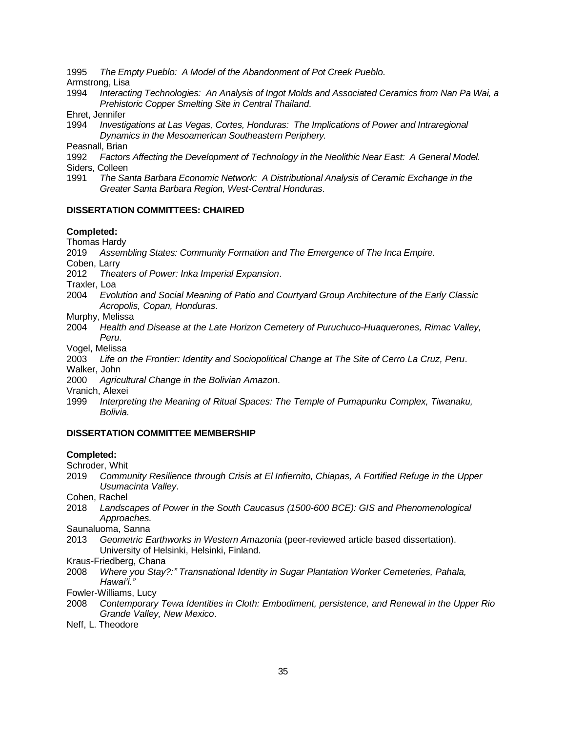1995 *The Empty Pueblo: A Model of the Abandonment of Pot Creek Pueblo.*

Armstrong, Lisa

1994 *Interacting Technologies: An Analysis of Ingot Molds and Associated Ceramics from Nan Pa Wai, a Prehistoric Copper Smelting Site in Central Thailand*.

Ehret, Jennifer

1994 *Investigations at Las Vegas, Cortes, Honduras: The Implications of Power and Intraregional Dynamics in the Mesoamerican Southeastern Periphery.*

Peasnall, Brian

1992 *Factors Affecting the Development of Technology in the Neolithic Near East: A General Model.*

Siders, Colleen

1991 *The Santa Barbara Economic Network: A Distributional Analysis of Ceramic Exchange in the Greater Santa Barbara Region, West-Central Honduras*.

**DISSERTATION COMMITTEES: CHAIRED**

**Completed:**

Thomas Hardy

2019 *Assembling States: Community Formation and The Emergence of The Inca Empire.*

Coben, Larry

2012 *Theaters of Power: Inka Imperial Expansion*.

Traxler, Loa

2004 *Evolution and Social Meaning of Patio and Courtyard Group Architecture of the Early Classic Acropolis, Copan, Honduras*.

Murphy, Melissa

2004 *Health and Disease at the Late Horizon Cemetery of Puruchuco-Huaquerones, Rimac Valley, Peru*.

Vogel, Melissa

2003 *Life on the Frontier: Identity and Sociopolitical Change at The Site of Cerro La Cruz, Peru*.

Walker, John

2000 *Agricultural Change in the Bolivian Amazon*.

Vranich, Alexei

1999 *Interpreting the Meaning of Ritual Spaces: The Temple of Pumapunku Complex, Tiwanaku, Bolivia.*

**DISSERTATION COMMITTEE MEMBERSHIP**

**Completed:**

Schroder, Whit

2019 *Community Resilience through Crisis at El Infiernito, Chiapas, A Fortified Refuge in the Upper Usumacinta Valley*.

Cohen, Rachel

2018 *Landscapes of Power in the South Caucasus (1500-600 BCE): GIS and Phenomenological Approaches.*

Saunaluoma, Sanna

2013 *Geometric Earthworks in Western Amazonia* (peer-reviewed article based dissertation). University of Helsinki, Helsinki, Finland.

Kraus-Friedberg, Chana

2008 *Where you Stay?:" Transnational Identity in Sugar Plantation Worker Cemeteries, Pahala, Hawai'i."*

Fowler-Williams, Lucy

2008 *Contemporary Tewa Identities in Cloth: Embodiment, persistence, and Renewal in the Upper Rio Grande Valley, New Mexico*.

Neff, L. Theodore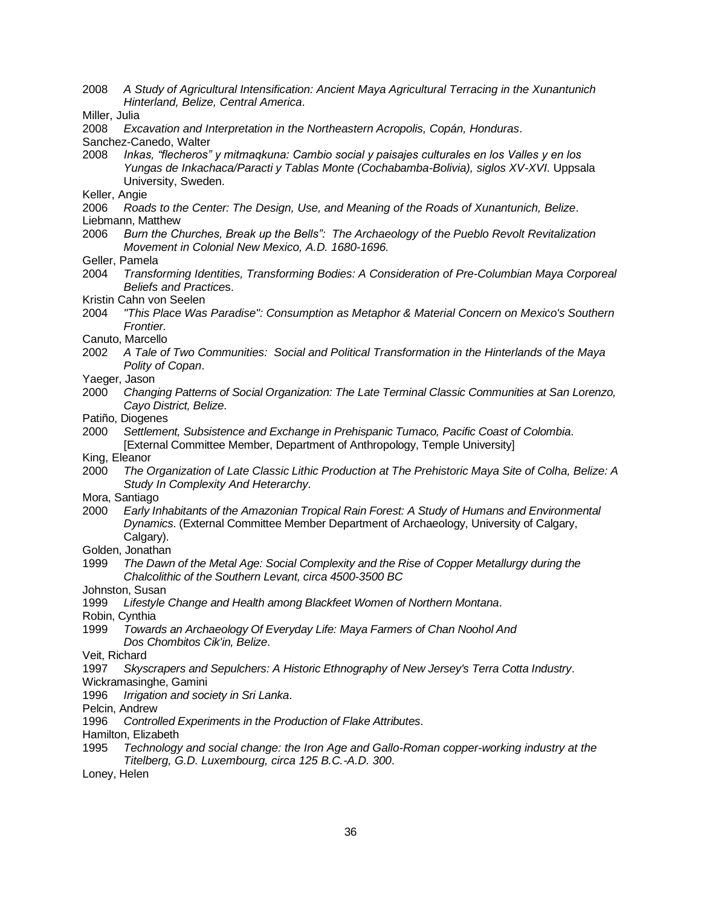2008 *A Study of Agricultural Intensification: Ancient Maya Agricultural Terracing in the Xunantunich Hinterland, Belize, Central America*.

Miller, Julia

2008 *Excavation and Interpretation in the Northeastern Acropolis, Copán, Honduras*.

Sanchez-Canedo, Walter

2008 *Inkas, "flecheros" y mitmaqkuna: Cambio social y paisajes culturales en los Valles y en los Yungas de Inkachaca/Paracti y Tablas Monte (Cochabamba-Bolivia), siglos XV-XVI*. Uppsala University, Sweden.

Keller, Angie

2006 *Roads to the Center: The Design, Use, and Meaning of the Roads of Xunantunich, Belize*.

Liebmann, Matthew

2006 *Burn the Churches, Break up the Bells": The Archaeology of the Pueblo Revolt Revitalization Movement in Colonial New Mexico, A.D. 1680-1696.*

Geller, Pamela

2004 *Transforming Identities, Transforming Bodies: A Consideration of Pre-Columbian Maya Corporeal Beliefs and Practices*.

Kristin Cahn von Seelen

2004 *"This Place Was Paradise": Consumption as Metaphor & Material Concern on Mexico's Southern Frontier.*

Canuto, Marcello

2002 *A Tale of Two Communities: Social and Political Transformation in the Hinterlands of the Maya Polity of Copan*.

Yaeger, Jason

2000 *Changing Patterns of Social Organization: The Late Terminal Classic Communities at San Lorenzo, Cayo District, Belize*.

Patiño, Diogenes

2000 *Settlement, Subsistence and Exchange in Prehispanic Tumaco, Pacific Coast of Colombia*. [External Committee Member, Department of Anthropology, Temple University]

King, Eleanor

2000 *The Organization of Late Classic Lithic Production at The Prehistoric Maya Site of Colha, Belize: A Study In Complexity And Heterarchy*.

Mora, Santiago

2000 *Early Inhabitants of the Amazonian Tropical Rain Forest: A Study of Humans and Environmental Dynamics*. (External Committee Member Department of Archaeology, University of Calgary, Calgary).

Golden, Jonathan

1999 *The Dawn of the Metal Age: Social Complexity and the Rise of Copper Metallurgy during the Chalcolithic of the Southern Levant, circa 4500-3500 BC*

Johnston, Susan

1999 *Lifestyle Change and Health among Blackfeet Women of Northern Montana*.

Robin, Cynthia

1999 *Towards an Archaeology Of Everyday Life: Maya Farmers of Chan Noohol And Dos Chombitos Cik'in, Belize*.

Veit, Richard

1997 *Skyscrapers and Sepulchers: A Historic Ethnography of New Jersey's Terra Cotta Industry*.

Wickramasinghe, Gamini

1996 *Irrigation and society in Sri Lanka*.

Pelcin, Andrew

1996 *Controlled Experiments in the Production of Flake Attributes*.

Hamilton, Elizabeth

1995 *Technology and social change: the Iron Age and Gallo-Roman copper-working industry at the Titelberg, G.D. Luxembourg, circa 125 B.C.-A.D. 300*.

Loney, Helen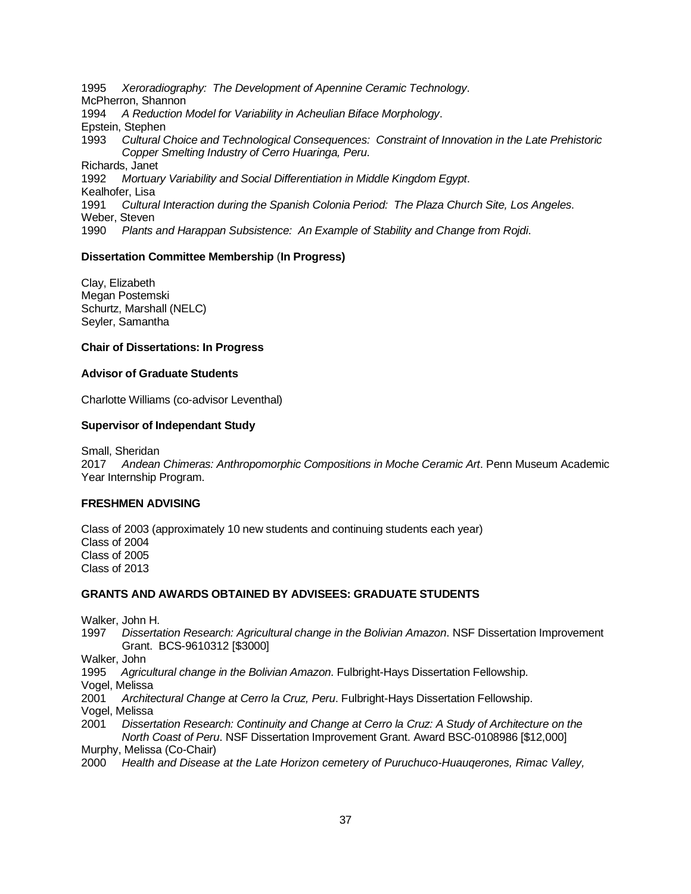1995 *Xeroradiography: The Development of Apennine Ceramic Technology*.

McPherron, Shannon
1994 *A Reduction Model for Variability in Acheulian Biface Morphology*.

Epstein, Stephen
1993 *Cultural Choice and Technological Consequences: Constraint of Innovation in the Late Prehistoric Copper Smelting Industry of Cerro Huaringa, Peru*.

Richards, Janet
1992 *Mortuary Variability and Social Differentiation in Middle Kingdom Egypt*.

Kealhofer, Lisa
1991 *Cultural Interaction during the Spanish Colonia Period: The Plaza Church Site, Los Angeles*.

Weber, Steven
1990 *Plants and Harappan Subsistence: An Example of Stability and Change from Rojdi*.

**Dissertation Committee Membership (In Progress)**

Clay, Elizabeth
Megan Postemski
Schurtz, Marshall (NELC)
Seyler, Samantha

**Chair of Dissertations: In Progress**

**Advisor of Graduate Students**

Charlotte Williams (co-advisor Leventhal)

**Supervisor of Independant Study**

Small, Sheridan
2017 *Andean Chimeras: Anthropomorphic Compositions in Moche Ceramic Art*. Penn Museum Academic Year Internship Program.

**FRESHMEN ADVISING**

Class of 2003 (approximately 10 new students and continuing students each year)
Class of 2004
Class of 2005
Class of 2013

**GRANTS AND AWARDS OBTAINED BY ADVISEES: GRADUATE STUDENTS**

Walker, John H.
1997 *Dissertation Research: Agricultural change in the Bolivian Amazon*. NSF Dissertation Improvement Grant. BCS-9610312 [$3000]

Walker, John
1995 *Agricultural change in the Bolivian Amazon*. Fulbright-Hays Dissertation Fellowship.

Vogel, Melissa
2001 *Architectural Change at Cerro la Cruz, Peru*. Fulbright-Hays Dissertation Fellowship.

Vogel, Melissa
2001 *Dissertation Research: Continuity and Change at Cerro la Cruz: A Study of Architecture on the North Coast of Peru*. NSF Dissertation Improvement Grant. Award BSC-0108986 [$12,000]

Murphy, Melissa (Co-Chair)
2000 *Health and Disease at the Late Horizon cemetery of Puruchuco-Huauqerones, Rimac Valley,*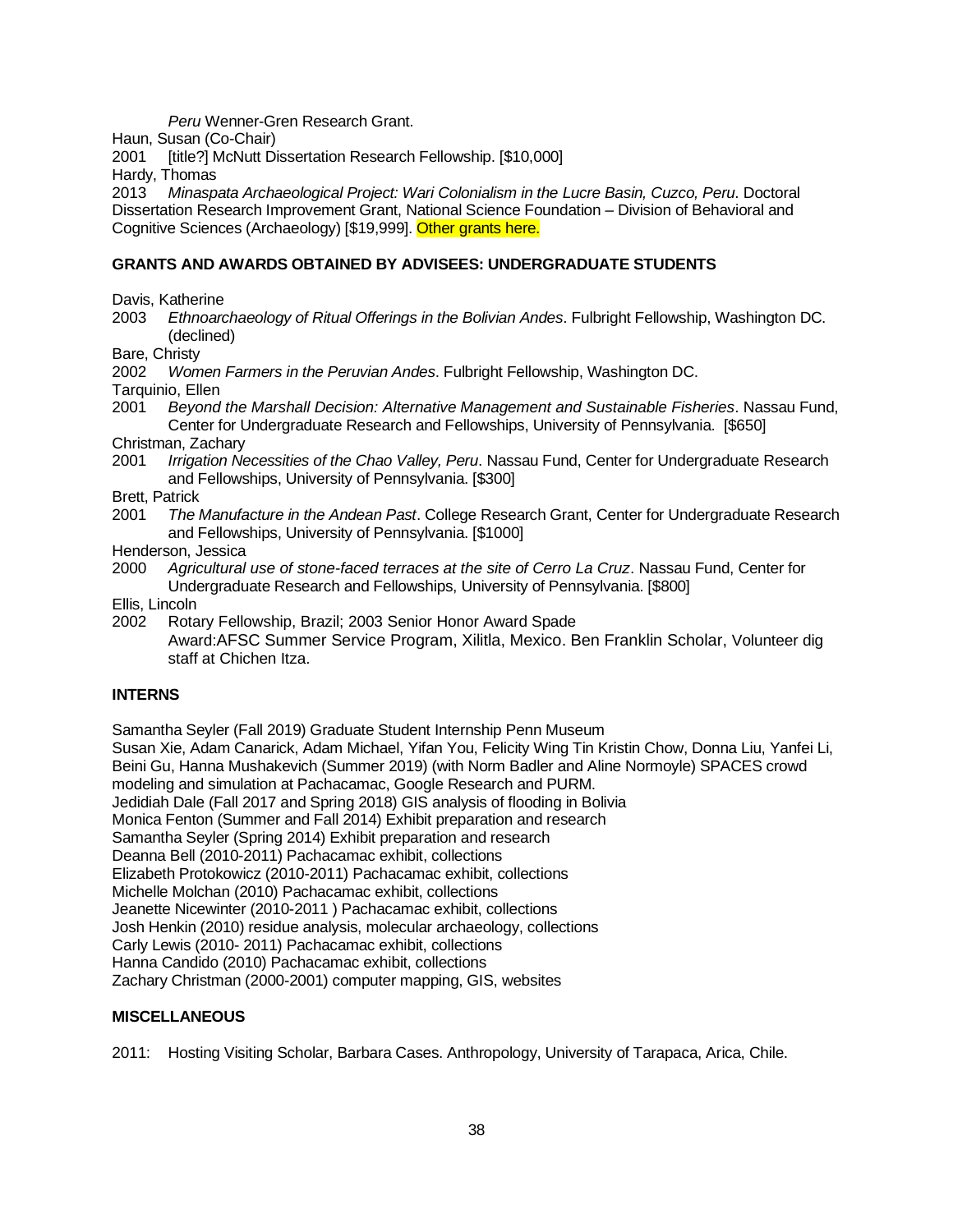*Peru* Wenner-Gren Research Grant.

Haun, Susan (Co-Chair)

2001 [title?] McNutt Dissertation Research Fellowship. [$10,000]

Hardy, Thomas

2013 *Minaspata Archaeological Project: Wari Colonialism in the Lucre Basin, Cuzco, Peru*. Doctoral Dissertation Research Improvement Grant, National Science Foundation – Division of Behavioral and Cognitive Sciences (Archaeology) [$19,999]. Other grants here.

**GRANTS AND AWARDS OBTAINED BY ADVISEES: UNDERGRADUATE STUDENTS**

Davis, Katherine

2003 *Ethnoarchaeology of Ritual Offerings in the Bolivian Andes*. Fulbright Fellowship, Washington DC. (declined)

Bare, Christy

2002 *Women Farmers in the Peruvian Andes*. Fulbright Fellowship, Washington DC.

Tarquinio, Ellen

2001 *Beyond the Marshall Decision: Alternative Management and Sustainable Fisheries*. Nassau Fund, Center for Undergraduate Research and Fellowships, University of Pennsylvania. [$650]

Christman, Zachary

2001 *Irrigation Necessities of the Chao Valley, Peru*. Nassau Fund, Center for Undergraduate Research and Fellowships, University of Pennsylvania. [$300]

Brett, Patrick

2001 *The Manufacture in the Andean Past*. College Research Grant, Center for Undergraduate Research and Fellowships, University of Pennsylvania. [$1000]

Henderson, Jessica

2000 *Agricultural use of stone-faced terraces at the site of Cerro La Cruz*. Nassau Fund, Center for Undergraduate Research and Fellowships, University of Pennsylvania. [$800]

Ellis, Lincoln

2002 Rotary Fellowship, Brazil; 2003 Senior Honor Award Spade Award:AFSC Summer Service Program, Xilitla, Mexico. Ben Franklin Scholar, Volunteer dig staff at Chichen Itza.

**INTERNS**

Samantha Seyler (Fall 2019) Graduate Student Internship Penn Museum

Susan Xie, Adam Canarick, Adam Michael, Yifan You, Felicity Wing Tin Kristin Chow, Donna Liu, Yanfei Li, Beini Gu, Hanna Mushakevich (Summer 2019) (with Norm Badler and Aline Normoyle) SPACES crowd modeling and simulation at Pachacamac, Google Research and PURM.

Jedidiah Dale (Fall 2017 and Spring 2018) GIS analysis of flooding in Bolivia

Monica Fenton (Summer and Fall 2014) Exhibit preparation and research

Samantha Seyler (Spring 2014) Exhibit preparation and research

Deanna Bell (2010-2011) Pachacamac exhibit, collections

Elizabeth Protokowicz (2010-2011) Pachacamac exhibit, collections

Michelle Molchan (2010) Pachacamac exhibit, collections

Jeanette Nicewinter (2010-2011 ) Pachacamac exhibit, collections

Josh Henkin (2010) residue analysis, molecular archaeology, collections

Carly Lewis (2010- 2011) Pachacamac exhibit, collections

Hanna Candido (2010) Pachacamac exhibit, collections

Zachary Christman (2000-2001) computer mapping, GIS, websites

**MISCELLANEOUS**

2011: Hosting Visiting Scholar, Barbara Cases. Anthropology, University of Tarapaca, Arica, Chile.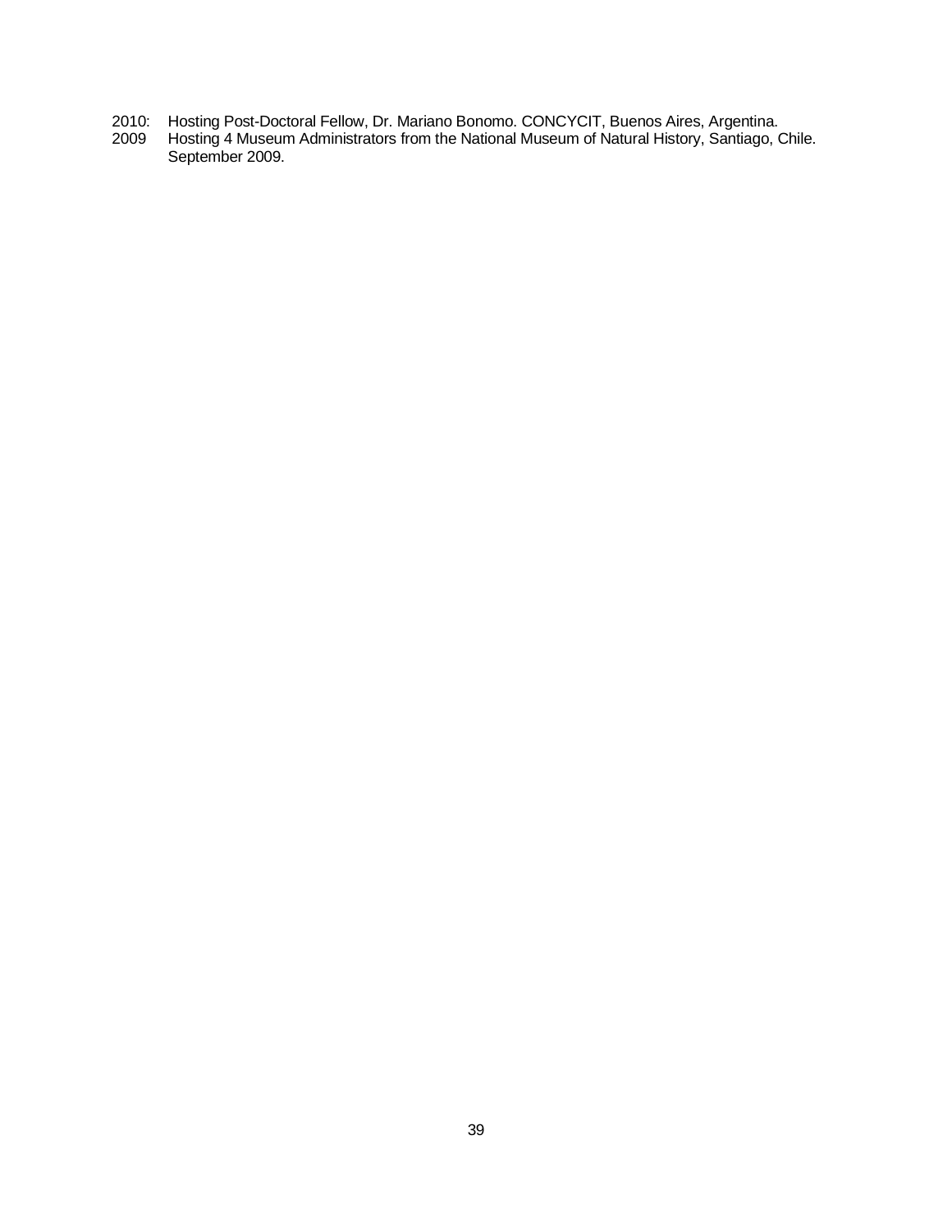2010: Hosting Post-Doctoral Fellow, Dr. Mariano Bonomo. CONCYCIT, Buenos Aires, Argentina.

2009 Hosting 4 Museum Administrators from the National Museum of Natural History, Santiago, Chile. September 2009.